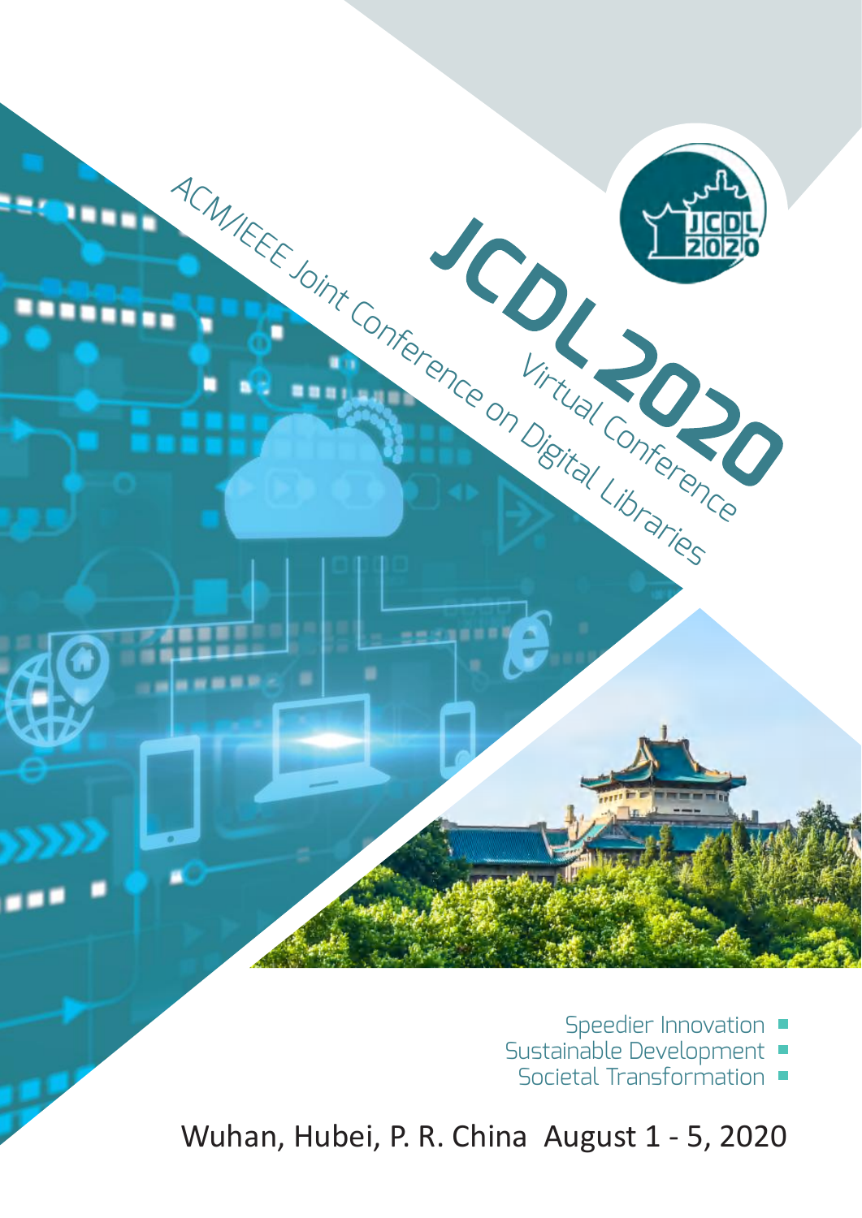# JCDL 2020

ACM/IEEE Joint Conference on Digital Libraries

Virtual Conference

Speedier Innovation
Sustainable Development
Societal Transformation

Wuhan, Hubei, P. R. China August 1 - 5, 2020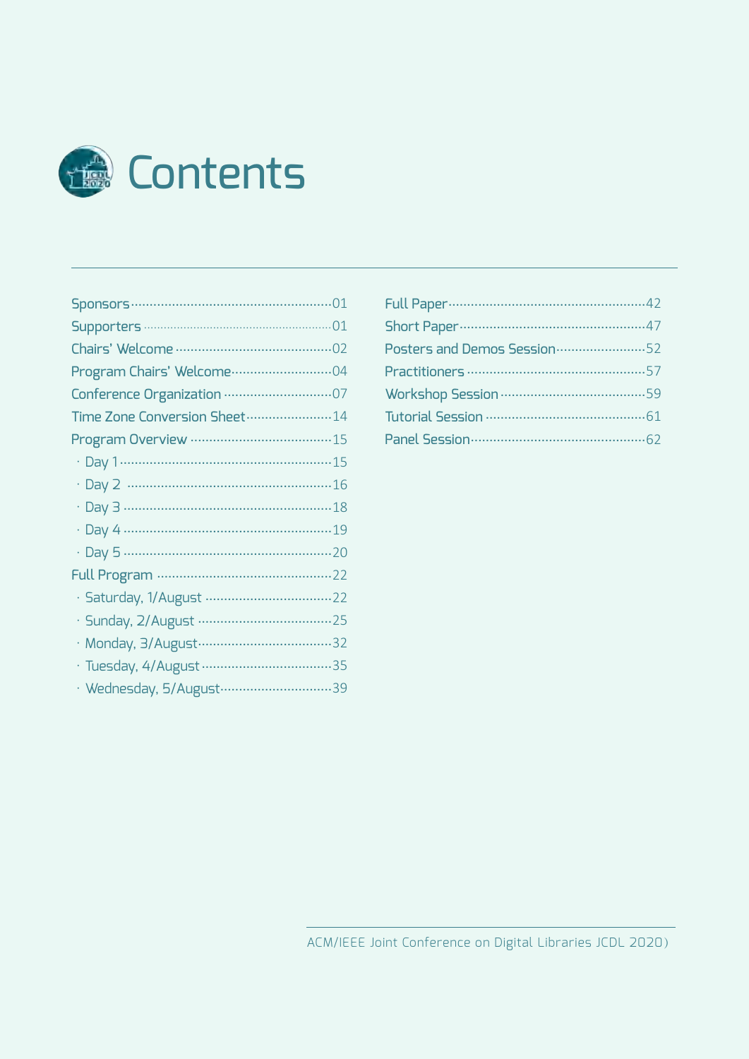# Contents

- Sponsors ........ 01
- Supporters ........ 01
- Chairs' Welcome ........ 02
- Program Chairs' Welcome ........ 04
- Conference Organization ........ 07
- Time Zone Conversion Sheet ........ 14
- Program Overview ........ 15
  - Day 1 ........ 15
  - Day 2 ........ 16
  - Day 3 ........ 18
  - Day 4 ........ 19
  - Day 5 ........ 20
- Full Program ........ 22
  - Saturday, 1/August ........ 22
  - Sunday, 2/August ........ 25
  - Monday, 3/August ........ 32
  - Tuesday, 4/August ........ 35
  - Wednesday, 5/August ........ 39
- Full Paper ........ 42
- Short Paper ........ 47
- Posters and Demos Session ........ 52
- Practitioners ........ 57
- Workshop Session ........ 59
- Tutorial Session ........ 61
- Panel Session ........ 62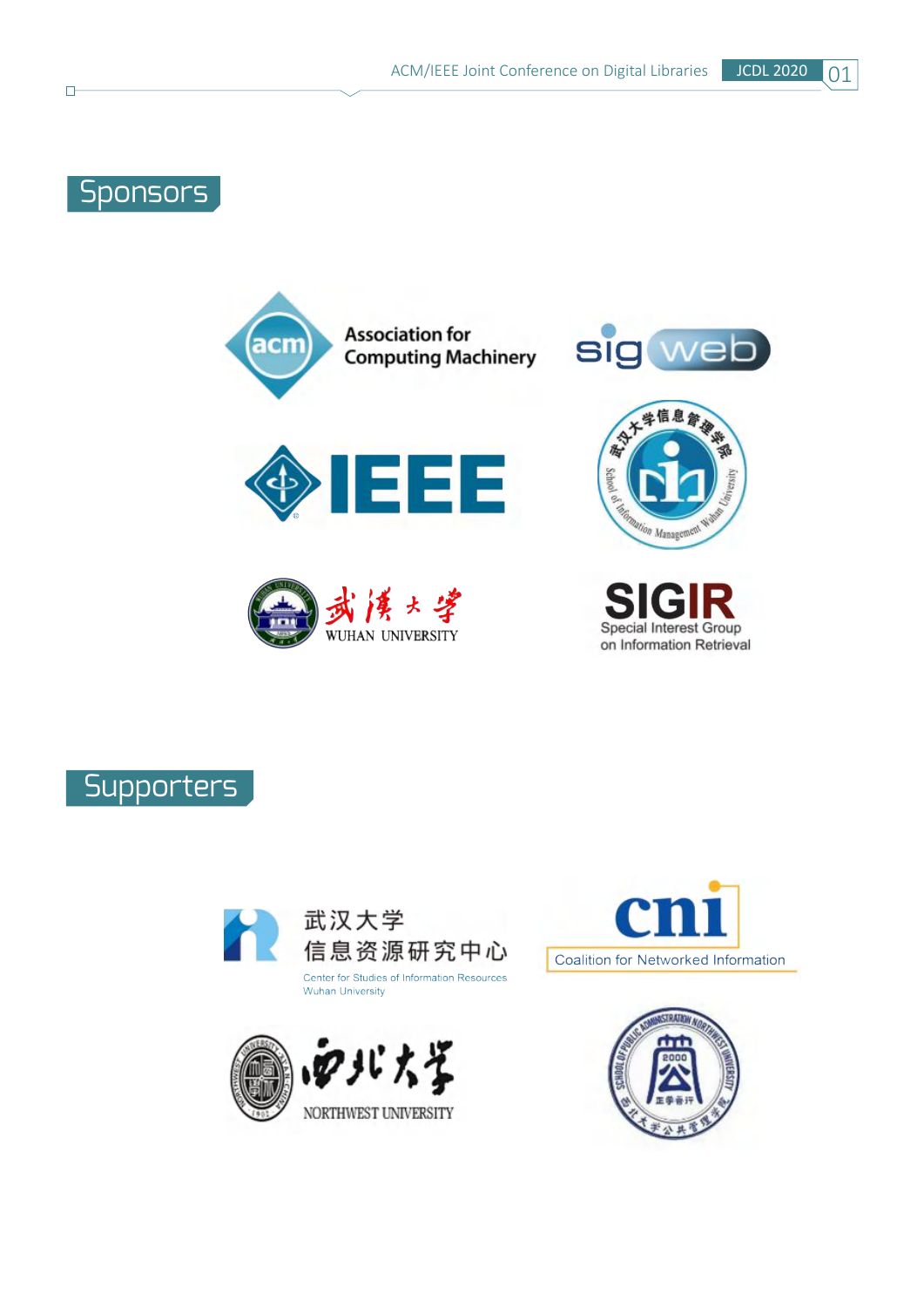# Sponsors

Association for Computing Machinery

sigweb

IEEE

武汉大学信息管理学院 School of Information Management Wuhan University

武漢大學 WUHAN UNIVERSITY

SIGIR Special Interest Group on Information Retrieval

# Supporters

武汉大学信息资源研究中心

Center for Studies of Information Resources Wuhan University

cni Coalition for Networked Information

西北大学 NORTHWEST UNIVERSITY

School of Public Administration Northwest University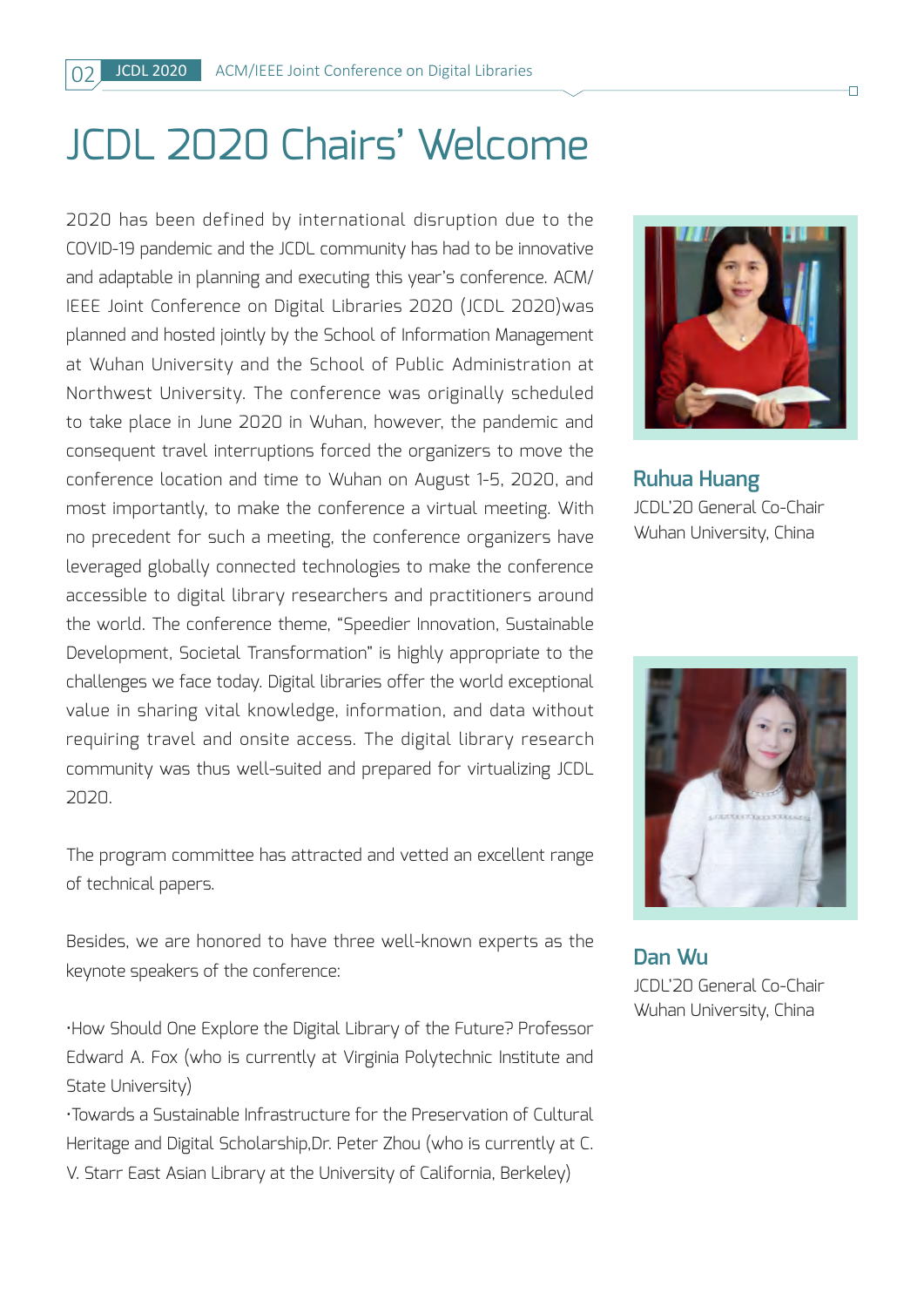# JCDL 2020 Chairs' Welcome

2020 has been defined by international disruption due to the COVID-19 pandemic and the JCDL community has had to be innovative and adaptable in planning and executing this year's conference. ACM/IEEE Joint Conference on Digital Libraries 2020 (JCDL 2020)was planned and hosted jointly by the School of Information Management at Wuhan University and the School of Public Administration at Northwest University. The conference was originally scheduled to take place in June 2020 in Wuhan, however, the pandemic and consequent travel interruptions forced the organizers to move the conference location and time to Wuhan on August 1-5, 2020, and most importantly, to make the conference a virtual meeting. With no precedent for such a meeting, the conference organizers have leveraged globally connected technologies to make the conference accessible to digital library researchers and practitioners around the world. The conference theme, "Speedier Innovation, Sustainable Development, Societal Transformation" is highly appropriate to the challenges we face today. Digital libraries offer the world exceptional value in sharing vital knowledge, information, and data without requiring travel and onsite access. The digital library research community was thus well-suited and prepared for virtualizing JCDL 2020.

The program committee has attracted and vetted an excellent range of technical papers.

Besides, we are honored to have three well-known experts as the keynote speakers of the conference:

·How Should One Explore the Digital Library of the Future? Professor Edward A. Fox (who is currently at Virginia Polytechnic Institute and State University)

·Towards a Sustainable Infrastructure for the Preservation of Cultural Heritage and Digital Scholarship,Dr. Peter Zhou (who is currently at C. V. Starr East Asian Library at the University of California, Berkeley)

**Ruhua Huang**
JCDL'20 General Co-Chair
Wuhan University, China

**Dan Wu**
JCDL'20 General Co-Chair
Wuhan University, China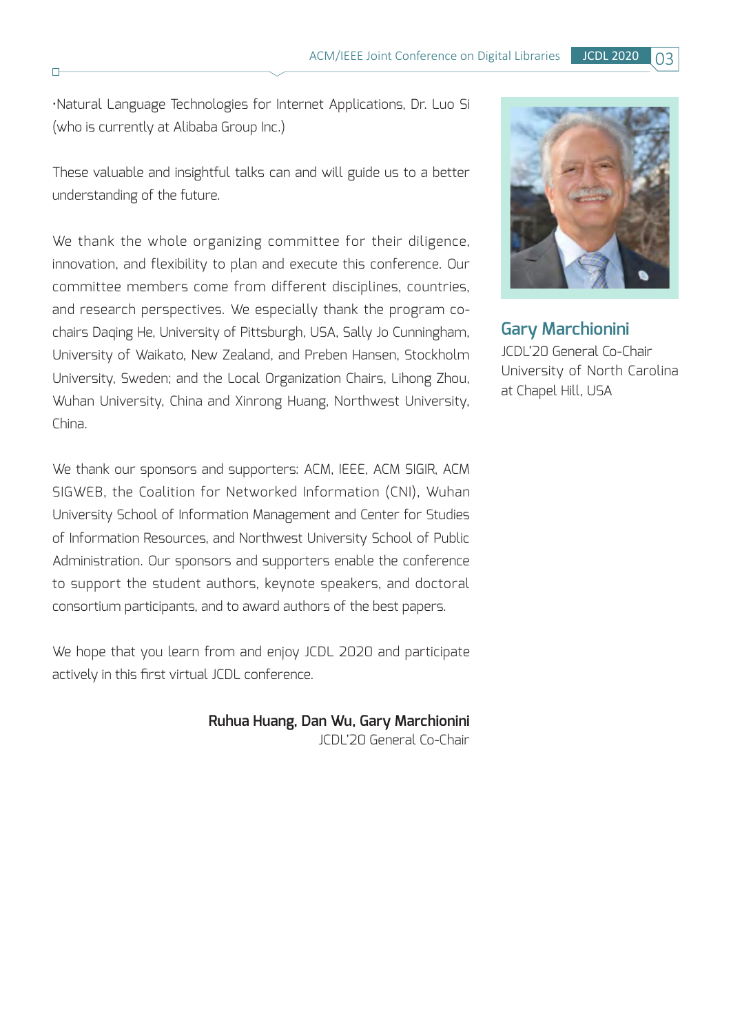·Natural Language Technologies for Internet Applications, Dr. Luo Si (who is currently at Alibaba Group Inc.)

These valuable and insightful talks can and will guide us to a better understanding of the future.

We thank the whole organizing committee for their diligence, innovation, and flexibility to plan and execute this conference. Our committee members come from different disciplines, countries, and research perspectives. We especially thank the program co-chairs Daqing He, University of Pittsburgh, USA, Sally Jo Cunningham, University of Waikato, New Zealand, and Preben Hansen, Stockholm University, Sweden; and the Local Organization Chairs, Lihong Zhou, Wuhan University, China and Xinrong Huang, Northwest University, China.

We thank our sponsors and supporters: ACM, IEEE, ACM SIGIR, ACM SIGWEB, the Coalition for Networked Information (CNI), Wuhan University School of Information Management and Center for Studies of Information Resources, and Northwest University School of Public Administration. Our sponsors and supporters enable the conference to support the student authors, keynote speakers, and doctoral consortium participants, and to award authors of the best papers.

We hope that you learn from and enjoy JCDL 2020 and participate actively in this first virtual JCDL conference.

**Ruhua Huang, Dan Wu, Gary Marchionini**
JCDL'20 General Co-Chair

**Gary Marchionini**
JCDL'20 General Co-Chair
University of North Carolina at Chapel Hill, USA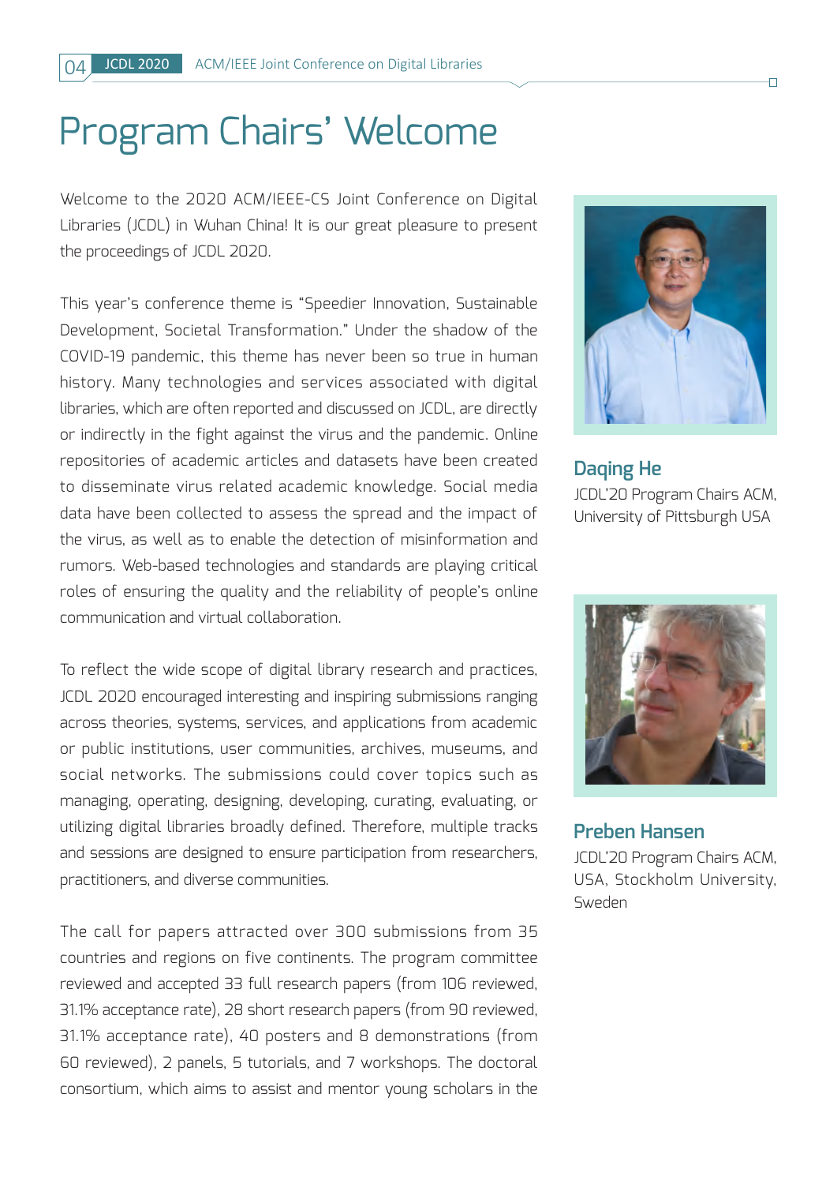# Program Chairs' Welcome

Welcome to the 2020 ACM/IEEE-CS Joint Conference on Digital Libraries (JCDL) in Wuhan China! It is our great pleasure to present the proceedings of JCDL 2020.

This year's conference theme is "Speedier Innovation, Sustainable Development, Societal Transformation." Under the shadow of the COVID-19 pandemic, this theme has never been so true in human history. Many technologies and services associated with digital libraries, which are often reported and discussed on JCDL, are directly or indirectly in the fight against the virus and the pandemic. Online repositories of academic articles and datasets have been created to disseminate virus related academic knowledge. Social media data have been collected to assess the spread and the impact of the virus, as well as to enable the detection of misinformation and rumors. Web-based technologies and standards are playing critical roles of ensuring the quality and the reliability of people's online communication and virtual collaboration.

To reflect the wide scope of digital library research and practices, JCDL 2020 encouraged interesting and inspiring submissions ranging across theories, systems, services, and applications from academic or public institutions, user communities, archives, museums, and social networks. The submissions could cover topics such as managing, operating, designing, developing, curating, evaluating, or utilizing digital libraries broadly defined. Therefore, multiple tracks and sessions are designed to ensure participation from researchers, practitioners, and diverse communities.

The call for papers attracted over 300 submissions from 35 countries and regions on five continents. The program committee reviewed and accepted 33 full research papers (from 106 reviewed, 31.1% acceptance rate), 28 short research papers (from 90 reviewed, 31.1% acceptance rate), 40 posters and 8 demonstrations (from 60 reviewed), 2 panels, 5 tutorials, and 7 workshops. The doctoral consortium, which aims to assist and mentor young scholars in the

**Daqing He**
JCDL'20 Program Chairs ACM, University of Pittsburgh USA

**Preben Hansen**
JCDL'20 Program Chairs ACM, USA, Stockholm University, Sweden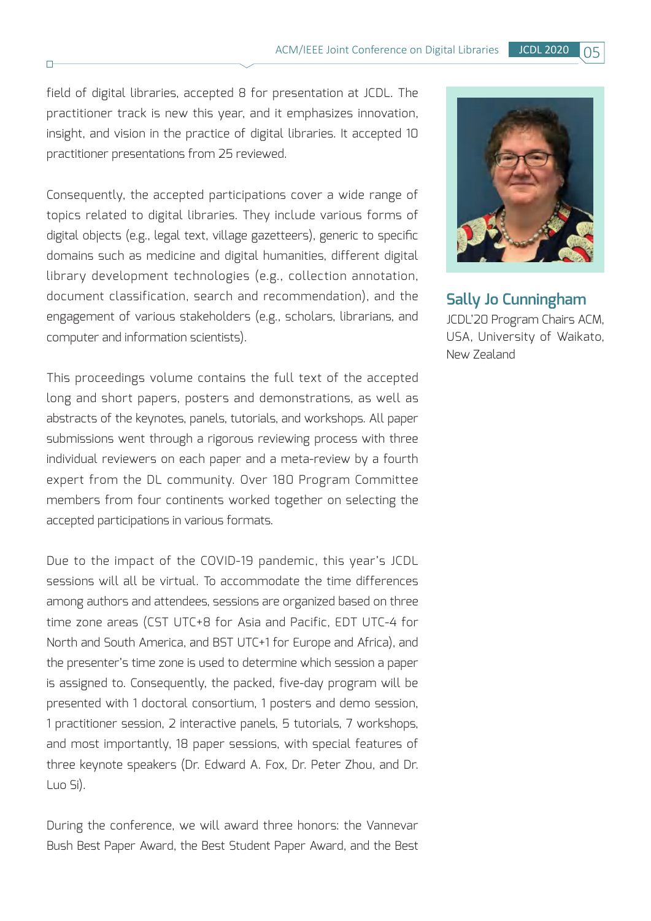field of digital libraries, accepted 8 for presentation at JCDL. The practitioner track is new this year, and it emphasizes innovation, insight, and vision in the practice of digital libraries. It accepted 10 practitioner presentations from 25 reviewed.

Consequently, the accepted participations cover a wide range of topics related to digital libraries. They include various forms of digital objects (e.g., legal text, village gazetteers), generic to specific domains such as medicine and digital humanities, different digital library development technologies (e.g., collection annotation, document classification, search and recommendation), and the engagement of various stakeholders (e.g., scholars, librarians, and computer and information scientists).

This proceedings volume contains the full text of the accepted long and short papers, posters and demonstrations, as well as abstracts of the keynotes, panels, tutorials, and workshops. All paper submissions went through a rigorous reviewing process with three individual reviewers on each paper and a meta-review by a fourth expert from the DL community. Over 180 Program Committee members from four continents worked together on selecting the accepted participations in various formats.

Due to the impact of the COVID-19 pandemic, this year's JCDL sessions will all be virtual. To accommodate the time differences among authors and attendees, sessions are organized based on three time zone areas (CST UTC+8 for Asia and Pacific, EDT UTC-4 for North and South America, and BST UTC+1 for Europe and Africa), and the presenter's time zone is used to determine which session a paper is assigned to. Consequently, the packed, five-day program will be presented with 1 doctoral consortium, 1 posters and demo session, 1 practitioner session, 2 interactive panels, 5 tutorials, 7 workshops, and most importantly, 18 paper sessions, with special features of three keynote speakers (Dr. Edward A. Fox, Dr. Peter Zhou, and Dr. Luo Si).

During the conference, we will award three honors: the Vannevar Bush Best Paper Award, the Best Student Paper Award, and the Best

**Sally Jo Cunningham**
JCDL'20 Program Chairs ACM, USA, University of Waikato, New Zealand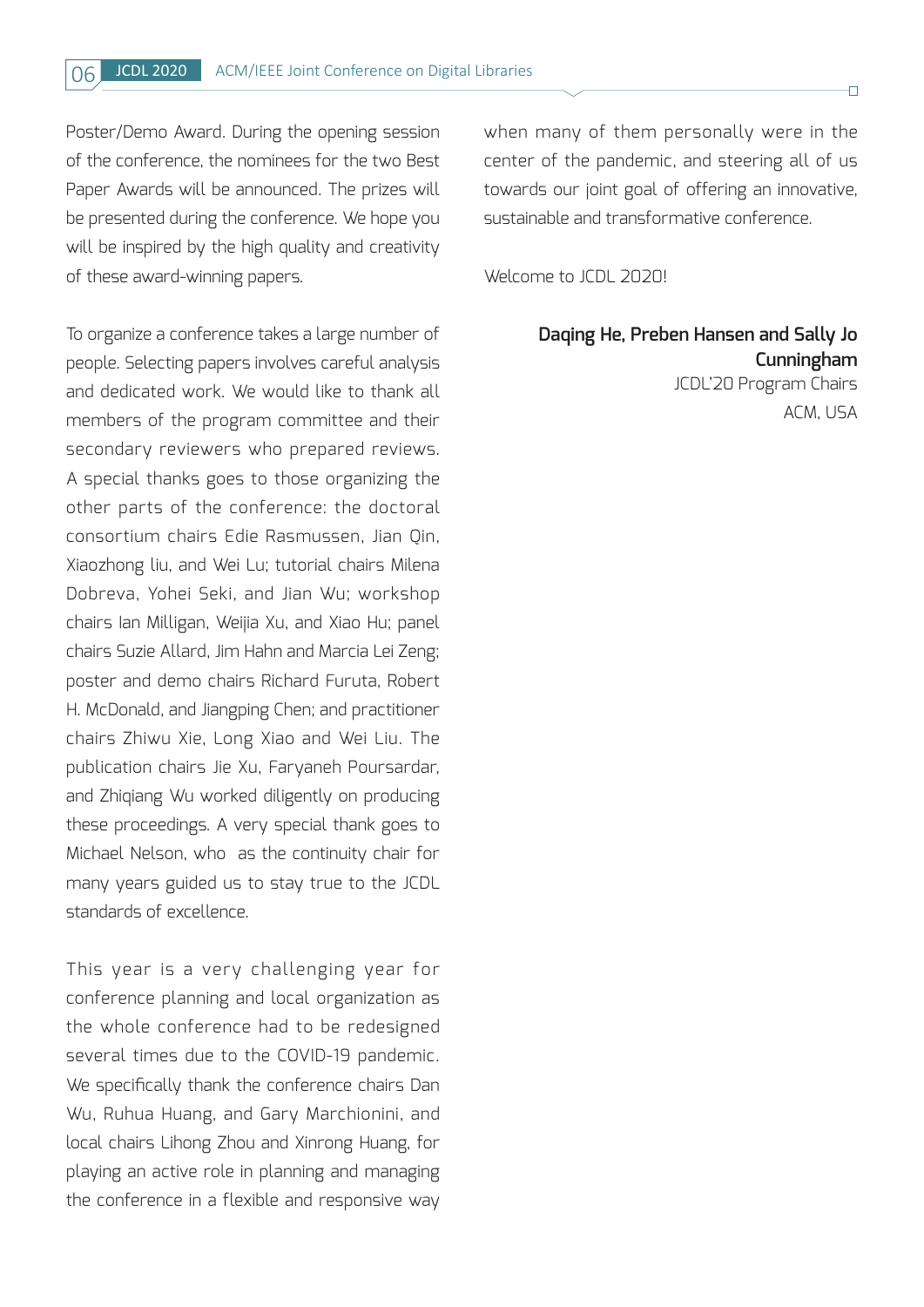Poster/Demo Award. During the opening session of the conference, the nominees for the two Best Paper Awards will be announced. The prizes will be presented during the conference. We hope you will be inspired by the high quality and creativity of these award-winning papers.

To organize a conference takes a large number of people. Selecting papers involves careful analysis and dedicated work. We would like to thank all members of the program committee and their secondary reviewers who prepared reviews. A special thanks goes to those organizing the other parts of the conference: the doctoral consortium chairs Edie Rasmussen, Jian Qin, Xiaozhong liu, and Wei Lu; tutorial chairs Milena Dobreva, Yohei Seki, and Jian Wu; workshop chairs Ian Milligan, Weijia Xu, and Xiao Hu; panel chairs Suzie Allard, Jim Hahn and Marcia Lei Zeng; poster and demo chairs Richard Furuta, Robert H. McDonald, and Jiangping Chen; and practitioner chairs Zhiwu Xie, Long Xiao and Wei Liu. The publication chairs Jie Xu, Faryaneh Poursardar, and Zhiqiang Wu worked diligently on producing these proceedings. A very special thank goes to Michael Nelson, who as the continuity chair for many years guided us to stay true to the JCDL standards of excellence.

This year is a very challenging year for conference planning and local organization as the whole conference had to be redesigned several times due to the COVID-19 pandemic. We specifically thank the conference chairs Dan Wu, Ruhua Huang, and Gary Marchionini, and local chairs Lihong Zhou and Xinrong Huang, for playing an active role in planning and managing the conference in a flexible and responsive way when many of them personally were in the center of the pandemic, and steering all of us towards our joint goal of offering an innovative, sustainable and transformative conference.

Welcome to JCDL 2020!

**Daqing He, Preben Hansen and Sally Jo Cunningham**
JCDL'20 Program Chairs
ACM, USA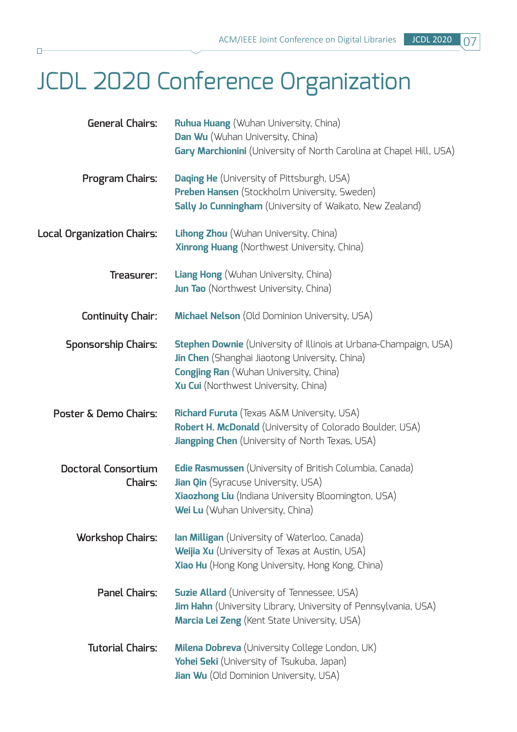# JCDL 2020 Conference Organization

**General Chairs:**
**Ruhua Huang** (Wuhan University, China)
**Dan Wu** (Wuhan University, China)
**Gary Marchionini** (University of North Carolina at Chapel Hill, USA)

**Program Chairs:**
**Daqing He** (University of Pittsburgh, USA)
**Preben Hansen** (Stockholm University, Sweden)
**Sally Jo Cunningham** (University of Waikato, New Zealand)

**Local Organization Chairs:**
**Lihong Zhou** (Wuhan University, China)
**Xinrong Huang** (Northwest University, China)

**Treasurer:**
**Liang Hong** (Wuhan University, China)
**Jun Tao** (Northwest University, China)

**Continuity Chair:**
**Michael Nelson** (Old Dominion University, USA)

**Sponsorship Chairs:**
**Stephen Downie** (University of Illinois at Urbana-Champaign, USA)
**Jin Chen** (Shanghai Jiaotong University, China)
**Congjing Ran** (Wuhan University, China)
**Xu Cui** (Northwest University, China)

**Poster & Demo Chairs:**
**Richard Furuta** (Texas A&M University, USA)
**Robert H. McDonald** (University of Colorado Boulder, USA)
**Jiangping Chen** (University of North Texas, USA)

**Doctoral Consortium Chairs:**
**Edie Rasmussen** (University of British Columbia, Canada)
**Jian Qin** (Syracuse University, USA)
**Xiaozhong Liu** (Indiana University Bloomington, USA)
**Wei Lu** (Wuhan University, China)

**Workshop Chairs:**
**Ian Milligan** (University of Waterloo, Canada)
**Weijia Xu** (University of Texas at Austin, USA)
**Xiao Hu** (Hong Kong University, Hong Kong, China)

**Panel Chairs:**
**Suzie Allard** (University of Tennessee, USA)
**Jim Hahn** (University Library, University of Pennsylvania, USA)
**Marcia Lei Zeng** (Kent State University, USA)

**Tutorial Chairs:**
**Milena Dobreva** (University College London, UK)
**Yohei Seki** (University of Tsukuba, Japan)
**Jian Wu** (Old Dominion University, USA)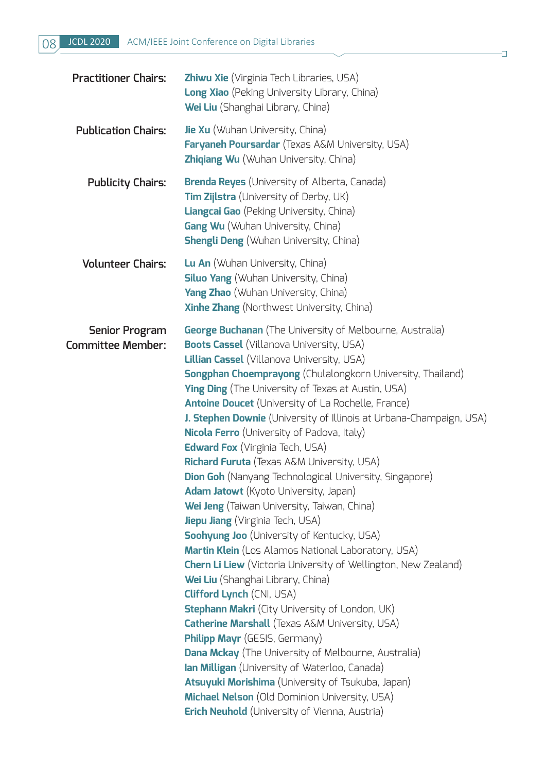**Practitioner Chairs:**

**Zhiwu Xie** (Virginia Tech Libraries, USA)
**Long Xiao** (Peking University Library, China)
**Wei Liu** (Shanghai Library, China)

**Publication Chairs:**

**Jie Xu** (Wuhan University, China)
**Faryaneh Poursardar** (Texas A&M University, USA)
**Zhiqiang Wu** (Wuhan University, China)

**Publicity Chairs:**

**Brenda Reyes** (University of Alberta, Canada)
**Tim Zijlstra** (University of Derby, UK)
**Liangcai Gao** (Peking University, China)
**Gang Wu** (Wuhan University, China)
**Shengli Deng** (Wuhan University, China)

**Volunteer Chairs:**

**Lu An** (Wuhan University, China)
**Siluo Yang** (Wuhan University, China)
**Yang Zhao** (Wuhan University, China)
**Xinhe Zhang** (Northwest University, China)

**Senior Program Committee Member:**

**George Buchanan** (The University of Melbourne, Australia)
**Boots Cassel** (Villanova University, USA)
**Lillian Cassel** (Villanova University, USA)
**Songphan Choemprayong** (Chulalongkorn University, Thailand)
**Ying Ding** (The University of Texas at Austin, USA)
**Antoine Doucet** (University of La Rochelle, France)
**J. Stephen Downie** (University of Illinois at Urbana-Champaign, USA)
**Nicola Ferro** (University of Padova, Italy)
**Edward Fox** (Virginia Tech, USA)
**Richard Furuta** (Texas A&M University, USA)
**Dion Goh** (Nanyang Technological University, Singapore)
**Adam Jatowt** (Kyoto University, Japan)
**Wei Jeng** (Taiwan University, Taiwan, China)
**Jiepu Jiang** (Virginia Tech, USA)
**Soohyung Joo** (University of Kentucky, USA)
**Martin Klein** (Los Alamos National Laboratory, USA)
**Chern Li Liew** (Victoria University of Wellington, New Zealand)
**Wei Liu** (Shanghai Library, China)
**Clifford Lynch** (CNI, USA)
**Stephann Makri** (City University of London, UK)
**Catherine Marshall** (Texas A&M University, USA)
**Philipp Mayr** (GESIS, Germany)
**Dana Mckay** (The University of Melbourne, Australia)
**Ian Milligan** (University of Waterloo, Canada)
**Atsuyuki Morishima** (University of Tsukuba, Japan)
**Michael Nelson** (Old Dominion University, USA)
**Erich Neuhold** (University of Vienna, Austria)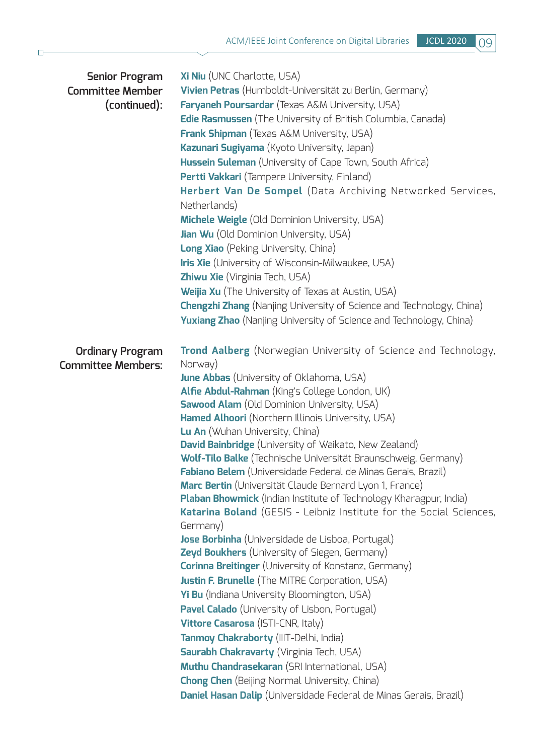**Senior Program Committee Member (continued):**

**Xi Niu** (UNC Charlotte, USA)
**Vivien Petras** (Humboldt-Universität zu Berlin, Germany)
**Faryaneh Poursardar** (Texas A&M University, USA)
**Edie Rasmussen** (The University of British Columbia, Canada)
**Frank Shipman** (Texas A&M University, USA)
**Kazunari Sugiyama** (Kyoto University, Japan)
**Hussein Suleman** (University of Cape Town, South Africa)
**Pertti Vakkari** (Tampere University, Finland)
**Herbert Van De Sompel** (Data Archiving Networked Services, Netherlands)
**Michele Weigle** (Old Dominion University, USA)
**Jian Wu** (Old Dominion University, USA)
**Long Xiao** (Peking University, China)
**Iris Xie** (University of Wisconsin-Milwaukee, USA)
**Zhiwu Xie** (Virginia Tech, USA)
**Weijia Xu** (The University of Texas at Austin, USA)
**Chengzhi Zhang** (Nanjing University of Science and Technology, China)
**Yuxiang Zhao** (Nanjing University of Science and Technology, China)

**Ordinary Program Committee Members:**

**Trond Aalberg** (Norwegian University of Science and Technology, Norway)
**June Abbas** (University of Oklahoma, USA)
**Alfie Abdul-Rahman** (King's College London, UK)
**Sawood Alam** (Old Dominion University, USA)
**Hamed Alhoori** (Northern Illinois University, USA)
**Lu An** (Wuhan University, China)
**David Bainbridge** (University of Waikato, New Zealand)
**Wolf-Tilo Balke** (Technische Universität Braunschweig, Germany)
**Fabiano Belem** (Universidade Federal de Minas Gerais, Brazil)
**Marc Bertin** (Université Claude Bernard Lyon 1, France)
**Plaban Bhowmick** (Indian Institute of Technology Kharagpur, India)
**Katarina Boland** (GESIS - Leibniz Institute for the Social Sciences, Germany)
**Jose Borbinha** (Universidade de Lisboa, Portugal)
**Zeyd Boukhers** (University of Siegen, Germany)
**Corinna Breitinger** (University of Konstanz, Germany)
**Justin F. Brunelle** (The MITRE Corporation, USA)
**Yi Bu** (Indiana University Bloomington, USA)
**Pavel Calado** (University of Lisbon, Portugal)
**Vittore Casarosa** (ISTI-CNR, Italy)
**Tanmoy Chakraborty** (IIIT-Delhi, India)
**Saurabh Chakravarty** (Virginia Tech, USA)
**Muthu Chandrasekaran** (SRI International, USA)
**Chong Chen** (Beijing Normal University, China)
**Daniel Hasan Dalip** (Universidade Federal de Minas Gerais, Brazil)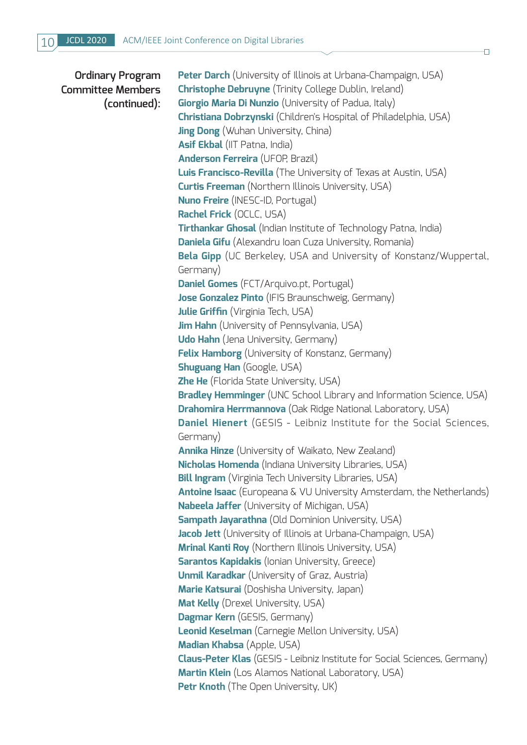**Ordinary Program Committee Members (continued):**

**Peter Darch** (University of Illinois at Urbana-Champaign, USA)
**Christophe Debruyne** (Trinity College Dublin, Ireland)
**Giorgio Maria Di Nunzio** (University of Padua, Italy)
**Christiana Dobrzynski** (Children's Hospital of Philadelphia, USA)
**Jing Dong** (Wuhan University, China)
**Asif Ekbal** (IIT Patna, India)
**Anderson Ferreira** (UFOP, Brazil)
**Luis Francisco-Revilla** (The University of Texas at Austin, USA)
**Curtis Freeman** (Northern Illinois University, USA)
**Nuno Freire** (INESC-ID, Portugal)
**Rachel Frick** (OCLC, USA)
**Tirthankar Ghosal** (Indian Institute of Technology Patna, India)
**Daniela Gifu** (Alexandru Ioan Cuza University, Romania)
**Bela Gipp** (UC Berkeley, USA and University of Konstanz/Wuppertal, Germany)
**Daniel Gomes** (FCT/Arquivo.pt, Portugal)
**Jose Gonzalez Pinto** (IFIS Braunschweig, Germany)
**Julie Griffin** (Virginia Tech, USA)
**Jim Hahn** (University of Pennsylvania, USA)
**Udo Hahn** (Jena University, Germany)
**Felix Hamborg** (University of Konstanz, Germany)
**Shuguang Han** (Google, USA)
**Zhe He** (Florida State University, USA)
**Bradley Hemminger** (UNC School Library and Information Science, USA)
**Drahomira Herrmannova** (Oak Ridge National Laboratory, USA)
**Daniel Hienert** (GESIS - Leibniz Institute for the Social Sciences, Germany)
**Annika Hinze** (University of Waikato, New Zealand)
**Nicholas Homenda** (Indiana University Libraries, USA)
**Bill Ingram** (Virginia Tech University Libraries, USA)
**Antoine Isaac** (Europeana & VU University Amsterdam, the Netherlands)
**Nabeela Jaffer** (University of Michigan, USA)
**Sampath Jayarathna** (Old Dominion University, USA)
**Jacob Jett** (University of Illinois at Urbana-Champaign, USA)
**Mrinal Kanti Roy** (Northern Illinois University, USA)
**Sarantos Kapidakis** (Ionian University, Greece)
**Unmil Karadkar** (University of Graz, Austria)
**Marie Katsurai** (Doshisha University, Japan)
**Mat Kelly** (Drexel University, USA)
**Dagmar Kern** (GESIS, Germany)
**Leonid Keselman** (Carnegie Mellon University, USA)
**Madian Khabsa** (Apple, USA)
**Claus-Peter Klas** (GESIS - Leibniz Institute for Social Sciences, Germany)
**Martin Klein** (Los Alamos National Laboratory, USA)
**Petr Knoth** (The Open University, UK)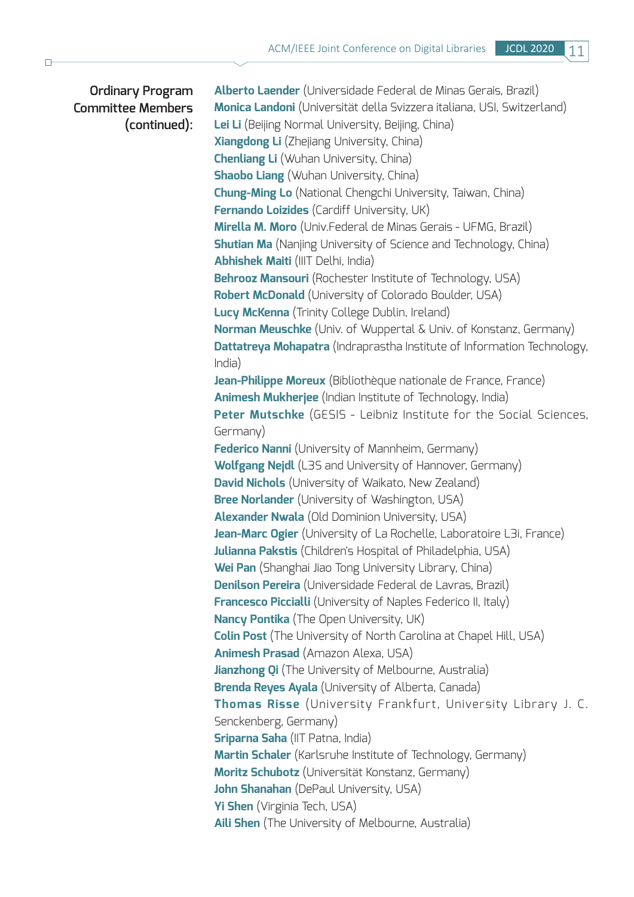**Ordinary Program Committee Members (continued):**

**Alberto Laender** (Universidade Federal de Minas Gerais, Brazil)
**Monica Landoni** (Universität della Svizzera italiana, USI, Switzerland)
**Lei Li** (Beijing Normal University, Beijing, China)
**Xiangdong Li** (Zhejiang University, China)
**Chenliang Li** (Wuhan University, China)
**Shaobo Liang** (Wuhan University, China)
**Chung-Ming Lo** (National Chengchi University, Taiwan, China)
**Fernando Loizides** (Cardiff University, UK)
**Mirella M. Moro** (Univ.Federal de Minas Gerais - UFMG, Brazil)
**Shutian Ma** (Nanjing University of Science and Technology, China)
**Abhishek Maiti** (IIIT Delhi, India)
**Behrooz Mansouri** (Rochester Institute of Technology, USA)
**Robert McDonald** (University of Colorado Boulder, USA)
**Lucy McKenna** (Trinity College Dublin, Ireland)
**Norman Meuschke** (Univ. of Wuppertal & Univ. of Konstanz, Germany)
**Dattatreya Mohapatra** (Indraprastha Institute of Information Technology, India)
**Jean-Philippe Moreux** (Bibliothèque nationale de France, France)
**Animesh Mukherjee** (Indian Institute of Technology, India)
**Peter Mutschke** (GESIS - Leibniz Institute for the Social Sciences, Germany)
**Federico Nanni** (University of Mannheim, Germany)
**Wolfgang Nejdl** (L3S and University of Hannover, Germany)
**David Nichols** (University of Waikato, New Zealand)
**Bree Norlander** (University of Washington, USA)
**Alexander Nwala** (Old Dominion University, USA)
**Jean-Marc Ogier** (University of La Rochelle, Laboratoire L3i, France)
**Julianna Pakstis** (Children's Hospital of Philadelphia, USA)
**Wei Pan** (Shanghai Jiao Tong University Library, China)
**Denilson Pereira** (Universidade Federal de Lavras, Brazil)
**Francesco Piccialli** (University of Naples Federico II, Italy)
**Nancy Pontika** (The Open University, UK)
**Colin Post** (The University of North Carolina at Chapel Hill, USA)
**Animesh Prasad** (Amazon Alexa, USA)
**Jianzhong Qi** (The University of Melbourne, Australia)
**Brenda Reyes Ayala** (University of Alberta, Canada)
**Thomas Risse** (University Frankfurt, University Library J. C. Senckenberg, Germany)
**Sriparna Saha** (IIT Patna, India)
**Martin Schaler** (Karlsruhe Institute of Technology, Germany)
**Moritz Schubotz** (Universität Konstanz, Germany)
**John Shanahan** (DePaul University, USA)
**Yi Shen** (Virginia Tech, USA)
**Aili Shen** (The University of Melbourne, Australia)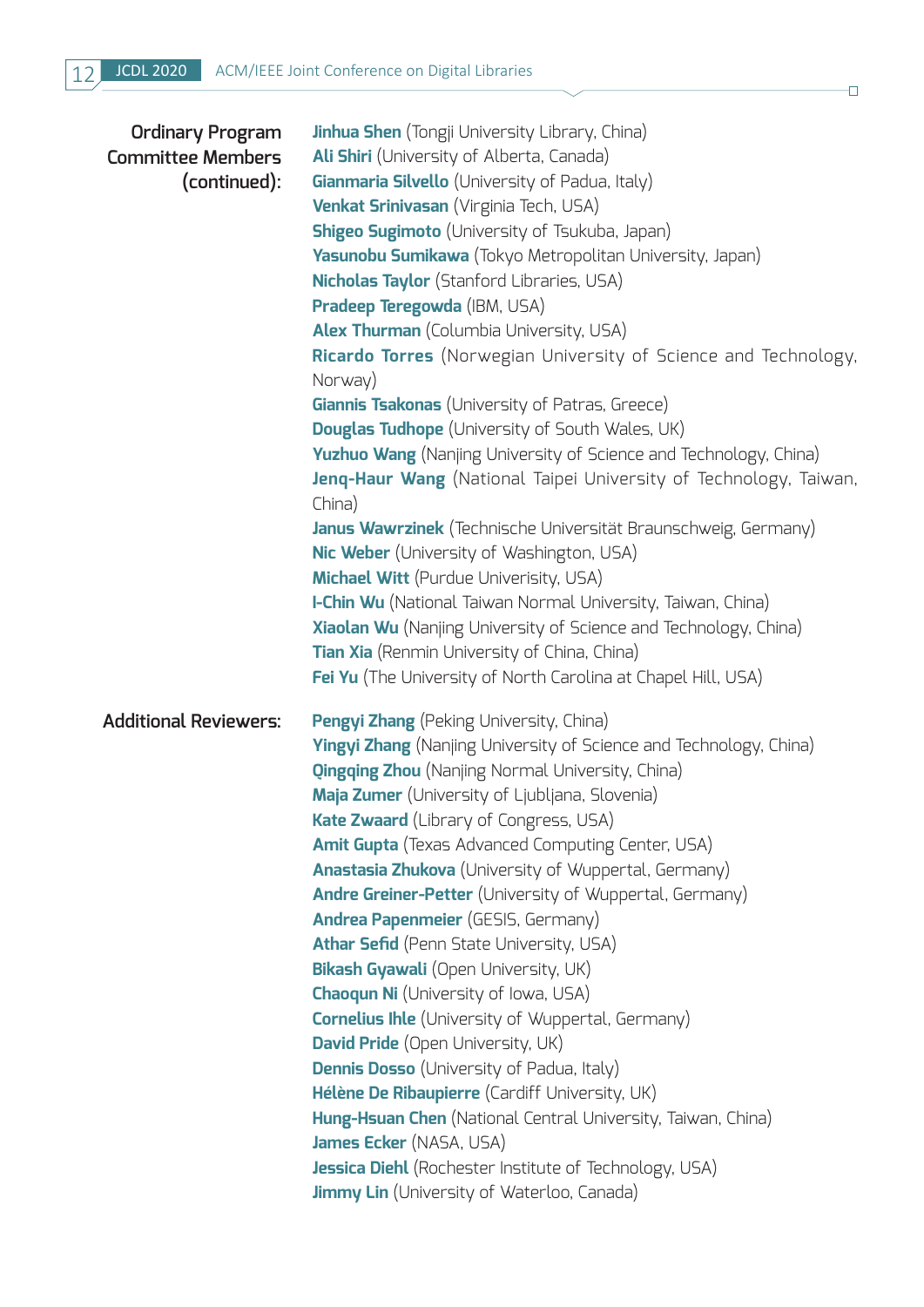**Ordinary Program Committee Members (continued):**

**Jinhua Shen** (Tongji University Library, China)
**Ali Shiri** (University of Alberta, Canada)
**Gianmaria Silvello** (University of Padua, Italy)
**Venkat Srinivasan** (Virginia Tech, USA)
**Shigeo Sugimoto** (University of Tsukuba, Japan)
**Yasunobu Sumikawa** (Tokyo Metropolitan University, Japan)
**Nicholas Taylor** (Stanford Libraries, USA)
**Pradeep Teregowda** (IBM, USA)
**Alex Thurman** (Columbia University, USA)
**Ricardo Torres** (Norwegian University of Science and Technology, Norway)
**Giannis Tsakonas** (University of Patras, Greece)
**Douglas Tudhope** (University of South Wales, UK)
**Yuzhuo Wang** (Nanjing University of Science and Technology, China)
**Jenq-Haur Wang** (National Taipei University of Technology, Taiwan, China)
**Janus Wawrzinek** (Technische Universität Braunschweig, Germany)
**Nic Weber** (University of Washington, USA)
**Michael Witt** (Purdue Univerisity, USA)
**I-Chin Wu** (National Taiwan Normal University, Taiwan, China)
**Xiaolan Wu** (Nanjing University of Science and Technology, China)
**Tian Xia** (Renmin University of China, China)
**Fei Yu** (The University of North Carolina at Chapel Hill, USA)

**Additional Reviewers:**

**Pengyi Zhang** (Peking University, China)
**Yingyi Zhang** (Nanjing University of Science and Technology, China)
**Qingqing Zhou** (Nanjing Normal University, China)
**Maja Zumer** (University of Ljubljana, Slovenia)
**Kate Zwaard** (Library of Congress, USA)
**Amit Gupta** (Texas Advanced Computing Center, USA)
**Anastasia Zhukova** (University of Wuppertal, Germany)
**Andre Greiner-Petter** (University of Wuppertal, Germany)
**Andrea Papenmeier** (GESIS, Germany)
**Athar Sefid** (Penn State University, USA)
**Bikash Gyawali** (Open University, UK)
**Chaoqun Ni** (University of Iowa, USA)
**Cornelius Ihle** (University of Wuppertal, Germany)
**David Pride** (Open University, UK)
**Dennis Dosso** (University of Padua, Italy)
**Hélène De Ribaupierre** (Cardiff University, UK)
**Hung-Hsuan Chen** (National Central University, Taiwan, China)
**James Ecker** (NASA, USA)
**Jessica Diehl** (Rochester Institute of Technology, USA)
**Jimmy Lin** (University of Waterloo, Canada)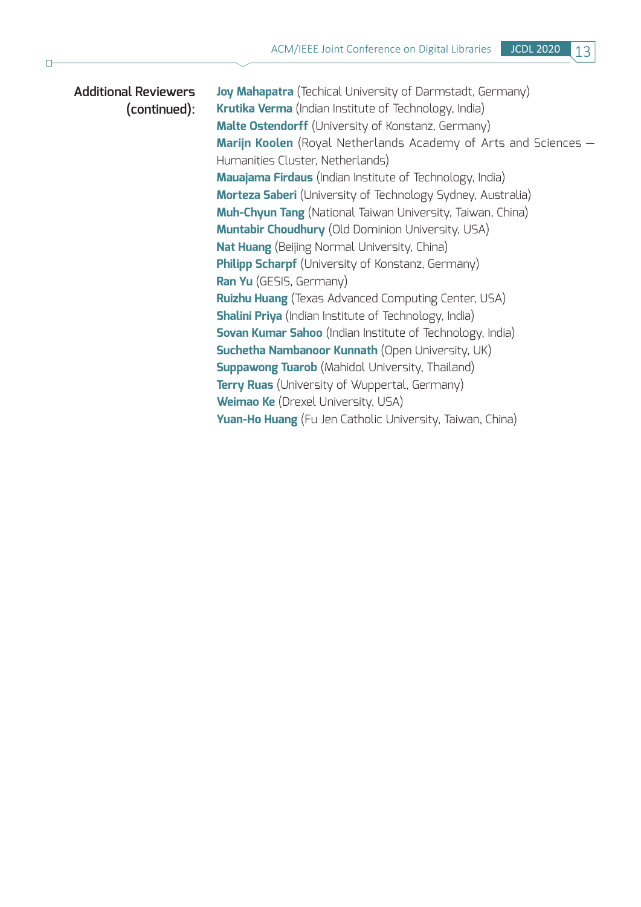**Additional Reviewers (continued):**

**Joy Mahapatra** (Techical University of Darmstadt, Germany)
**Krutika Verma** (Indian Institute of Technology, India)
**Malte Ostendorff** (University of Konstanz, Germany)
**Marijn Koolen** (Royal Netherlands Academy of Arts and Sciences — Humanities Cluster, Netherlands)
**Mauajama Firdaus** (Indian Institute of Technology, India)
**Morteza Saberi** (University of Technology Sydney, Australia)
**Muh-Chyun Tang** (National Taiwan University, Taiwan, China)
**Muntabir Choudhury** (Old Dominion University, USA)
**Nat Huang** (Beijing Normal University, China)
**Philipp Scharpf** (University of Konstanz, Germany)
**Ran Yu** (GESIS, Germany)
**Ruizhu Huang** (Texas Advanced Computing Center, USA)
**Shalini Priya** (Indian Institute of Technology, India)
**Sovan Kumar Sahoo** (Indian Institute of Technology, India)
**Suchetha Nambanoor Kunnath** (Open University, UK)
**Suppawong Tuarob** (Mahidol University, Thailand)
**Terry Ruas** (University of Wuppertal, Germany)
**Weimao Ke** (Drexel University, USA)
**Yuan-Ho Huang** (Fu Jen Catholic University, Taiwan, China)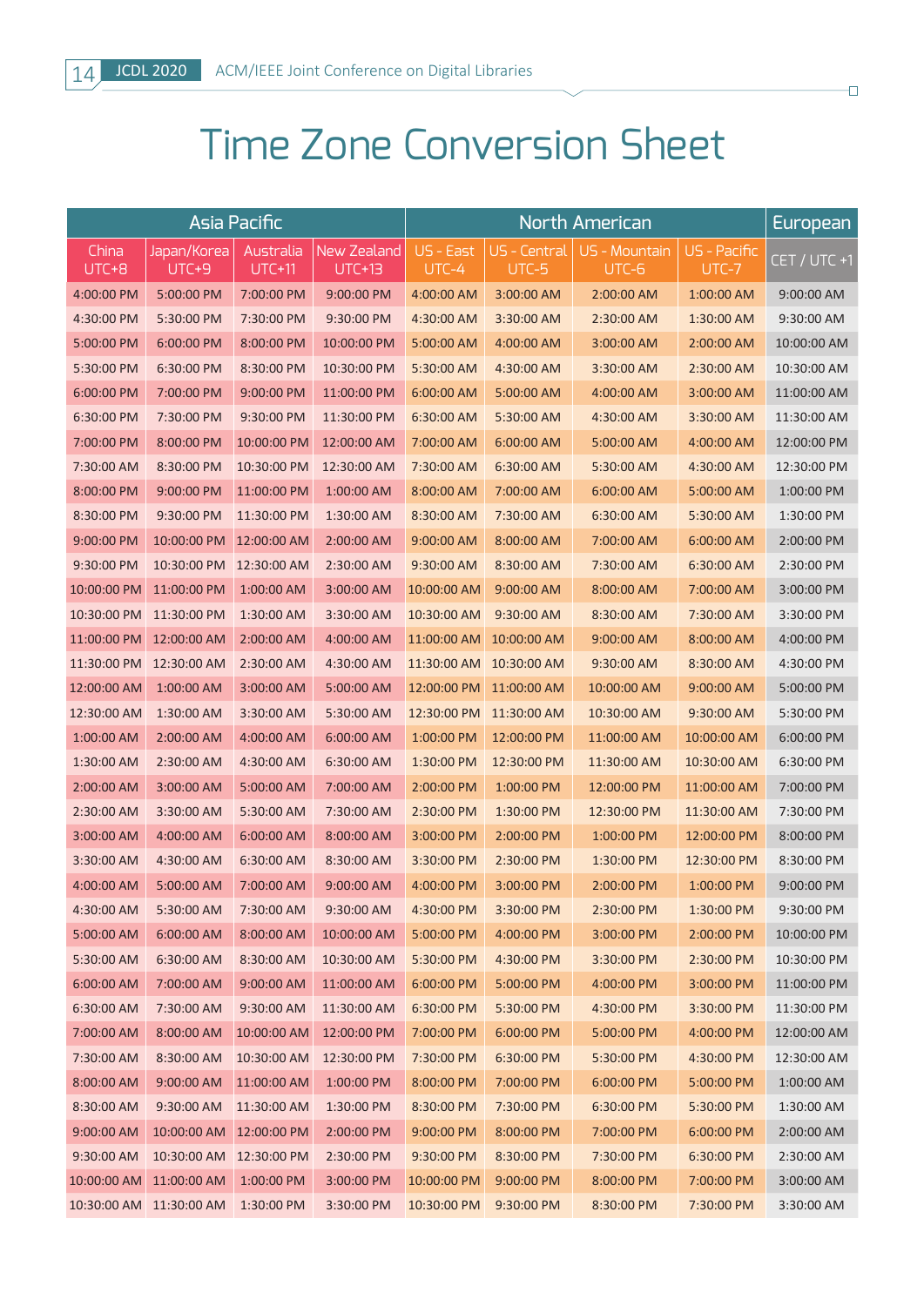# Time Zone Conversion Sheet

| Asia Pacific | | | | North American | | | | European |
|---|---|---|---|---|---|---|---|---|
| China UTC+8 | Japan/Korea UTC+9 | Australia UTC+11 | New Zealand UTC+13 | US - East UTC-4 | US - Central UTC-5 | US - Mountain UTC-6 | US - Pacific UTC-7 | CET / UTC +1 |
| 4:00:00 PM | 5:00:00 PM | 7:00:00 PM | 9:00:00 PM | 4:00:00 AM | 3:00:00 AM | 2:00:00 AM | 1:00:00 AM | 9:00:00 AM |
| 4:30:00 PM | 5:30:00 PM | 7:30:00 PM | 9:30:00 PM | 4:30:00 AM | 3:30:00 AM | 2:30:00 AM | 1:30:00 AM | 9:30:00 AM |
| 5:00:00 PM | 6:00:00 PM | 8:00:00 PM | 10:00:00 PM | 5:00:00 AM | 4:00:00 AM | 3:00:00 AM | 2:00:00 AM | 10:00:00 AM |
| 5:30:00 PM | 6:30:00 PM | 8:30:00 PM | 10:30:00 PM | 5:30:00 AM | 4:30:00 AM | 3:30:00 AM | 2:30:00 AM | 10:30:00 AM |
| 6:00:00 PM | 7:00:00 PM | 9:00:00 PM | 11:00:00 PM | 6:00:00 AM | 5:00:00 AM | 4:00:00 AM | 3:00:00 AM | 11:00:00 AM |
| 6:30:00 PM | 7:30:00 PM | 9:30:00 PM | 11:30:00 PM | 6:30:00 AM | 5:30:00 AM | 4:30:00 AM | 3:30:00 AM | 11:30:00 AM |
| 7:00:00 PM | 8:00:00 PM | 10:00:00 PM | 12:00:00 AM | 7:00:00 AM | 6:00:00 AM | 5:00:00 AM | 4:00:00 AM | 12:00:00 PM |
| 7:30:00 AM | 8:30:00 PM | 10:30:00 PM | 12:30:00 AM | 7:30:00 AM | 6:30:00 AM | 5:30:00 AM | 4:30:00 AM | 12:30:00 PM |
| 8:00:00 PM | 9:00:00 PM | 11:00:00 PM | 1:00:00 AM | 8:00:00 AM | 7:00:00 AM | 6:00:00 AM | 5:00:00 AM | 1:00:00 PM |
| 8:30:00 PM | 9:30:00 PM | 11:30:00 PM | 1:30:00 AM | 8:30:00 AM | 7:30:00 AM | 6:30:00 AM | 5:30:00 AM | 1:30:00 PM |
| 9:00:00 PM | 10:00:00 PM | 12:00:00 AM | 2:00:00 AM | 9:00:00 AM | 8:00:00 AM | 7:00:00 AM | 6:00:00 AM | 2:00:00 PM |
| 9:30:00 PM | 10:30:00 PM | 12:30:00 AM | 2:30:00 AM | 9:30:00 AM | 8:30:00 AM | 7:30:00 AM | 6:30:00 AM | 2:30:00 PM |
| 10:00:00 PM | 11:00:00 PM | 1:00:00 AM | 3:00:00 AM | 10:00:00 AM | 9:00:00 AM | 8:00:00 AM | 7:00:00 AM | 3:00:00 PM |
| 10:30:00 PM | 11:30:00 PM | 1:30:00 AM | 3:30:00 AM | 10:30:00 AM | 9:30:00 AM | 8:30:00 AM | 7:30:00 AM | 3:30:00 PM |
| 11:00:00 PM | 12:00:00 AM | 2:00:00 AM | 4:00:00 AM | 11:00:00 AM | 10:00:00 AM | 9:00:00 AM | 8:00:00 AM | 4:00:00 PM |
| 11:30:00 PM | 12:30:00 AM | 2:30:00 AM | 4:30:00 AM | 11:30:00 AM | 10:30:00 AM | 9:30:00 AM | 8:30:00 AM | 4:30:00 PM |
| 12:00:00 AM | 1:00:00 AM | 3:00:00 AM | 5:00:00 AM | 12:00:00 PM | 11:00:00 AM | 10:00:00 AM | 9:00:00 AM | 5:00:00 PM |
| 12:30:00 AM | 1:30:00 AM | 3:30:00 AM | 5:30:00 AM | 12:30:00 PM | 11:30:00 AM | 10:30:00 AM | 9:30:00 AM | 5:30:00 PM |
| 1:00:00 AM | 2:00:00 AM | 4:00:00 AM | 6:00:00 AM | 1:00:00 PM | 12:00:00 PM | 11:00:00 AM | 10:00:00 AM | 6:00:00 PM |
| 1:30:00 AM | 2:30:00 AM | 4:30:00 AM | 6:30:00 AM | 1:30:00 PM | 12:30:00 PM | 11:30:00 AM | 10:30:00 AM | 6:30:00 PM |
| 2:00:00 AM | 3:00:00 AM | 5:00:00 AM | 7:00:00 AM | 2:00:00 PM | 1:00:00 PM | 12:00:00 PM | 11:00:00 AM | 7:00:00 PM |
| 2:30:00 AM | 3:30:00 AM | 5:30:00 AM | 7:30:00 AM | 2:30:00 PM | 1:30:00 PM | 12:30:00 PM | 11:30:00 AM | 7:30:00 PM |
| 3:00:00 AM | 4:00:00 AM | 6:00:00 AM | 8:00:00 AM | 3:00:00 PM | 2:00:00 PM | 1:00:00 PM | 12:00:00 PM | 8:00:00 PM |
| 3:30:00 AM | 4:30:00 AM | 6:30:00 AM | 8:30:00 AM | 3:30:00 PM | 2:30:00 PM | 1:30:00 PM | 12:30:00 PM | 8:30:00 PM |
| 4:00:00 AM | 5:00:00 AM | 7:00:00 AM | 9:00:00 AM | 4:00:00 PM | 3:00:00 PM | 2:00:00 PM | 1:00:00 PM | 9:00:00 PM |
| 4:30:00 AM | 5:30:00 AM | 7:30:00 AM | 9:30:00 AM | 4:30:00 PM | 3:30:00 PM | 2:30:00 PM | 1:30:00 PM | 9:30:00 PM |
| 5:00:00 AM | 6:00:00 AM | 8:00:00 AM | 10:00:00 AM | 5:00:00 PM | 4:00:00 PM | 3:00:00 PM | 2:00:00 PM | 10:00:00 PM |
| 5:30:00 AM | 6:30:00 AM | 8:30:00 AM | 10:30:00 AM | 5:30:00 PM | 4:30:00 PM | 3:30:00 PM | 2:30:00 PM | 10:30:00 PM |
| 6:00:00 AM | 7:00:00 AM | 9:00:00 AM | 11:00:00 AM | 6:00:00 PM | 5:00:00 PM | 4:00:00 PM | 3:00:00 PM | 11:00:00 PM |
| 6:30:00 AM | 7:30:00 AM | 9:30:00 AM | 11:30:00 AM | 6:30:00 PM | 5:30:00 PM | 4:30:00 PM | 3:30:00 PM | 11:30:00 PM |
| 7:00:00 AM | 8:00:00 AM | 10:00:00 AM | 12:00:00 PM | 7:00:00 PM | 6:00:00 PM | 5:00:00 PM | 4:00:00 PM | 12:00:00 AM |
| 7:30:00 AM | 8:30:00 AM | 10:30:00 AM | 12:30:00 PM | 7:30:00 PM | 6:30:00 PM | 5:30:00 PM | 4:30:00 PM | 12:30:00 AM |
| 8:00:00 AM | 9:00:00 AM | 11:00:00 AM | 1:00:00 PM | 8:00:00 PM | 7:00:00 PM | 6:00:00 PM | 5:00:00 PM | 1:00:00 AM |
| 8:30:00 AM | 9:30:00 AM | 11:30:00 AM | 1:30:00 PM | 8:30:00 PM | 7:30:00 PM | 6:30:00 PM | 5:30:00 PM | 1:30:00 AM |
| 9:00:00 AM | 10:00:00 AM | 12:00:00 PM | 2:00:00 PM | 9:00:00 PM | 8:00:00 PM | 7:00:00 PM | 6:00:00 PM | 2:00:00 AM |
| 9:30:00 AM | 10:30:00 AM | 12:30:00 PM | 2:30:00 PM | 9:30:00 PM | 8:30:00 PM | 7:30:00 PM | 6:30:00 PM | 2:30:00 AM |
| 10:00:00 AM | 11:00:00 AM | 1:00:00 PM | 3:00:00 PM | 10:00:00 PM | 9:00:00 PM | 8:00:00 PM | 7:00:00 PM | 3:00:00 AM |
| 10:30:00 AM | 11:30:00 AM | 1:30:00 PM | 3:30:00 PM | 10:30:00 PM | 9:30:00 PM | 8:30:00 PM | 7:30:00 PM | 3:30:00 AM |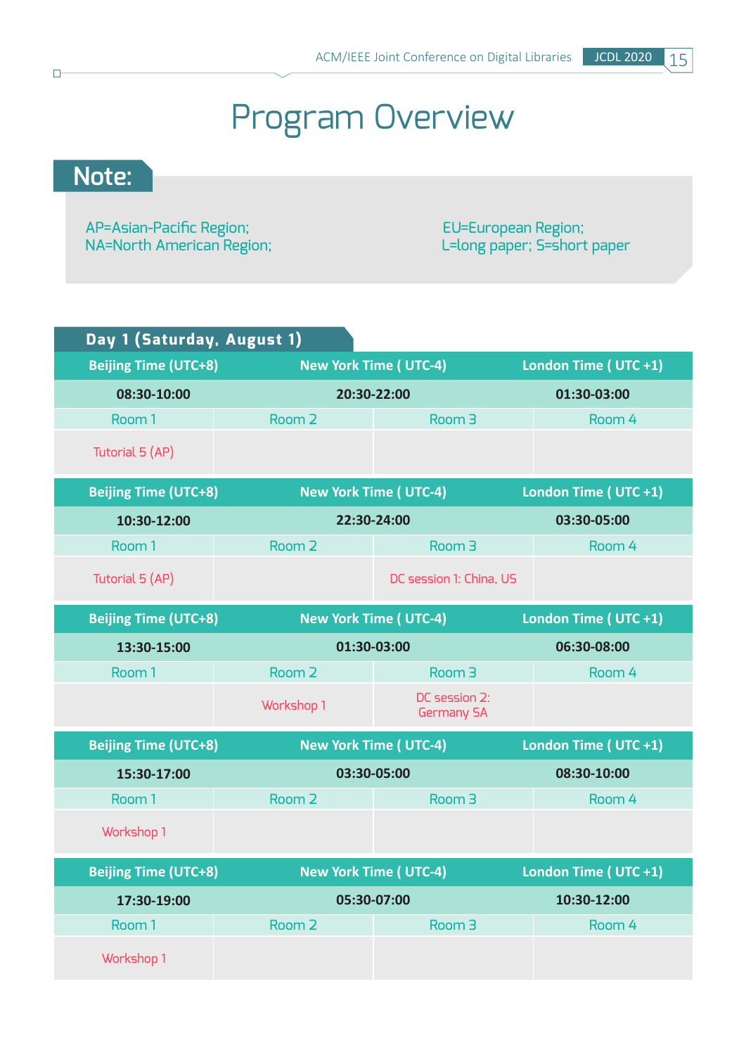# Program Overview

## Note:

AP=Asian-Pacific Region;
NA=North American Region;

EU=European Region;
L=long paper; S=short paper

### Day 1 (Saturday, August 1)

| Beijing Time (UTC+8) | New York Time ( UTC-4) | London Time ( UTC +1) | |
|---|---|---|---|
| 08:30-10:00 | 20:30-22:00 | 01:30-03:00 | |
| Room 1 | Room 2 | Room 3 | Room 4 |
| Tutorial 5 (AP) | | | |

| Beijing Time (UTC+8) | New York Time ( UTC-4) | London Time ( UTC +1) | |
|---|---|---|---|
| 10:30-12:00 | 22:30-24:00 | 03:30-05:00 | |
| Room 1 | Room 2 | Room 3 | Room 4 |
| Tutorial 5 (AP) | | DC session 1: China, US | |

| Beijing Time (UTC+8) | New York Time ( UTC-4) | London Time ( UTC +1) | |
|---|---|---|---|
| 13:30-15:00 | 01:30-03:00 | 06:30-08:00 | |
| Room 1 | Room 2 | Room 3 | Room 4 |
| | Workshop 1 | DC session 2: Germany SA | |

| Beijing Time (UTC+8) | New York Time ( UTC-4) | London Time ( UTC +1) | |
|---|---|---|---|
| 15:30-17:00 | 03:30-05:00 | 08:30-10:00 | |
| Room 1 | Room 2 | Room 3 | Room 4 |
| Workshop 1 | | | |

| Beijing Time (UTC+8) | New York Time ( UTC-4) | London Time ( UTC +1) | |
|---|---|---|---|
| 17:30-19:00 | 05:30-07:00 | 10:30-12:00 | |
| Room 1 | Room 2 | Room 3 | Room 4 |
| Workshop 1 | | | |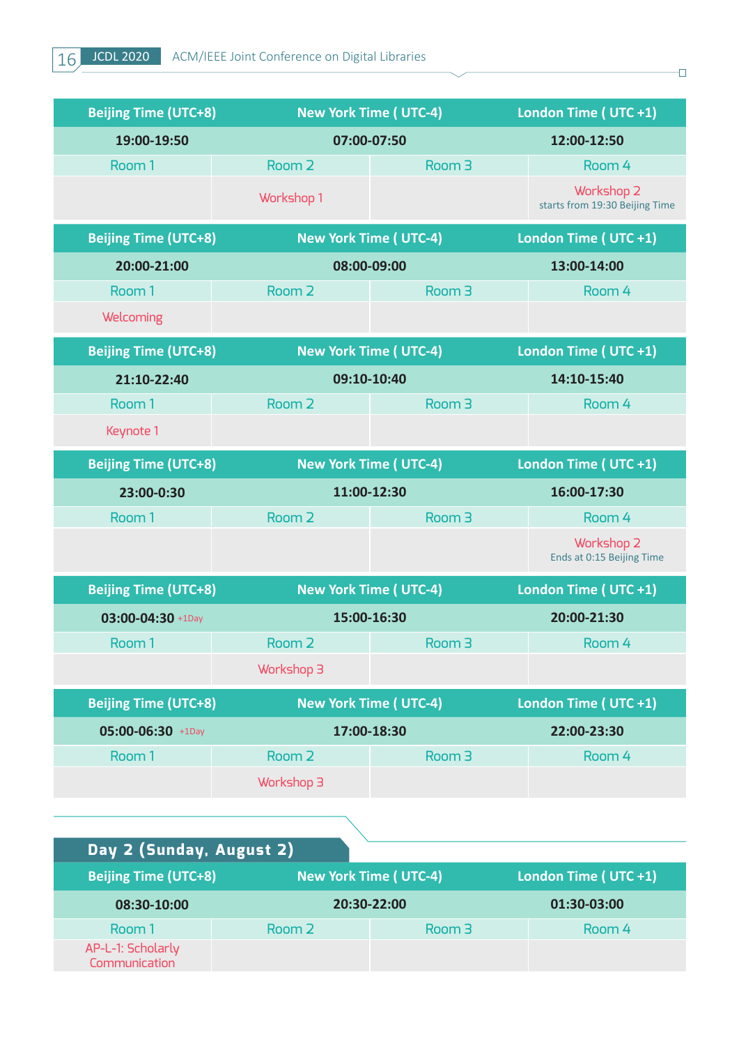| Beijing Time (UTC+8) | New York Time ( UTC-4) | | London Time ( UTC +1) |
|---|---|---|---|
| 19:00-19:50 | 07:00-07:50 | | 12:00-12:50 |
| Room 1 | Room 2 | Room 3 | Room 4 |
| | Workshop 1 | | Workshop 2 starts from 19:30 Beijing Time |

| Beijing Time (UTC+8) | New York Time ( UTC-4) | | London Time ( UTC +1) |
|---|---|---|---|
| 20:00-21:00 | 08:00-09:00 | | 13:00-14:00 |
| Room 1 | Room 2 | Room 3 | Room 4 |
| Welcoming | | | |

| Beijing Time (UTC+8) | New York Time ( UTC-4) | | London Time ( UTC +1) |
|---|---|---|---|
| 21:10-22:40 | 09:10-10:40 | | 14:10-15:40 |
| Room 1 | Room 2 | Room 3 | Room 4 |
| Keynote 1 | | | |

| Beijing Time (UTC+8) | New York Time ( UTC-4) | | London Time ( UTC +1) |
|---|---|---|---|
| 23:00-0:30 | 11:00-12:30 | | 16:00-17:30 |
| Room 1 | Room 2 | Room 3 | Room 4 |
| | | | Workshop 2 Ends at 0:15 Beijing Time |

| Beijing Time (UTC+8) | New York Time ( UTC-4) | | London Time ( UTC +1) |
|---|---|---|---|
| 03:00-04:30 +1Day | 15:00-16:30 | | 20:00-21:30 |
| Room 1 | Room 2 | Room 3 | Room 4 |
| | Workshop 3 | | |

| Beijing Time (UTC+8) | New York Time ( UTC-4) | | London Time ( UTC +1) |
|---|---|---|---|
| 05:00-06:30 +1Day | 17:00-18:30 | | 22:00-23:30 |
| Room 1 | Room 2 | Room 3 | Room 4 |
| | Workshop 3 | | |

## Day 2 (Sunday, August 2)

| Beijing Time (UTC+8) | New York Time ( UTC-4) | | London Time ( UTC +1) |
|---|---|---|---|
| 08:30-10:00 | 20:30-22:00 | | 01:30-03:00 |
| Room 1 | Room 2 | Room 3 | Room 4 |
| AP-L-1: Scholarly Communication | | | |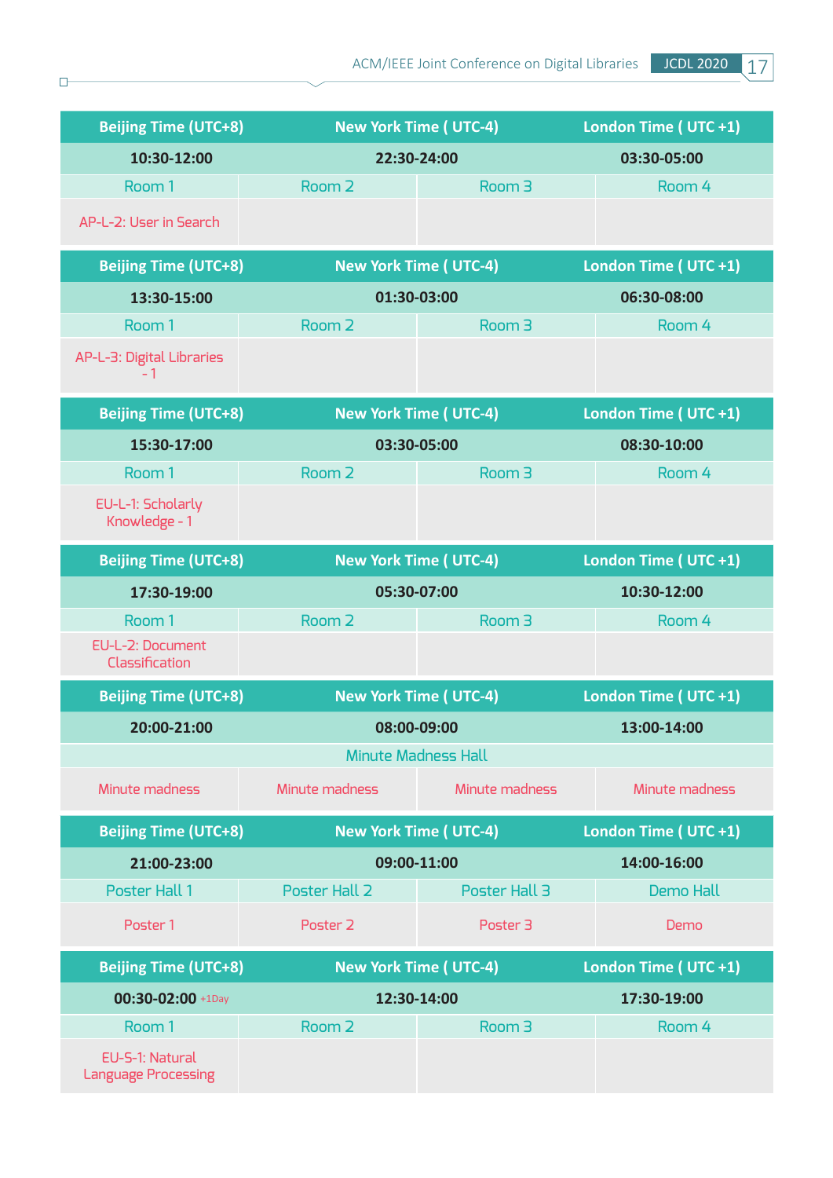| Beijing Time (UTC+8) | New York Time ( UTC-4) | | London Time ( UTC +1) |
|---|---|---|---|
| **10:30-12:00** | **22:30-24:00** | | **03:30-05:00** |
| Room 1 | Room 2 | Room 3 | Room 4 |
| AP-L-2: User in Search | | | |

| Beijing Time (UTC+8) | New York Time ( UTC-4) | | London Time ( UTC +1) |
|---|---|---|---|
| **13:30-15:00** | **01:30-03:00** | | **06:30-08:00** |
| Room 1 | Room 2 | Room 3 | Room 4 |
| AP-L-3: Digital Libraries - 1 | | | |

| Beijing Time (UTC+8) | New York Time ( UTC-4) | | London Time ( UTC +1) |
|---|---|---|---|
| **15:30-17:00** | **03:30-05:00** | | **08:30-10:00** |
| Room 1 | Room 2 | Room 3 | Room 4 |
| EU-L-1: Scholarly Knowledge - 1 | | | |

| Beijing Time (UTC+8) | New York Time ( UTC-4) | | London Time ( UTC +1) |
|---|---|---|---|
| **17:30-19:00** | **05:30-07:00** | | **10:30-12:00** |
| Room 1 | Room 2 | Room 3 | Room 4 |
| EU-L-2: Document Classification | | | |

| Beijing Time (UTC+8) | New York Time ( UTC-4) | | London Time ( UTC +1) |
|---|---|---|---|
| **20:00-21:00** | **08:00-09:00** | | **13:00-14:00** |
| Minute Madness Hall | | | |
| Minute madness | Minute madness | Minute madness | Minute madness |

| Beijing Time (UTC+8) | New York Time ( UTC-4) | | London Time ( UTC +1) |
|---|---|---|---|
| **21:00-23:00** | **09:00-11:00** | | **14:00-16:00** |
| Poster Hall 1 | Poster Hall 2 | Poster Hall 3 | Demo Hall |
| Poster 1 | Poster 2 | Poster 3 | Demo |

| Beijing Time (UTC+8) | New York Time ( UTC-4) | | London Time ( UTC +1) |
|---|---|---|---|
| **00:30-02:00** +1Day | **12:30-14:00** | | **17:30-19:00** |
| Room 1 | Room 2 | Room 3 | Room 4 |
| EU-S-1: Natural Language Processing | | | |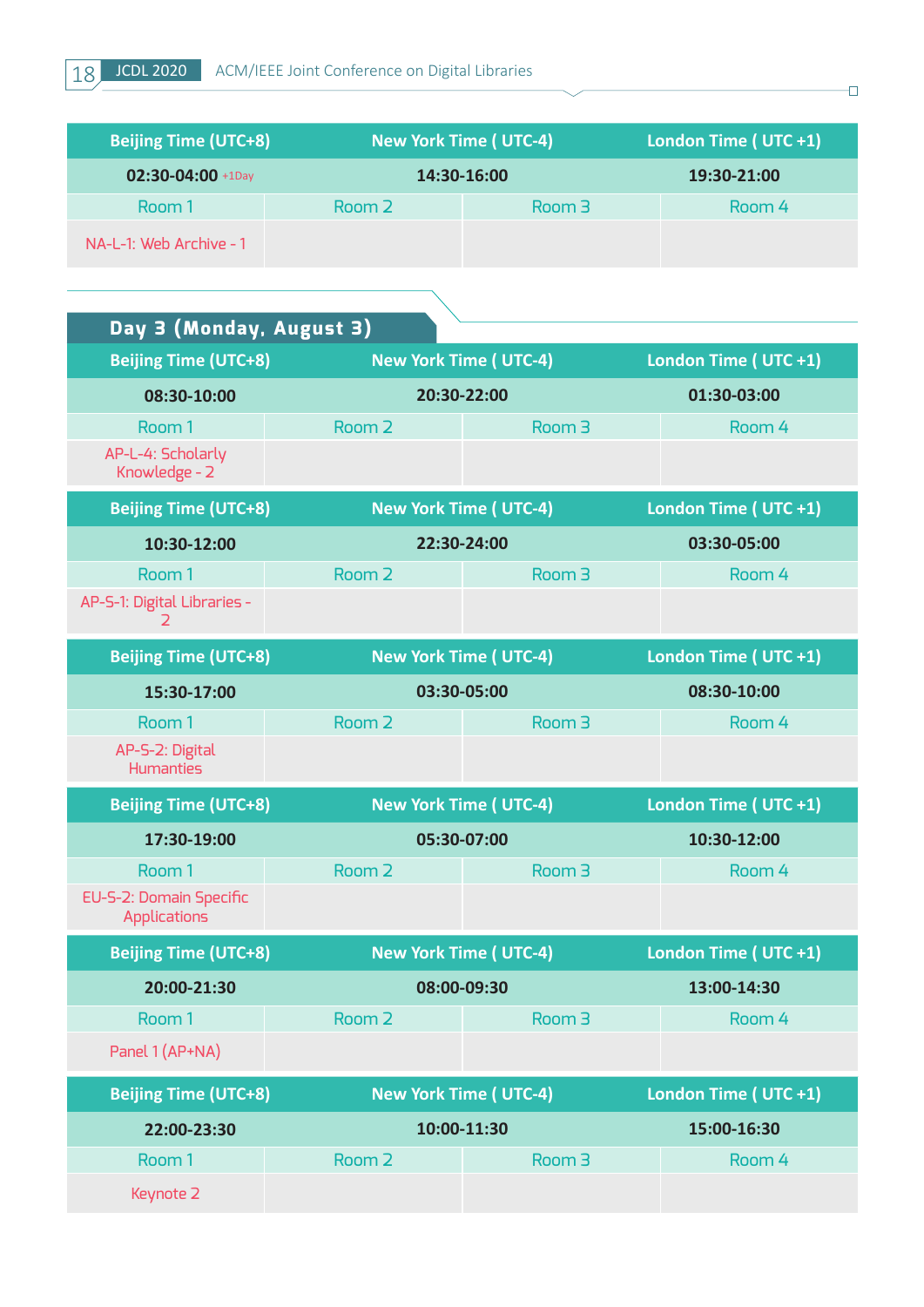| Beijing Time (UTC+8) | | New York Time ( UTC-4) | London Time ( UTC +1) |
|---|---|---|---|
| 02:30-04:00 +1Day | | 14:30-16:00 | 19:30-21:00 |
| Room 1 | Room 2 | Room 3 | Room 4 |
| NA-L-1: Web Archive - 1 | | | |

## Day 3 (Monday, August 3)

| Beijing Time (UTC+8) | | New York Time ( UTC-4) | London Time ( UTC +1) |
|---|---|---|---|
| 08:30-10:00 | | 20:30-22:00 | 01:30-03:00 |
| Room 1 | Room 2 | Room 3 | Room 4 |
| AP-L-4: Scholarly Knowledge - 2 | | | |

| Beijing Time (UTC+8) | | New York Time ( UTC-4) | London Time ( UTC +1) |
|---|---|---|---|
| 10:30-12:00 | | 22:30-24:00 | 03:30-05:00 |
| Room 1 | Room 2 | Room 3 | Room 4 |
| AP-S-1: Digital Libraries - 2 | | | |

| Beijing Time (UTC+8) | | New York Time ( UTC-4) | London Time ( UTC +1) |
|---|---|---|---|
| 15:30-17:00 | | 03:30-05:00 | 08:30-10:00 |
| Room 1 | Room 2 | Room 3 | Room 4 |
| AP-S-2: Digital Humanties | | | |

| Beijing Time (UTC+8) | | New York Time ( UTC-4) | London Time ( UTC +1) |
|---|---|---|---|
| 17:30-19:00 | | 05:30-07:00 | 10:30-12:00 |
| Room 1 | Room 2 | Room 3 | Room 4 |
| EU-S-2: Domain Specific Applications | | | |

| Beijing Time (UTC+8) | | New York Time ( UTC-4) | London Time ( UTC +1) |
|---|---|---|---|
| 20:00-21:30 | | 08:00-09:30 | 13:00-14:30 |
| Room 1 | Room 2 | Room 3 | Room 4 |
| Panel 1 (AP+NA) | | | |

| Beijing Time (UTC+8) | | New York Time ( UTC-4) | London Time ( UTC +1) |
|---|---|---|---|
| 22:00-23:30 | | 10:00-11:30 | 15:00-16:30 |
| Room 1 | Room 2 | Room 3 | Room 4 |
| Keynote 2 | | | |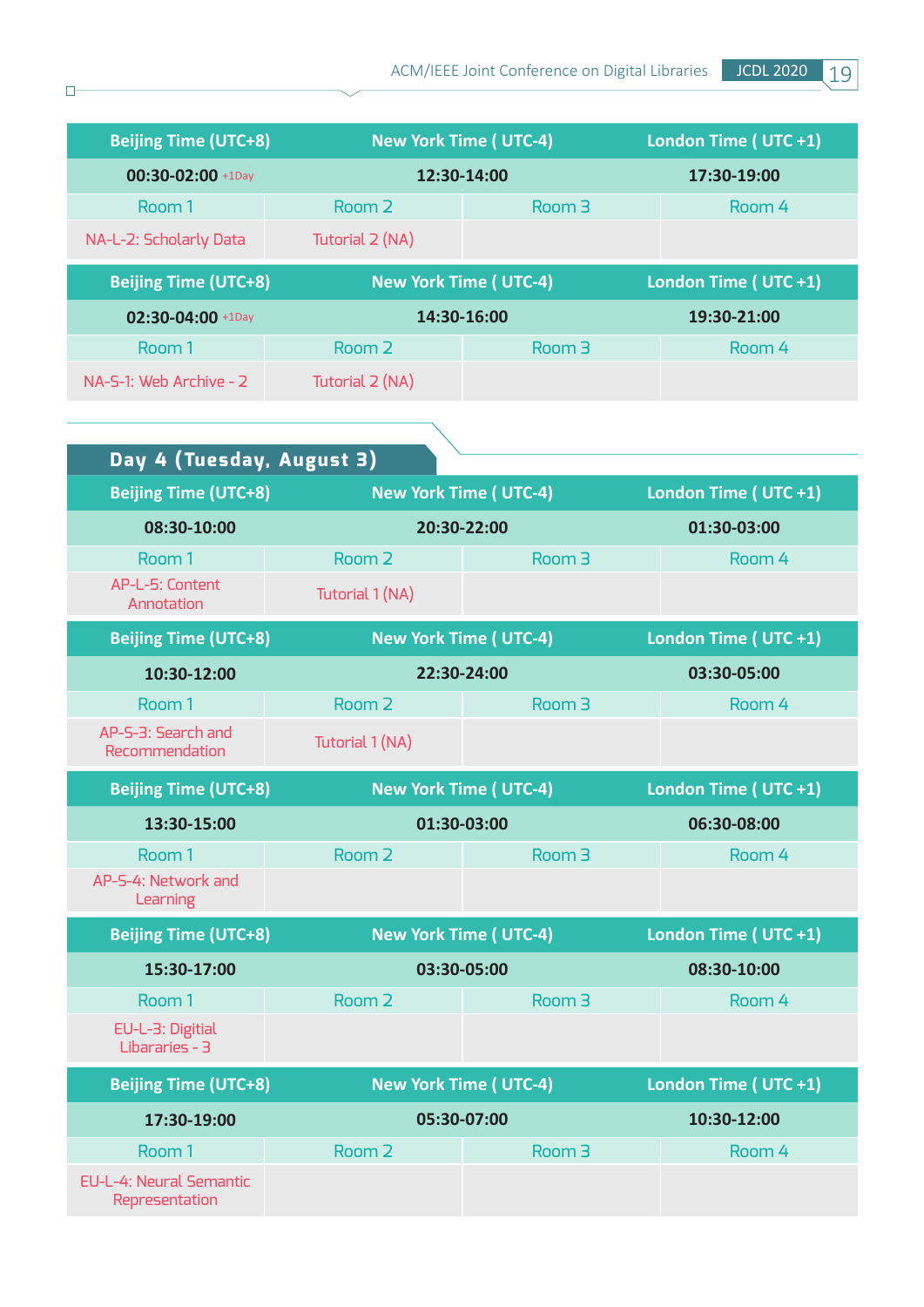| Beijing Time (UTC+8) | | New York Time ( UTC-4) | London Time ( UTC +1) |
|---|---|---|---|
| 00:30-02:00 +1Day | | 12:30-14:00 | 17:30-19:00 |
| Room 1 | Room 2 | Room 3 | Room 4 |
| NA-L-2: Scholarly Data | Tutorial 2 (NA) | | |

| Beijing Time (UTC+8) | | New York Time ( UTC-4) | London Time ( UTC +1) |
|---|---|---|---|
| 02:30-04:00 +1Day | | 14:30-16:00 | 19:30-21:00 |
| Room 1 | Room 2 | Room 3 | Room 4 |
| NA-S-1: Web Archive - 2 | Tutorial 2 (NA) | | |

## Day 4 (Tuesday, August 3)

| Beijing Time (UTC+8) | | New York Time ( UTC-4) | London Time ( UTC +1) |
|---|---|---|---|
| 08:30-10:00 | | 20:30-22:00 | 01:30-03:00 |
| Room 1 | Room 2 | Room 3 | Room 4 |
| AP-L-5: Content Annotation | Tutorial 1 (NA) | | |

| Beijing Time (UTC+8) | | New York Time ( UTC-4) | London Time ( UTC +1) |
|---|---|---|---|
| 10:30-12:00 | | 22:30-24:00 | 03:30-05:00 |
| Room 1 | Room 2 | Room 3 | Room 4 |
| AP-S-3: Search and Recommendation | Tutorial 1 (NA) | | |

| Beijing Time (UTC+8) | | New York Time ( UTC-4) | London Time ( UTC +1) |
|---|---|---|---|
| 13:30-15:00 | | 01:30-03:00 | 06:30-08:00 |
| Room 1 | Room 2 | Room 3 | Room 4 |
| AP-S-4: Network and Learning | | | |

| Beijing Time (UTC+8) | | New York Time ( UTC-4) | London Time ( UTC +1) |
|---|---|---|---|
| 15:30-17:00 | | 03:30-05:00 | 08:30-10:00 |
| Room 1 | Room 2 | Room 3 | Room 4 |
| EU-L-3: Digitial Libararies - 3 | | | |

| Beijing Time (UTC+8) | | New York Time ( UTC-4) | London Time ( UTC +1) |
|---|---|---|---|
| 17:30-19:00 | | 05:30-07:00 | 10:30-12:00 |
| Room 1 | Room 2 | Room 3 | Room 4 |
| EU-L-4: Neural Semantic Representation | | | |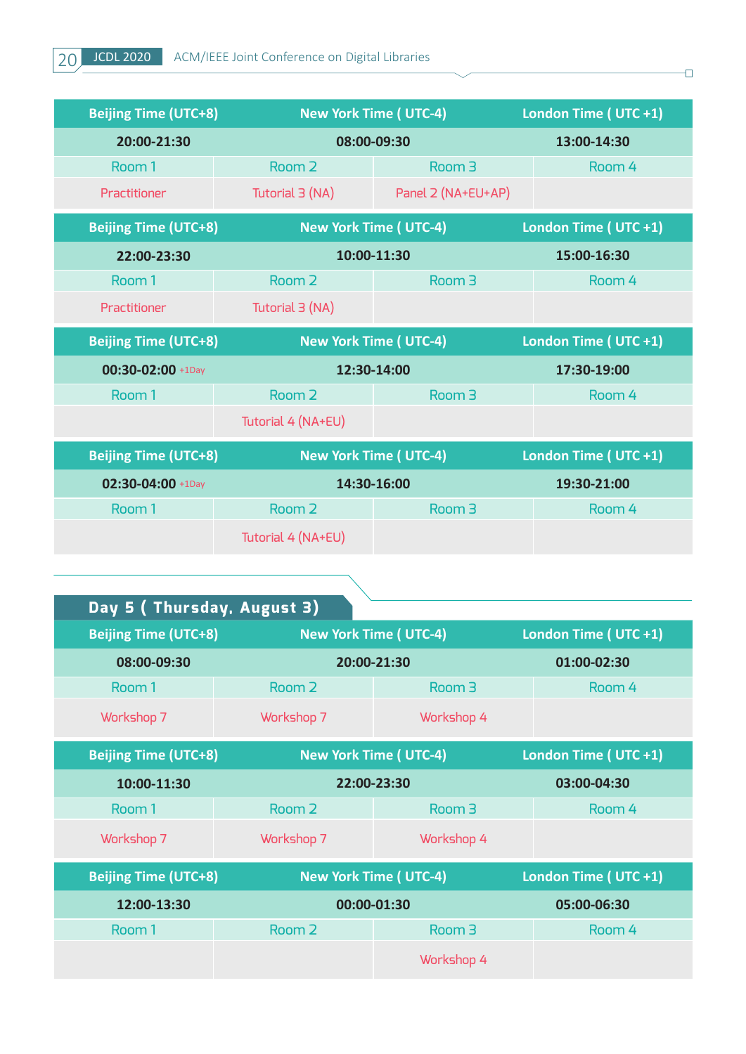| Beijing Time (UTC+8) | New York Time ( UTC-4) | | London Time ( UTC +1) |
|---|---|---|---|
| 20:00-21:30 | 08:00-09:30 | | 13:00-14:30 |
| Room 1 | Room 2 | Room 3 | Room 4 |
| Practitioner | Tutorial 3 (NA) | Panel 2 (NA+EU+AP) | |

| Beijing Time (UTC+8) | New York Time ( UTC-4) | | London Time ( UTC +1) |
|---|---|---|---|
| 22:00-23:30 | 10:00-11:30 | | 15:00-16:30 |
| Room 1 | Room 2 | Room 3 | Room 4 |
| Practitioner | Tutorial 3 (NA) | | |

| Beijing Time (UTC+8) | New York Time ( UTC-4) | | London Time ( UTC +1) |
|---|---|---|---|
| 00:30-02:00 +1Day | 12:30-14:00 | | 17:30-19:00 |
| Room 1 | Room 2 | Room 3 | Room 4 |
| | Tutorial 4 (NA+EU) | | |

| Beijing Time (UTC+8) | New York Time ( UTC-4) | | London Time ( UTC +1) |
|---|---|---|---|
| 02:30-04:00 +1Day | 14:30-16:00 | | 19:30-21:00 |
| Room 1 | Room 2 | Room 3 | Room 4 |
| | Tutorial 4 (NA+EU) | | |

## Day 5 ( Thursday, August 3)

| Beijing Time (UTC+8) | New York Time ( UTC-4) | | London Time ( UTC +1) |
|---|---|---|---|
| 08:00-09:30 | 20:00-21:30 | | 01:00-02:30 |
| Room 1 | Room 2 | Room 3 | Room 4 |
| Workshop 7 | Workshop 7 | Workshop 4 | |

| Beijing Time (UTC+8) | New York Time ( UTC-4) | | London Time ( UTC +1) |
|---|---|---|---|
| 10:00-11:30 | 22:00-23:30 | | 03:00-04:30 |
| Room 1 | Room 2 | Room 3 | Room 4 |
| Workshop 7 | Workshop 7 | Workshop 4 | |

| Beijing Time (UTC+8) | New York Time ( UTC-4) | | London Time ( UTC +1) |
|---|---|---|---|
| 12:00-13:30 | 00:00-01:30 | | 05:00-06:30 |
| Room 1 | Room 2 | Room 3 | Room 4 |
| | | Workshop 4 | |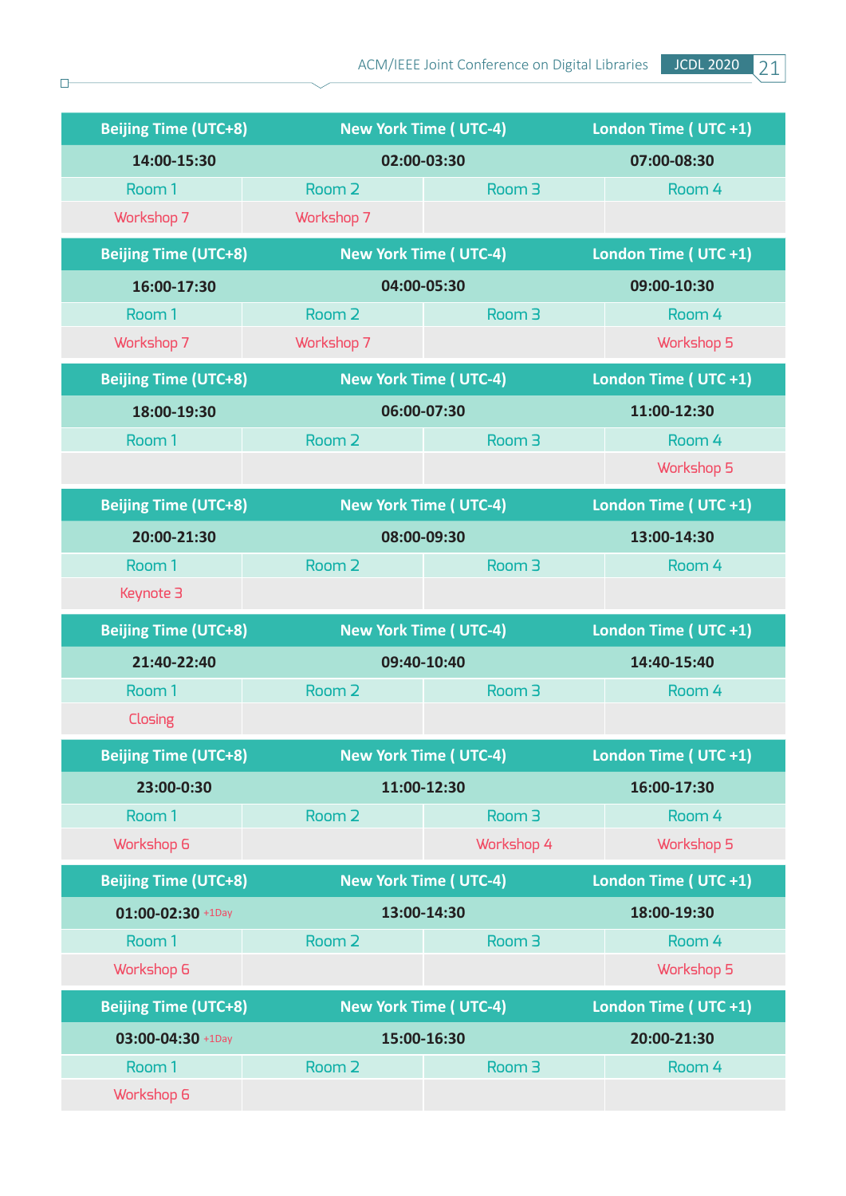| Beijing Time (UTC+8) | New York Time ( UTC-4) | | London Time ( UTC +1) |
|---|---|---|---|
| 14:00-15:30 | 02:00-03:30 | | 07:00-08:30 |
| Room 1 | Room 2 | Room 3 | Room 4 |
| Workshop 7 | Workshop 7 | | |

| Beijing Time (UTC+8) | New York Time ( UTC-4) | | London Time ( UTC +1) |
|---|---|---|---|
| 16:00-17:30 | 04:00-05:30 | | 09:00-10:30 |
| Room 1 | Room 2 | Room 3 | Room 4 |
| Workshop 7 | Workshop 7 | | Workshop 5 |

| Beijing Time (UTC+8) | New York Time ( UTC-4) | | London Time ( UTC +1) |
|---|---|---|---|
| 18:00-19:30 | 06:00-07:30 | | 11:00-12:30 |
| Room 1 | Room 2 | Room 3 | Room 4 |
| | | | Workshop 5 |

| Beijing Time (UTC+8) | New York Time ( UTC-4) | | London Time ( UTC +1) |
|---|---|---|---|
| 20:00-21:30 | 08:00-09:30 | | 13:00-14:30 |
| Room 1 | Room 2 | Room 3 | Room 4 |
| Keynote 3 | | | |

| Beijing Time (UTC+8) | New York Time ( UTC-4) | | London Time ( UTC +1) |
|---|---|---|---|
| 21:40-22:40 | 09:40-10:40 | | 14:40-15:40 |
| Room 1 | Room 2 | Room 3 | Room 4 |
| Closing | | | |

| Beijing Time (UTC+8) | New York Time ( UTC-4) | | London Time ( UTC +1) |
|---|---|---|---|
| 23:00-0:30 | 11:00-12:30 | | 16:00-17:30 |
| Room 1 | Room 2 | Room 3 | Room 4 |
| Workshop 6 | | Workshop 4 | Workshop 5 |

| Beijing Time (UTC+8) | New York Time ( UTC-4) | | London Time ( UTC +1) |
|---|---|---|---|
| 01:00-02:30 +1Day | 13:00-14:30 | | 18:00-19:30 |
| Room 1 | Room 2 | Room 3 | Room 4 |
| Workshop 6 | | | Workshop 5 |

| Beijing Time (UTC+8) | New York Time ( UTC-4) | | London Time ( UTC +1) |
|---|---|---|---|
| 03:00-04:30 +1Day | 15:00-16:30 | | 20:00-21:30 |
| Room 1 | Room 2 | Room 3 | Room 4 |
| Workshop 6 | | | |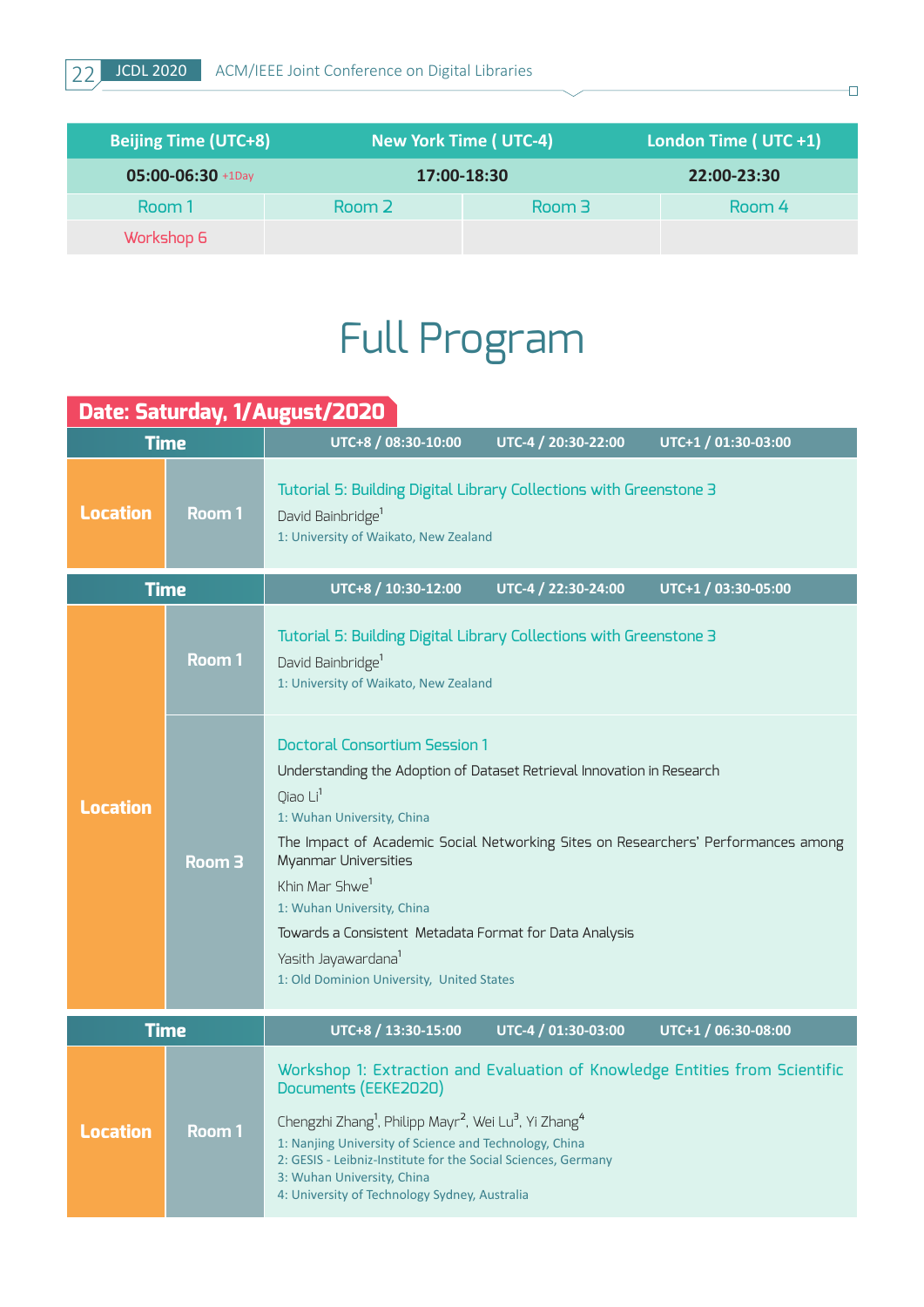| Beijing Time (UTC+8) | | New York Time ( UTC-4) | London Time ( UTC +1) |
|---|---|---|---|
| 05:00-06:30 +1Day | | 17:00-18:30 | 22:00-23:30 |
| Room 1 | Room 2 | Room 3 | Room 4 |
| Workshop 6 | | | |

# Full Program

## Date: Saturday, 1/August/2020

| Time | | UTC+8 / 08:30-10:00 UTC-4 / 20:30-22:00 UTC+1 / 01:30-03:00 |
|---|---|---|
| Location | Room 1 | Tutorial 5: Building Digital Library Collections with Greenstone 3<br>David Bainbridge[1]<br>1: University of Waikato, New Zealand |

| Time | | UTC+8 / 10:30-12:00 UTC-4 / 22:30-24:00 UTC+1 / 03:30-05:00 |
|---|---|---|
| Location | Room 1 | Tutorial 5: Building Digital Library Collections with Greenstone 3<br>David Bainbridge[1]<br>1: University of Waikato, New Zealand |
| | Room 3 | Doctoral Consortium Session 1<br>Understanding the Adoption of Dataset Retrieval Innovation in Research<br>Qiao Li[1]<br>1: Wuhan University, China<br>The Impact of Academic Social Networking Sites on Researchers' Performances among Myanmar Universities<br>Khin Mar Shwe[1]<br>1: Wuhan University, China<br>Towards a Consistent Metadata Format for Data Analysis<br>Yasith Jayawardana[1]<br>1: Old Dominion University, United States |

| Time | | UTC+8 / 13:30-15:00 UTC-4 / 01:30-03:00 UTC+1 / 06:30-08:00 |
|---|---|---|
| Location | Room 1 | Workshop 1: Extraction and Evaluation of Knowledge Entities from Scientific Documents (EEKE2020)<br>Chengzhi Zhang[1], Philipp Mayr[2], Wei Lu[3], Yi Zhang[4]<br>1: Nanjing University of Science and Technology, China<br>2: GESIS - Leibniz-Institute for the Social Sciences, Germany<br>3: Wuhan University, China<br>4: University of Technology Sydney, Australia |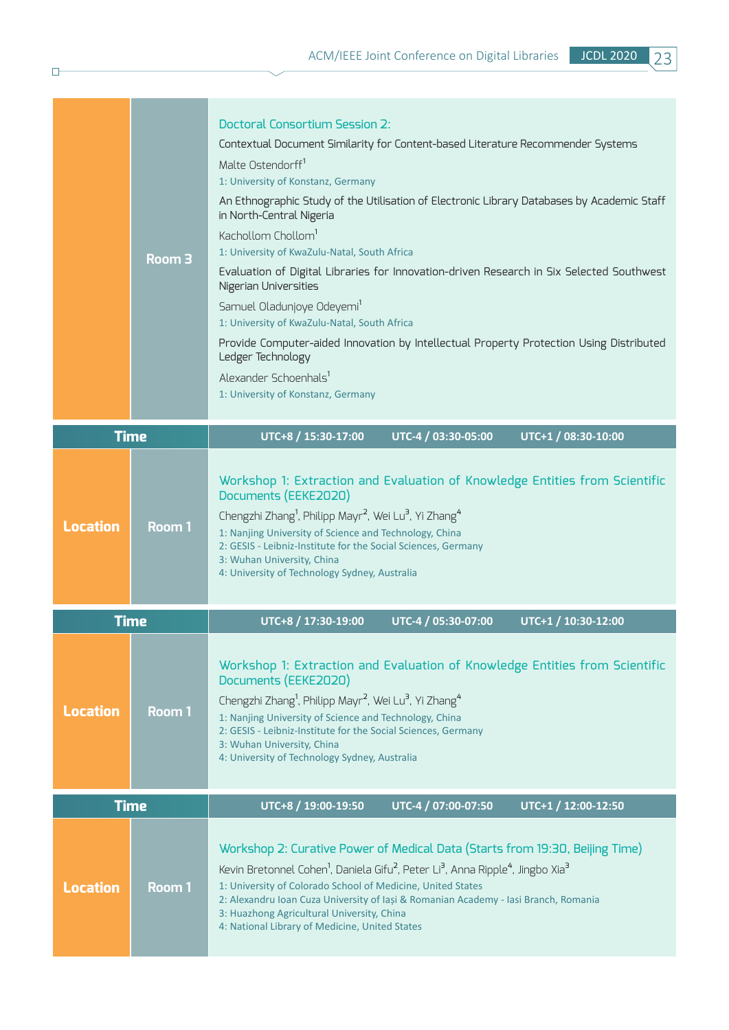| | Room 3 | **Doctoral Consortium Session 2:**<br>Contextual Document Similarity for Content-based Literature Recommender Systems<br>Malte Ostendorff[1]<br>1: University of Konstanz, Germany<br>An Ethnographic Study of the Utilisation of Electronic Library Databases by Academic Staff in North-Central Nigeria<br>Kachollom Chollom[1]<br>1: University of KwaZulu-Natal, South Africa<br>Evaluation of Digital Libraries for Innovation-driven Research in Six Selected Southwest Nigerian Universities<br>Samuel Oladunjoye Odeyemi[1]<br>1: University of KwaZulu-Natal, South Africa<br>Provide Computer-aided Innovation by Intellectual Property Protection Using Distributed Ledger Technology<br>Alexander Schoenhals[1]<br>1: University of Konstanz, Germany |
|---|---|---|

| Time | | UTC+8 / 15:30-17:00 &nbsp;&nbsp; UTC-4 / 03:30-05:00 &nbsp;&nbsp; UTC+1 / 08:30-10:00 |
|---|---|---|
| Location | Room 1 | **Workshop 1: Extraction and Evaluation of Knowledge Entities from Scientific Documents (EEKE2020)**<br>Chengzhi Zhang[1], Philipp Mayr[2], Wei Lu[3], Yi Zhang[4]<br>1: Nanjing University of Science and Technology, China<br>2: GESIS - Leibniz-Institute for the Social Sciences, Germany<br>3: Wuhan University, China<br>4: University of Technology Sydney, Australia |

| Time | | UTC+8 / 17:30-19:00 &nbsp;&nbsp; UTC-4 / 05:30-07:00 &nbsp;&nbsp; UTC+1 / 10:30-12:00 |
|---|---|---|
| Location | Room 1 | **Workshop 1: Extraction and Evaluation of Knowledge Entities from Scientific Documents (EEKE2020)**<br>Chengzhi Zhang[1], Philipp Mayr[2], Wei Lu[3], Yi Zhang[4]<br>1: Nanjing University of Science and Technology, China<br>2: GESIS - Leibniz-Institute for the Social Sciences, Germany<br>3: Wuhan University, China<br>4: University of Technology Sydney, Australia |

| Time | | UTC+8 / 19:00-19:50 &nbsp;&nbsp; UTC-4 / 07:00-07:50 &nbsp;&nbsp; UTC+1 / 12:00-12:50 |
|---|---|---|
| Location | Room 1 | **Workshop 2: Curative Power of Medical Data (Starts from 19:30, Beijing Time)**<br>Kevin Bretonnel Cohen[1], Daniela Gifu[2], Peter Li[3], Anna Ripple[4], Jingbo Xia[3]<br>1: University of Colorado School of Medicine, United States<br>2: Alexandru Ioan Cuza University of Iași & Romanian Academy - Iasi Branch, Romania<br>3: Huazhong Agricultural University, China<br>4: National Library of Medicine, United States |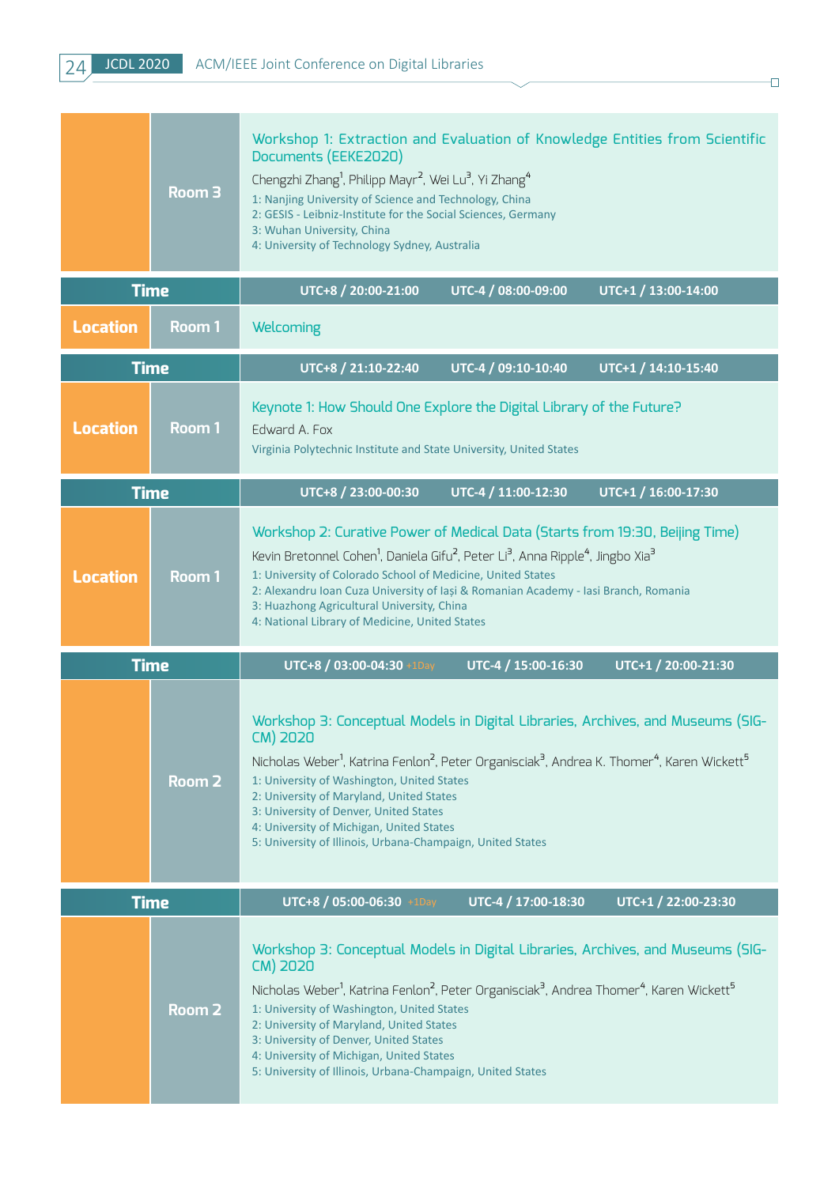| | Room 3 | **Workshop 1: Extraction and Evaluation of Knowledge Entities from Scientific Documents (EEKE2020)**<br>Chengzhi Zhang[1], Philipp Mayr[2], Wei Lu[3], Yi Zhang[4]<br>1: Nanjing University of Science and Technology, China<br>2: GESIS - Leibniz-Institute for the Social Sciences, Germany<br>3: Wuhan University, China<br>4: University of Technology Sydney, Australia |
|---|---|---|
| **Time** | | **UTC+8 / 20:00-21:00 UTC-4 / 08:00-09:00 UTC+1 / 13:00-14:00** |
| **Location** | Room 1 | Welcoming |
| **Time** | | **UTC+8 / 21:10-22:40 UTC-4 / 09:10-10:40 UTC+1 / 14:10-15:40** |
| **Location** | Room 1 | **Keynote 1: How Should One Explore the Digital Library of the Future?**<br>Edward A. Fox<br>Virginia Polytechnic Institute and State University, United States |
| **Time** | | **UTC+8 / 23:00-00:30 UTC-4 / 11:00-12:30 UTC+1 / 16:00-17:30** |
| **Location** | Room 1 | **Workshop 2: Curative Power of Medical Data (Starts from 19:30, Beijing Time)**<br>Kevin Bretonnel Cohen[1], Daniela Gifu[2], Peter Li[3], Anna Ripple[4], Jingbo Xia[3]<br>1: University of Colorado School of Medicine, United States<br>2: Alexandru Ioan Cuza University of Iași & Romanian Academy - Iasi Branch, Romania<br>3: Huazhong Agricultural University, China<br>4: National Library of Medicine, United States |
| **Time** | | **UTC+8 / 03:00-04:30 +1Day UTC-4 / 15:00-16:30 UTC+1 / 20:00-21:30** |
| | Room 2 | **Workshop 3: Conceptual Models in Digital Libraries, Archives, and Museums (SIG-CM) 2020**<br>Nicholas Weber[1], Katrina Fenlon[2], Peter Organisciak[3], Andrea K. Thomer[4], Karen Wickett[5]<br>1: University of Washington, United States<br>2: University of Maryland, United States<br>3: University of Denver, United States<br>4: University of Michigan, United States<br>5: University of Illinois, Urbana-Champaign, United States |
| **Time** | | **UTC+8 / 05:00-06:30 +1Day UTC-4 / 17:00-18:30 UTC+1 / 22:00-23:30** |
| | Room 2 | **Workshop 3: Conceptual Models in Digital Libraries, Archives, and Museums (SIG-CM) 2020**<br>Nicholas Weber[1], Katrina Fenlon[2], Peter Organisciak[3], Andrea Thomer[4], Karen Wickett[5]<br>1: University of Washington, United States<br>2: University of Maryland, United States<br>3: University of Denver, United States<br>4: University of Michigan, United States<br>5: University of Illinois, Urbana-Champaign, United States |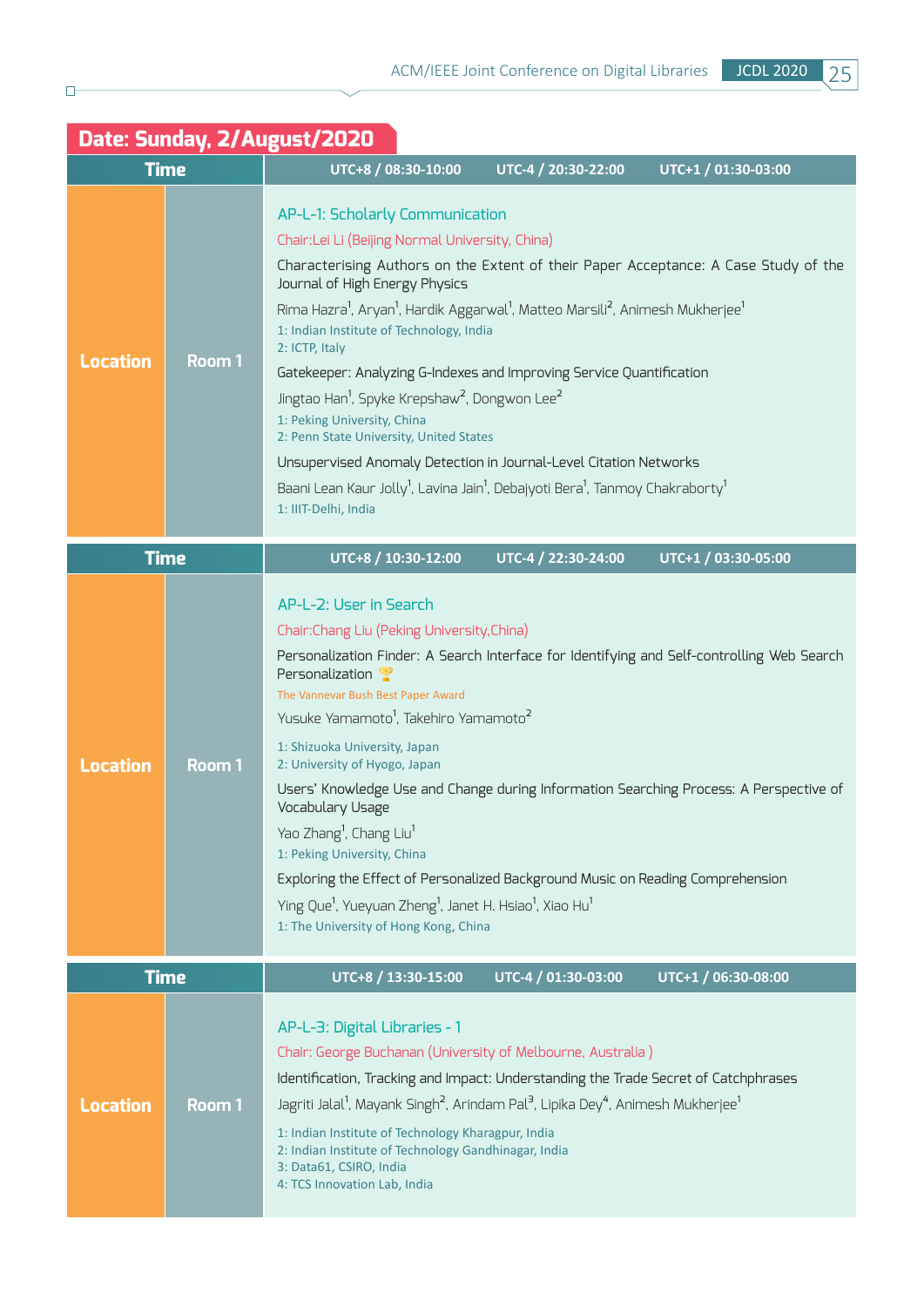## Date: Sunday, 2/August/2020

| Time | | UTC+8 / 08:30-10:00 UTC-4 / 20:30-22:00 UTC+1 / 01:30-03:00 |
|---|---|---|
| Location | Room 1 | **AP-L-1: Scholarly Communication**<br>Chair:Lei Li (Beijing Normal University, China)<br>Characterising Authors on the Extent of their Paper Acceptance: A Case Study of the Journal of High Energy Physics<br>Rima Hazra[1], Aryan[1], Hardik Aggarwal[1], Matteo Marsili[2], Animesh Mukherjee[1]<br>1: Indian Institute of Technology, India<br>2: ICTP, Italy<br>Gatekeeper: Analyzing G-Indexes and Improving Service Quantification<br>Jingtao Han[1], Spyke Krepshaw[2], Dongwon Lee[2]<br>1: Peking University, China<br>2: Penn State University, United States<br>Unsupervised Anomaly Detection in Journal-Level Citation Networks<br>Baani Lean Kaur Jolly[1], Lavina Jain[1], Debajyoti Bera[1], Tanmoy Chakraborty[1]<br>1: IIIT-Delhi, India |

| Time | | UTC+8 / 10:30-12:00 UTC-4 / 22:30-24:00 UTC+1 / 03:30-05:00 |
|---|---|---|
| Location | Room 1 | **AP-L-2: User in Search**<br>Chair:Chang Liu (Peking University,China)<br>Personalization Finder: A Search Interface for Identifying and Self-controlling Web Search Personalization 🏆<br>The Vannevar Bush Best Paper Award<br>Yusuke Yamamoto[1], Takehiro Yamamoto[2]<br>1: Shizuoka University, Japan<br>2: University of Hyogo, Japan<br>Users' Knowledge Use and Change during Information Searching Process: A Perspective of Vocabulary Usage<br>Yao Zhang[1], Chang Liu[1]<br>1: Peking University, China<br>Exploring the Effect of Personalized Background Music on Reading Comprehension<br>Ying Que[1], Yueyuan Zheng[1], Janet H. Hsiao[1], Xiao Hu[1]<br>1: The University of Hong Kong, China |

| Time | | UTC+8 / 13:30-15:00 UTC-4 / 01:30-03:00 UTC+1 / 06:30-08:00 |
|---|---|---|
| Location | Room 1 | **AP-L-3: Digital Libraries - 1**<br>Chair: George Buchanan (University of Melbourne, Australia )<br>Identification, Tracking and Impact: Understanding the Trade Secret of Catchphrases<br>Jagriti Jalal[1], Mayank Singh[2], Arindam Pal[3], Lipika Dey[4], Animesh Mukherjee[1]<br>1: Indian Institute of Technology Kharagpur, India<br>2: Indian Institute of Technology Gandhinagar, India<br>3: Data61, CSIRO, India<br>4: TCS Innovation Lab, India |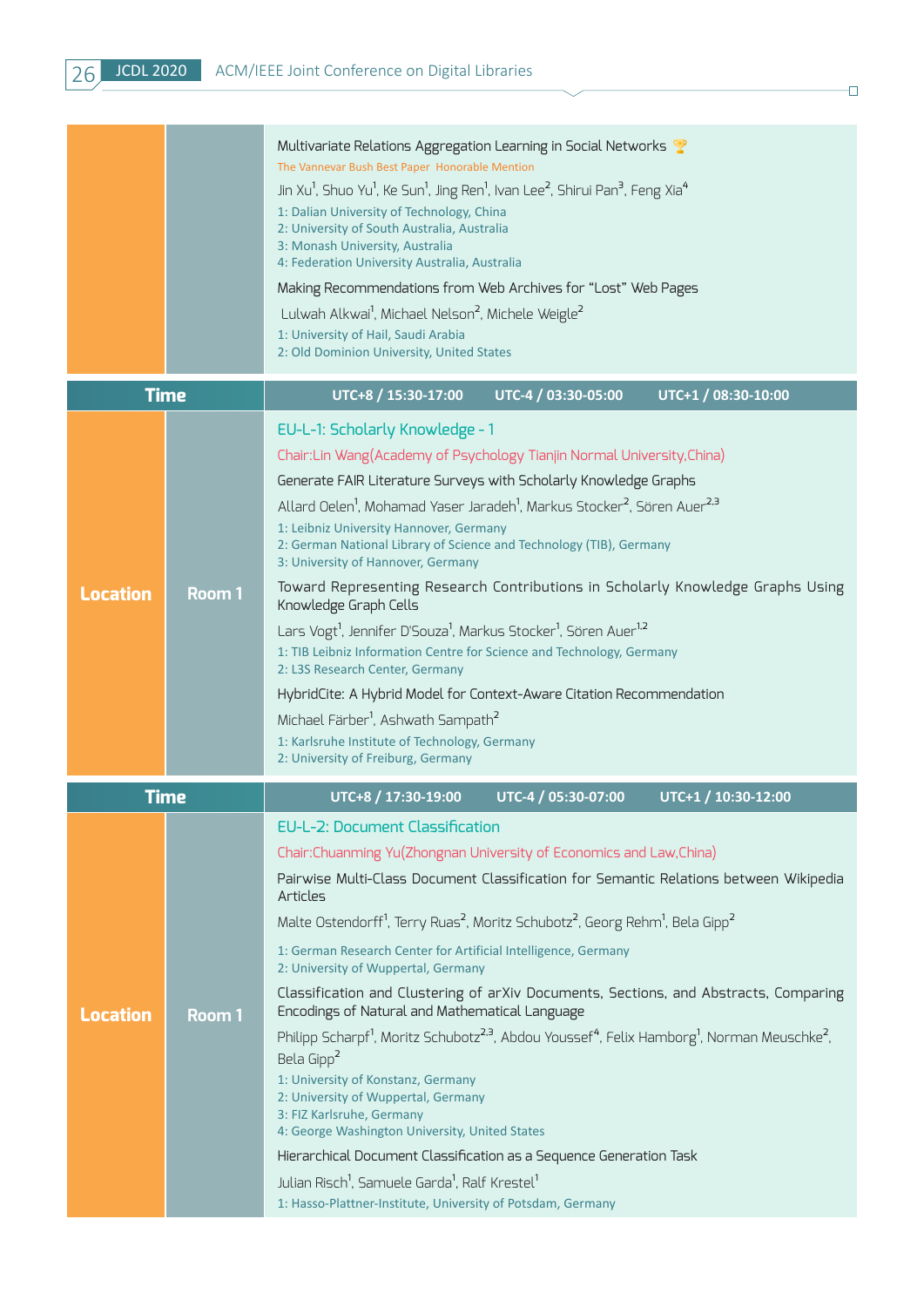Multivariate Relations Aggregation Learning in Social Networks 🏆

The Vannevar Bush Best Paper Honorable Mention

Jin Xu[1], Shuo Yu[1], Ke Sun[1], Jing Ren[1], Ivan Lee[2], Shirui Pan[3], Feng Xia[4]

1: Dalian University of Technology, China
2: University of South Australia, Australia
3: Monash University, Australia
4: Federation University Australia, Australia

Making Recommendations from Web Archives for "Lost" Web Pages

Lulwah Alkwai[1], Michael Nelson[2], Michele Weigle[2]

1: University of Hail, Saudi Arabia
2: Old Dominion University, United States

| Time | | UTC+8 / 15:30-17:00 UTC-4 / 03:30-05:00 UTC+1 / 08:30-10:00 |
|---|---|---|
| Location | Room 1 | EU-L-1: Scholarly Knowledge - 1 |

## EU-L-1: Scholarly Knowledge - 1

Chair:Lin Wang(Academy of Psychology Tianjin Normal University,China)

Generate FAIR Literature Surveys with Scholarly Knowledge Graphs

Allard Oelen[1], Mohamad Yaser Jaradeh[1], Markus Stocker[2], Sören Auer[2,3]

1: Leibniz University Hannover, Germany
2: German National Library of Science and Technology (TIB), Germany
3: University of Hannover, Germany

Toward Representing Research Contributions in Scholarly Knowledge Graphs Using Knowledge Graph Cells

Lars Vogt[1], Jennifer D'Souza[1], Markus Stocker[1], Sören Auer[1,2]

1: TIB Leibniz Information Centre for Science and Technology, Germany
2: L3S Research Center, Germany

HybridCite: A Hybrid Model for Context-Aware Citation Recommendation

Michael Färber[1], Ashwath Sampath[2]

1: Karlsruhe Institute of Technology, Germany
2: University of Freiburg, Germany

| Time | | UTC+8 / 17:30-19:00 UTC-4 / 05:30-07:00 UTC+1 / 10:30-12:00 |
|---|---|---|
| Location | Room 1 | EU-L-2: Document Classification |

## EU-L-2: Document Classification

Chair:Chuanming Yu(Zhongnan University of Economics and Law,China)

Pairwise Multi-Class Document Classification for Semantic Relations between Wikipedia Articles

Malte Ostendorff[1], Terry Ruas[2], Moritz Schubotz[2], Georg Rehm[1], Bela Gipp[2]

1: German Research Center for Artificial Intelligence, Germany
2: University of Wuppertal, Germany

Classification and Clustering of arXiv Documents, Sections, and Abstracts, Comparing Encodings of Natural and Mathematical Language

Philipp Scharpf[1], Moritz Schubotz[2,3], Abdou Youssef[4], Felix Hamborg[1], Norman Meuschke[2], Bela Gipp[2]

1: University of Konstanz, Germany
2: University of Wuppertal, Germany
3: FIZ Karlsruhe, Germany
4: George Washington University, United States

Hierarchical Document Classification as a Sequence Generation Task

Julian Risch[1], Samuele Garda[1], Ralf Krestel[1]

1: Hasso-Plattner-Institute, University of Potsdam, Germany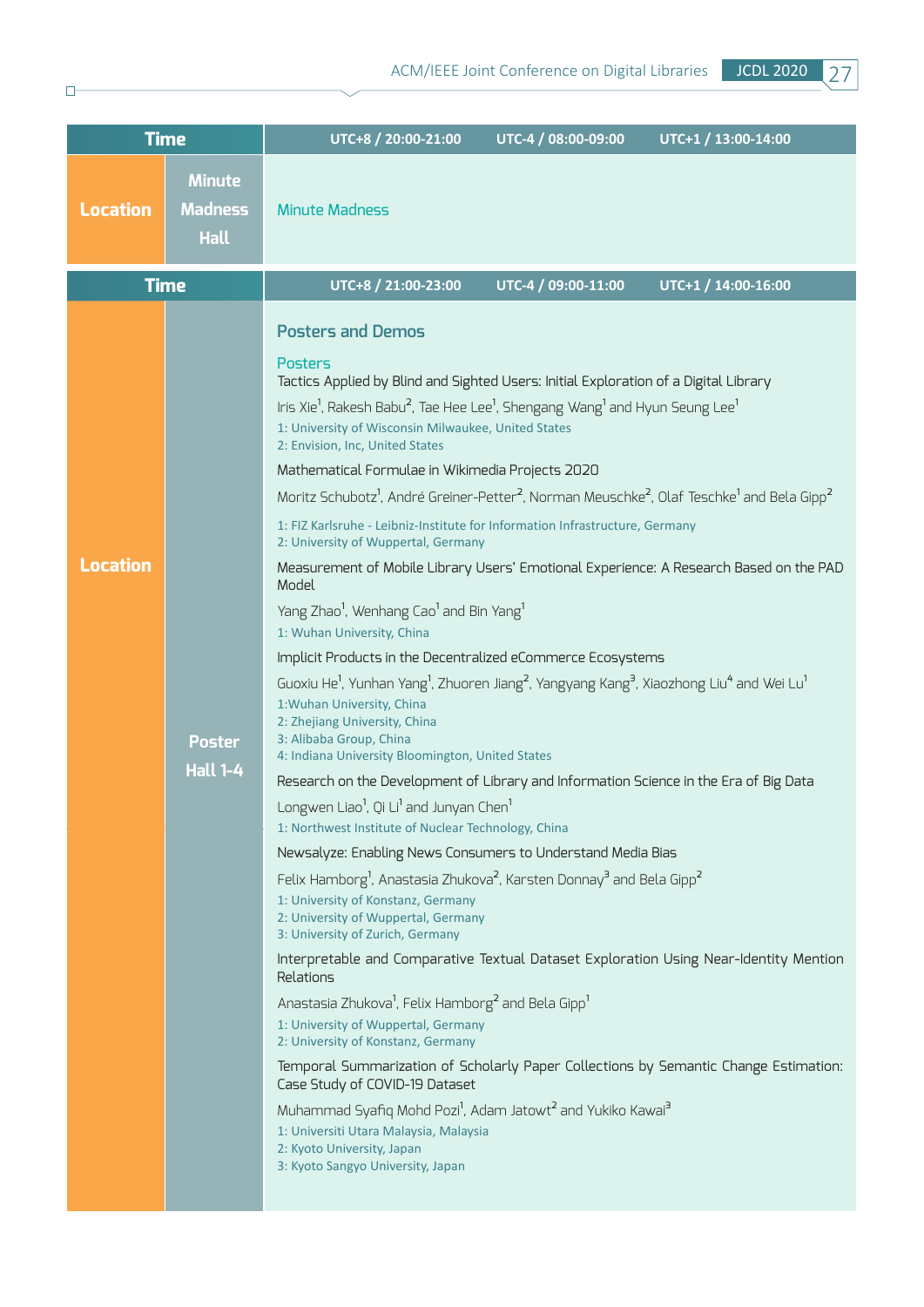| Time | | UTC+8 / 20:00-21:00 UTC-4 / 08:00-09:00 UTC+1 / 13:00-14:00 |
|---|---|---|
| Location | Minute Madness Hall | Minute Madness |

| Time | | UTC+8 / 21:00-23:00 UTC-4 / 09:00-11:00 UTC+1 / 14:00-16:00 |
|---|---|---|
| Location | Poster Hall 1-4 | See below |

## Posters and Demos

### Posters

Tactics Applied by Blind and Sighted Users: Initial Exploration of a Digital Library

Iris Xie[1], Rakesh Babu[2], Tae Hee Lee[1], Shengang Wang[1] and Hyun Seung Lee[1]

1: University of Wisconsin Milwaukee, United States
2: Envision, Inc, United States

Mathematical Formulae in Wikimedia Projects 2020

Moritz Schubotz[1], André Greiner-Petter[2], Norman Meuschke[2], Olaf Teschke[1] and Bela Gipp[2]

1: FIZ Karlsruhe - Leibniz-Institute for Information Infrastructure, Germany
2: University of Wuppertal, Germany

Measurement of Mobile Library Users' Emotional Experience: A Research Based on the PAD Model

Yang Zhao[1], Wenhang Cao[1] and Bin Yang[1]

1: Wuhan University, China

Implicit Products in the Decentralized eCommerce Ecosystems

Guoxiu He[1], Yunhan Yang[1], Zhuoren Jiang[2], Yangyang Kang[3], Xiaozhong Liu[4] and Wei Lu[1]

1:Wuhan University, China
2: Zhejiang University, China
3: Alibaba Group, China
4: Indiana University Bloomington, United States

Research on the Development of Library and Information Science in the Era of Big Data

Longwen Liao[1], Qi Li[1] and Junyan Chen[1]

1: Northwest Institute of Nuclear Technology, China

Newsalyze: Enabling News Consumers to Understand Media Bias

Felix Hamborg[1], Anastasia Zhukova[2], Karsten Donnay[3] and Bela Gipp[2]

1: University of Konstanz, Germany
2: University of Wuppertal, Germany
3: University of Zurich, Germany

Interpretable and Comparative Textual Dataset Exploration Using Near-Identity Mention Relations

Anastasia Zhukova[1], Felix Hamborg[2] and Bela Gipp[1]

1: University of Wuppertal, Germany
2: University of Konstanz, Germany

Temporal Summarization of Scholarly Paper Collections by Semantic Change Estimation: Case Study of COVID-19 Dataset

Muhammad Syafiq Mohd Pozi[1], Adam Jatowt[2] and Yukiko Kawai[3]

1: Universiti Utara Malaysia, Malaysia
2: Kyoto University, Japan
3: Kyoto Sangyo University, Japan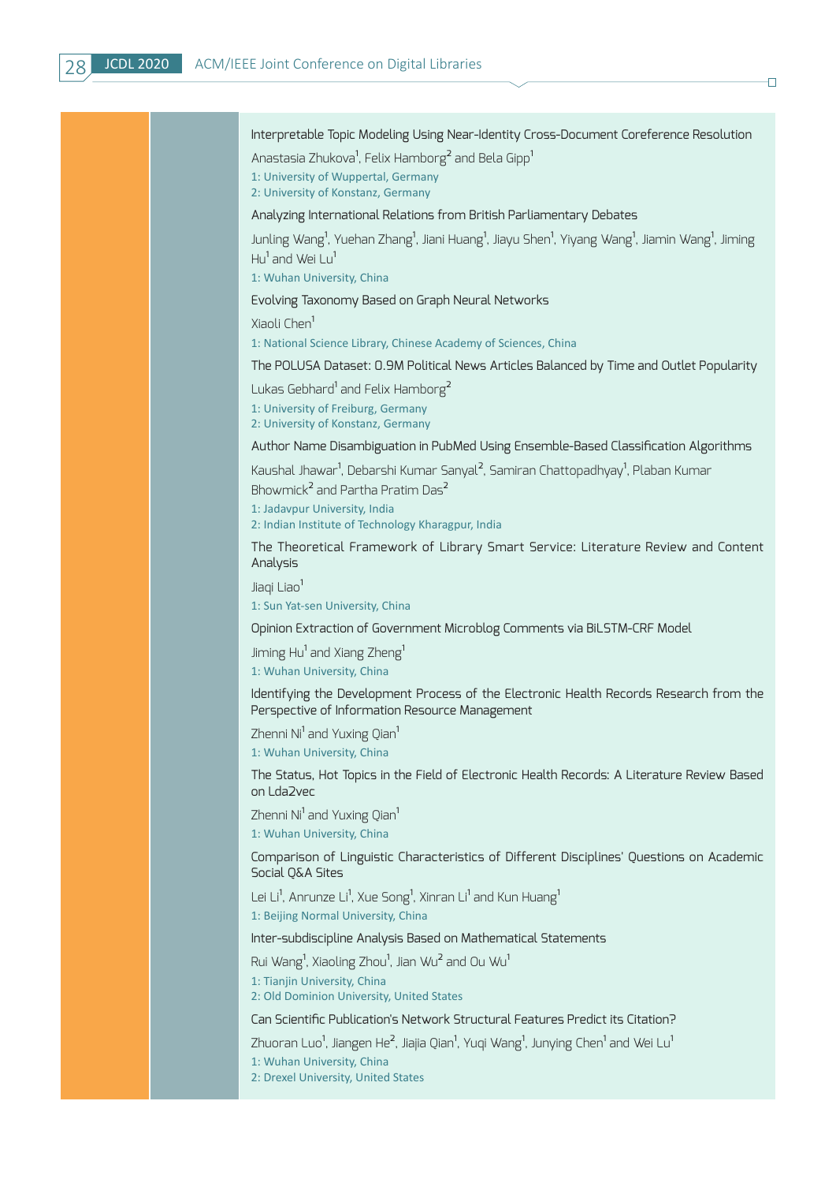Interpretable Topic Modeling Using Near-Identity Cross-Document Coreference Resolution

Anastasia Zhukova[1], Felix Hamborg[2] and Bela Gipp[1]

1: University of Wuppertal, Germany
2: University of Konstanz, Germany

Analyzing International Relations from British Parliamentary Debates

Junling Wang[1], Yuehan Zhang[1], Jiani Huang[1], Jiayu Shen[1], Yiyang Wang[1], Jiamin Wang[1], Jiming Hu[1] and Wei Lu[1]

1: Wuhan University, China

Evolving Taxonomy Based on Graph Neural Networks

Xiaoli Chen[1]

1: National Science Library, Chinese Academy of Sciences, China

The POLUSA Dataset: 0.9M Political News Articles Balanced by Time and Outlet Popularity

Lukas Gebhard[1] and Felix Hamborg[2]

1: University of Freiburg, Germany
2: University of Konstanz, Germany

Author Name Disambiguation in PubMed Using Ensemble-Based Classification Algorithms

Kaushal Jhawar[1], Debarshi Kumar Sanyal[2], Samiran Chattopadhyay[1], Plaban Kumar Bhowmick[2] and Partha Pratim Das[2]

1: Jadavpur University, India
2: Indian Institute of Technology Kharagpur, India

The Theoretical Framework of Library Smart Service: Literature Review and Content Analysis

Jiaqi Liao[1]

1: Sun Yat-sen University, China

Opinion Extraction of Government Microblog Comments via BiLSTM-CRF Model

Jiming Hu[1] and Xiang Zheng[1]

1: Wuhan University, China

Identifying the Development Process of the Electronic Health Records Research from the Perspective of Information Resource Management

Zhenni Ni[1] and Yuxing Qian[1]

1: Wuhan University, China

The Status, Hot Topics in the Field of Electronic Health Records: A Literature Review Based on Lda2vec

Zhenni Ni[1] and Yuxing Qian[1]

1: Wuhan University, China

Comparison of Linguistic Characteristics of Different Disciplines' Questions on Academic Social Q&A Sites

Lei Li[1], Anrunze Li[1], Xue Song[1], Xinran Li[1] and Kun Huang[1]

1: Beijing Normal University, China

Inter-subdiscipline Analysis Based on Mathematical Statements

Rui Wang[1], Xiaoling Zhou[1], Jian Wu[2] and Ou Wu[1]

1: Tianjin University, China
2: Old Dominion University, United States

Can Scientific Publication's Network Structural Features Predict its Citation?

Zhuoran Luo[1], Jiangen He[2], Jiajia Qian[1], Yuqi Wang[1], Junying Chen[1] and Wei Lu[1]

1: Wuhan University, China
2: Drexel University, United States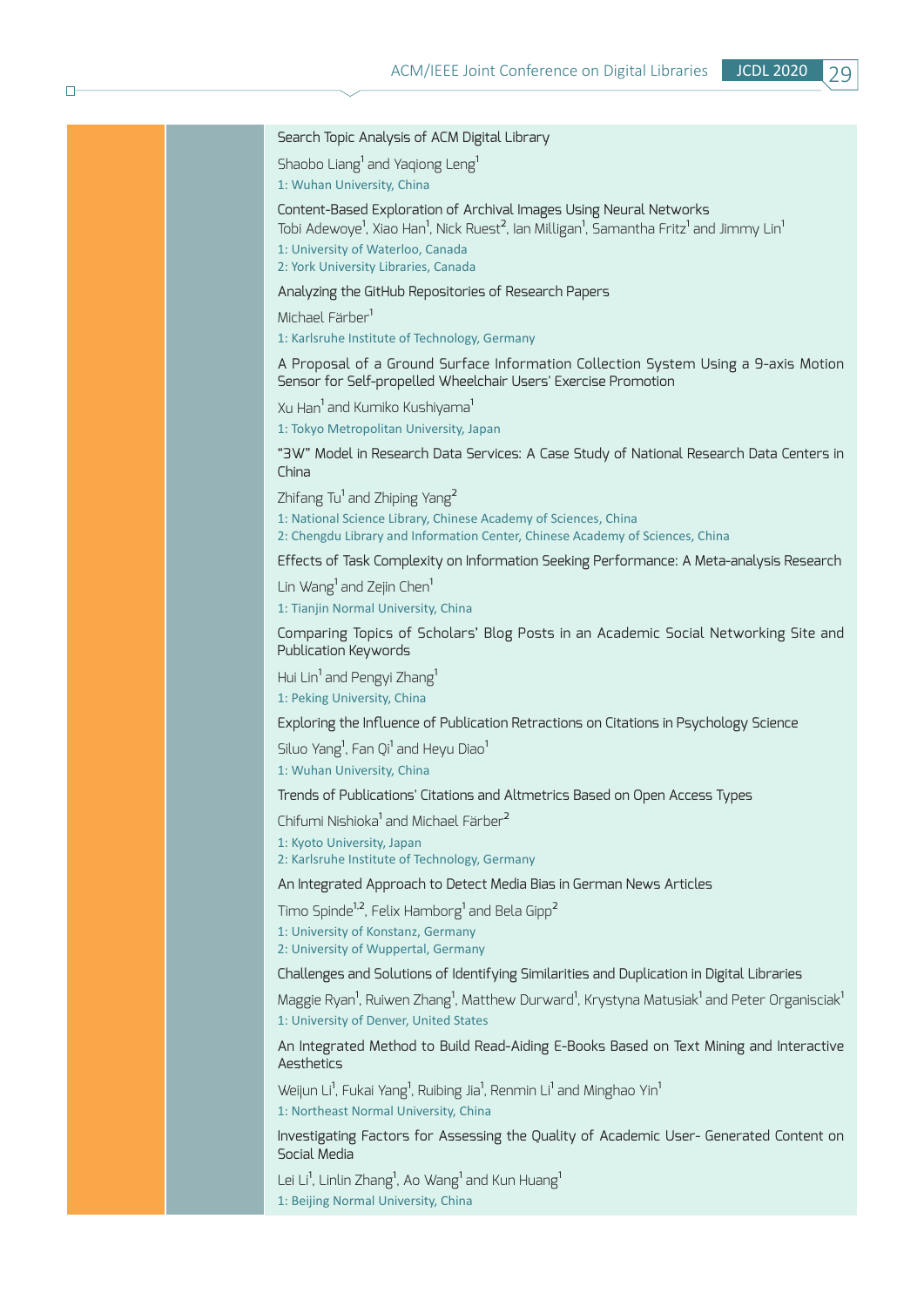Search Topic Analysis of ACM Digital Library

Shaobo Liang[1] and Yaqiong Leng[1]

1: Wuhan University, China

Content-Based Exploration of Archival Images Using Neural Networks

Tobi Adewoye[1], Xiao Han[1], Nick Ruest[2], Ian Milligan[1], Samantha Fritz[1] and Jimmy Lin[1]

1: University of Waterloo, Canada
2: York University Libraries, Canada

Analyzing the GitHub Repositories of Research Papers

Michael Färber[1]

1: Karlsruhe Institute of Technology, Germany

A Proposal of a Ground Surface Information Collection System Using a 9-axis Motion Sensor for Self-propelled Wheelchair Users' Exercise Promotion

Xu Han[1] and Kumiko Kushiyama[1]

1: Tokyo Metropolitan University, Japan

"3W" Model in Research Data Services: A Case Study of National Research Data Centers in China

Zhifang Tu[1] and Zhiping Yang[2]

1: National Science Library, Chinese Academy of Sciences, China
2: Chengdu Library and Information Center, Chinese Academy of Sciences, China

Effects of Task Complexity on Information Seeking Performance: A Meta-analysis Research

Lin Wang[1] and Zejin Chen[1]

1: Tianjin Normal University, China

Comparing Topics of Scholars' Blog Posts in an Academic Social Networking Site and Publication Keywords

Hui Lin[1] and Pengyi Zhang[1]

1: Peking University, China

Exploring the Influence of Publication Retractions on Citations in Psychology Science

Siluo Yang[1], Fan Qi[1] and Heyu Diao[1]

1: Wuhan University, China

Trends of Publications' Citations and Altmetrics Based on Open Access Types

Chifumi Nishioka[1] and Michael Färber[2]

1: Kyoto University, Japan
2: Karlsruhe Institute of Technology, Germany

An Integrated Approach to Detect Media Bias in German News Articles

Timo Spinde[1,2], Felix Hamborg[1] and Bela Gipp[2]

1: University of Konstanz, Germany
2: University of Wuppertal, Germany

Challenges and Solutions of Identifying Similarities and Duplication in Digital Libraries

Maggie Ryan[1], Ruiwen Zhang[1], Matthew Durward[1], Krystyna Matusiak[1] and Peter Organisciak[1]

1: University of Denver, United States

An Integrated Method to Build Read-Aiding E-Books Based on Text Mining and Interactive Aesthetics

Weijun Li[1], Fukai Yang[1], Ruibing Jia[1], Renmin Li[1] and Minghao Yin[1]

1: Northeast Normal University, China

Investigating Factors for Assessing the Quality of Academic User- Generated Content on Social Media

Lei Li[1], Linlin Zhang[1], Ao Wang[1] and Kun Huang[1]

1: Beijing Normal University, China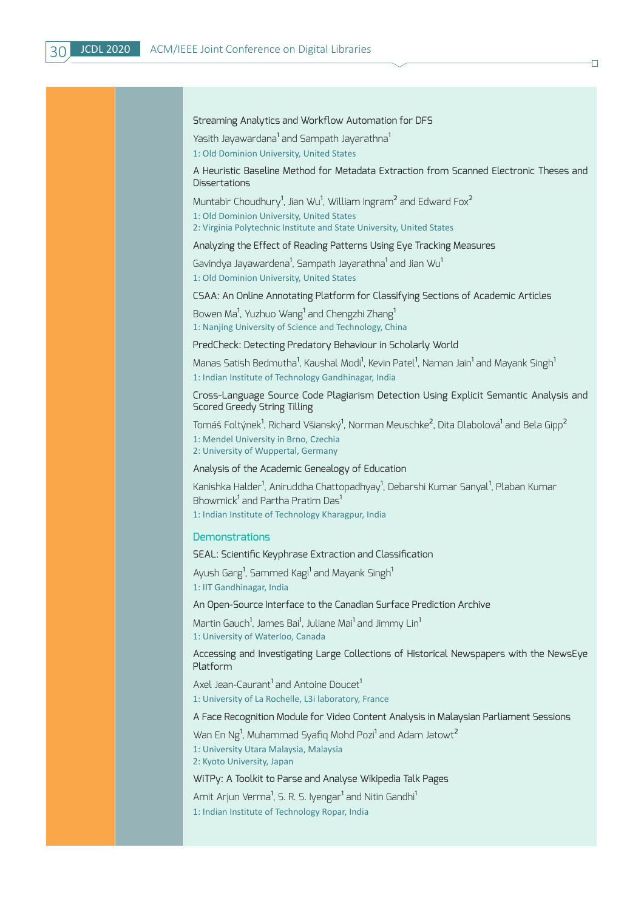Streaming Analytics and Workflow Automation for DFS

Yasith Jayawardana[1] and Sampath Jayarathna[1]

1: Old Dominion University, United States

A Heuristic Baseline Method for Metadata Extraction from Scanned Electronic Theses and Dissertations

Muntabir Choudhury[1], Jian Wu[1], William Ingram[2] and Edward Fox[2]

1: Old Dominion University, United States
2: Virginia Polytechnic Institute and State University, United States

Analyzing the Effect of Reading Patterns Using Eye Tracking Measures

Gavindya Jayawardena[1], Sampath Jayarathna[1] and Jian Wu[1]

1: Old Dominion University, United States

CSAA: An Online Annotating Platform for Classifying Sections of Academic Articles

Bowen Ma[1], Yuzhuo Wang[1] and Chengzhi Zhang[1]

1: Nanjing University of Science and Technology, China

PredCheck: Detecting Predatory Behaviour in Scholarly World

Manas Satish Bedmutha[1], Kaushal Modi[1], Kevin Patel[1], Naman Jain[1] and Mayank Singh[1]

1: Indian Institute of Technology Gandhinagar, India

Cross-Language Source Code Plagiarism Detection Using Explicit Semantic Analysis and Scored Greedy String Tilling

Tomáš Foltýnek[1], Richard Všianský[1], Norman Meuschke[2], Dita Dlabolová[1] and Bela Gipp[2]

1: Mendel University in Brno, Czechia
2: University of Wuppertal, Germany

Analysis of the Academic Genealogy of Education

Kanishka Halder[1], Aniruddha Chattopadhyay[1], Debarshi Kumar Sanyal[1], Plaban Kumar Bhowmick[1] and Partha Pratim Das[1]

1: Indian Institute of Technology Kharagpur, India

## Demonstrations

SEAL: Scientific Keyphrase Extraction and Classification

Ayush Garg[1], Sammed Kagi[1] and Mayank Singh[1]

1: IIT Gandhinagar, India

An Open-Source Interface to the Canadian Surface Prediction Archive

Martin Gauch[1], James Bai[1], Juliane Mai[1] and Jimmy Lin[1]

1: University of Waterloo, Canada

Accessing and Investigating Large Collections of Historical Newspapers with the NewsEye Platform

Axel Jean-Caurant[1] and Antoine Doucet[1]

1: University of La Rochelle, L3i laboratory, France

A Face Recognition Module for Video Content Analysis in Malaysian Parliament Sessions

Wan En Ng[1], Muhammad Syafiq Mohd Pozi[1] and Adam Jatowt[2]

1: University Utara Malaysia, Malaysia
2: Kyoto University, Japan

WiTPy: A Toolkit to Parse and Analyse Wikipedia Talk Pages

Amit Arjun Verma[1], S. R. S. Iyengar[1] and Nitin Gandhi[1]

1: Indian Institute of Technology Ropar, India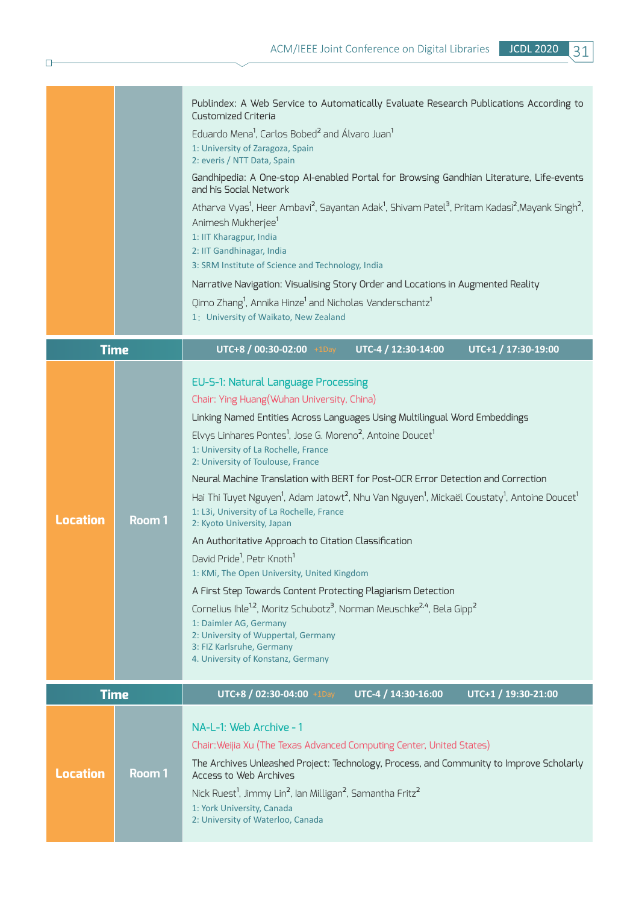Publindex: A Web Service to Automatically Evaluate Research Publications According to Customized Criteria

Eduardo Mena[1], Carlos Bobed[2] and Álvaro Juan[1]

1: University of Zaragoza, Spain
2: everis / NTT Data, Spain

Gandhipedia: A One-stop AI-enabled Portal for Browsing Gandhian Literature, Life-events and his Social Network

Atharva Vyas[1], Heer Ambavi[2], Sayantan Adak[1], Shivam Patel[3], Pritam Kadasi[2],Mayank Singh[2], Animesh Mukherjee[1]

1: IIT Kharagpur, India
2: IIT Gandhinagar, India
3: SRM Institute of Science and Technology, India

Narrative Navigation: Visualising Story Order and Locations in Augmented Reality

Qimo Zhang[1], Annika Hinze[1] and Nicholas Vanderschantz[1]

1: University of Waikato, New Zealand

| Time | UTC+8 / 00:30-02:00 +1Day | UTC-4 / 12:30-14:00 | UTC+1 / 17:30-19:00 |
|---|---|---|---|

**Location:** Room 1

### EU-S-1: Natural Language Processing

Chair: Ying Huang(Wuhan University, China)

Linking Named Entities Across Languages Using Multilingual Word Embeddings

Elvys Linhares Pontes[1], Jose G. Moreno[2], Antoine Doucet[1]

1: University of La Rochelle, France
2: University of Toulouse, France

Neural Machine Translation with BERT for Post-OCR Error Detection and Correction

Hai Thi Tuyet Nguyen[1], Adam Jatowt[2], Nhu Van Nguyen[1], Mickaël Coustaty[1], Antoine Doucet[1]

1: L3i, University of La Rochelle, France
2: Kyoto University, Japan

An Authoritative Approach to Citation Classification

David Pride[1], Petr Knoth[1]

1: KMi, The Open University, United Kingdom

A First Step Towards Content Protecting Plagiarism Detection

Cornelius Ihle[1,2], Moritz Schubotz[3], Norman Meuschke[2,4], Bela Gipp[2]

1: Daimler AG, Germany
2: University of Wuppertal, Germany
3: FIZ Karlsruhe, Germany
4. University of Konstanz, Germany

| Time | UTC+8 / 02:30-04:00 +1Day | UTC-4 / 14:30-16:00 | UTC+1 / 19:30-21:00 |
|---|---|---|---|

**Location:** Room 1

### NA-L-1: Web Archive - 1

Chair:Weijia Xu (The Texas Advanced Computing Center, United States)

The Archives Unleashed Project: Technology, Process, and Community to Improve Scholarly Access to Web Archives

Nick Ruest[1], Jimmy Lin[2], Ian Milligan[2], Samantha Fritz[2]

1: York University, Canada
2: University of Waterloo, Canada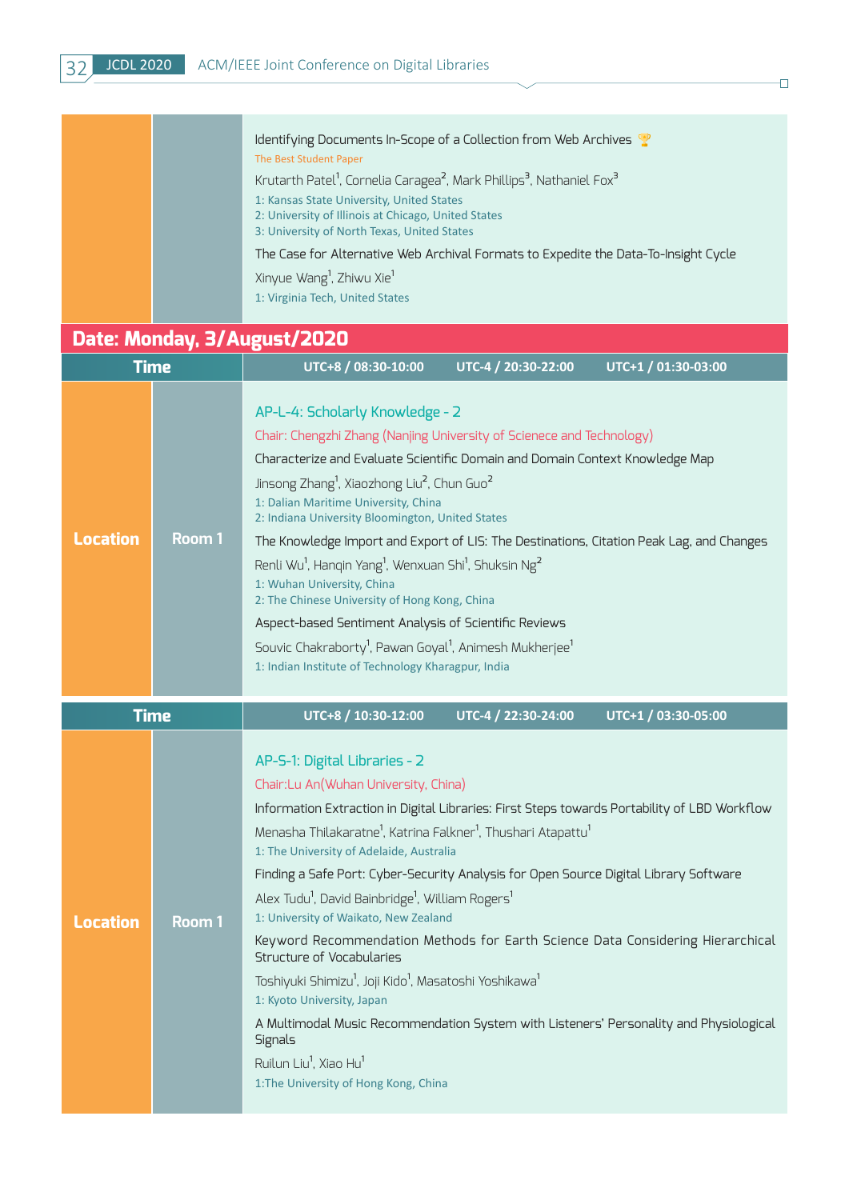Identifying Documents In-Scope of a Collection from Web Archives 🏆

The Best Student Paper

Krutarth Patel[1], Cornelia Caragea[2], Mark Phillips[3], Nathaniel Fox[3]

1: Kansas State University, United States
2: University of Illinois at Chicago, United States
3: University of North Texas, United States

The Case for Alternative Web Archival Formats to Expedite the Data-To-Insight Cycle

Xinyue Wang[1], Zhiwu Xie[1]

1: Virginia Tech, United States

## Date: Monday, 3/August/2020

| Time | | UTC+8 / 08:30-10:00 | UTC-4 / 20:30-22:00 | UTC+1 / 01:30-03:00 |
|---|---|---|---|---|
| **Location** | **Room 1** | | | |

### AP-L-4: Scholarly Knowledge - 2

Chair: Chengzhi Zhang (Nanjing University of Scienece and Technology)

Characterize and Evaluate Scientific Domain and Domain Context Knowledge Map

Jinsong Zhang[1], Xiaozhong Liu[2], Chun Guo[2]

1: Dalian Maritime University, China
2: Indiana University Bloomington, United States

The Knowledge Import and Export of LIS: The Destinations, Citation Peak Lag, and Changes

Renli Wu[1], Hanqin Yang[1], Wenxuan Shi[1], Shuksin Ng[2]

1: Wuhan University, China
2: The Chinese University of Hong Kong, China

Aspect-based Sentiment Analysis of Scientific Reviews

Souvic Chakraborty[1], Pawan Goyal[1], Animesh Mukherjee[1]

1: Indian Institute of Technology Kharagpur, India

| Time | | UTC+8 / 10:30-12:00 | UTC-4 / 22:30-24:00 | UTC+1 / 03:30-05:00 |
|---|---|---|---|---|
| **Location** | **Room 1** | | | |

### AP-S-1: Digital Libraries - 2

Chair:Lu An(Wuhan University, China)

Information Extraction in Digital Libraries: First Steps towards Portability of LBD Workflow

Menasha Thilakaratne[1], Katrina Falkner[1], Thushari Atapattu[1]

1: The University of Adelaide, Australia

Finding a Safe Port: Cyber-Security Analysis for Open Source Digital Library Software

Alex Tudu[1], David Bainbridge[1], William Rogers[1]

1: University of Waikato, New Zealand

Keyword Recommendation Methods for Earth Science Data Considering Hierarchical Structure of Vocabularies

Toshiyuki Shimizu[1], Joji Kido[1], Masatoshi Yoshikawa[1]

1: Kyoto University, Japan

A Multimodal Music Recommendation System with Listeners' Personality and Physiological Signals

Ruilun Liu[1], Xiao Hu[1]

1:The University of Hong Kong, China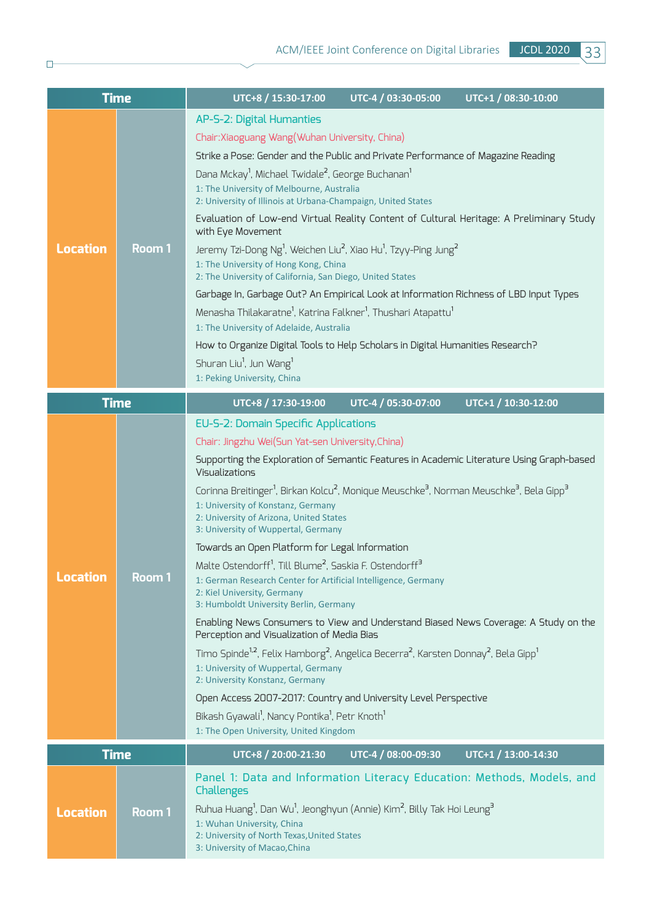| Time | | UTC+8 / 15:30-17:00 UTC-4 / 03:30-05:00 UTC+1 / 08:30-10:00 |
|---|---|---|
| Location | Room 1 | **AP-S-2: Digital Humanties**<br>Chair:Xiaoguang Wang(Wuhan University, China)<br>Strike a Pose: Gender and the Public and Private Performance of Magazine Reading<br>Dana Mckay[1], Michael Twidale[2], George Buchanan[1]<br>1: The University of Melbourne, Australia<br>2: University of Illinois at Urbana-Champaign, United States<br>Evaluation of Low-end Virtual Reality Content of Cultural Heritage: A Preliminary Study with Eye Movement<br>Jeremy Tzi-Dong Ng[1], Weichen Liu[2], Xiao Hu[1], Tzyy-Ping Jung[2]<br>1: The University of Hong Kong, China<br>2: The University of California, San Diego, United States<br>Garbage In, Garbage Out? An Empirical Look at Information Richness of LBD Input Types<br>Menasha Thilakaratne[1], Katrina Falkner[1], Thushari Atapattu[1]<br>1: The University of Adelaide, Australia<br>How to Organize Digital Tools to Help Scholars in Digital Humanities Research?<br>Shuran Liu[1], Jun Wang[1]<br>1: Peking University, China |

| Time | | UTC+8 / 17:30-19:00 UTC-4 / 05:30-07:00 UTC+1 / 10:30-12:00 |
|---|---|---|
| Location | Room 1 | **EU-S-2: Domain Specific Applications**<br>Chair: Jingzhu Wei(Sun Yat-sen University,China)<br>Supporting the Exploration of Semantic Features in Academic Literature Using Graph-based Visualizations<br>Corinna Breitinger[1], Birkan Kolcu[2], Monique Meuschke[3], Norman Meuschke[3], Bela Gipp[3]<br>1: University of Konstanz, Germany<br>2: University of Arizona, United States<br>3: University of Wuppertal, Germany<br>Towards an Open Platform for Legal Information<br>Malte Ostendorff[1], Till Blume[2], Saskia F. Ostendorff[3]<br>1: German Research Center for Artificial Intelligence, Germany<br>2: Kiel University, Germany<br>3: Humboldt University Berlin, Germany<br>Enabling News Consumers to View and Understand Biased News Coverage: A Study on the Perception and Visualization of Media Bias<br>Timo Spinde[1,2], Felix Hamborg[2], Angelica Becerra[2], Karsten Donnay[2], Bela Gipp[1]<br>1: University of Wuppertal, Germany<br>2: University Konstanz, Germany<br>Open Access 2007-2017: Country and University Level Perspective<br>Bikash Gyawali[1], Nancy Pontika[1], Petr Knoth[1]<br>1: The Open University, United Kingdom |

| Time | | UTC+8 / 20:00-21:30 UTC-4 / 08:00-09:30 UTC+1 / 13:00-14:30 |
|---|---|---|
| Location | Room 1 | **Panel 1: Data and Information Literacy Education: Methods, Models, and Challenges**<br>Ruhua Huang[1], Dan Wu[1], Jeonghyun (Annie) Kim[2], Billy Tak Hoi Leung[3]<br>1: Wuhan University, China<br>2: University of North Texas,United States<br>3: University of Macao,China |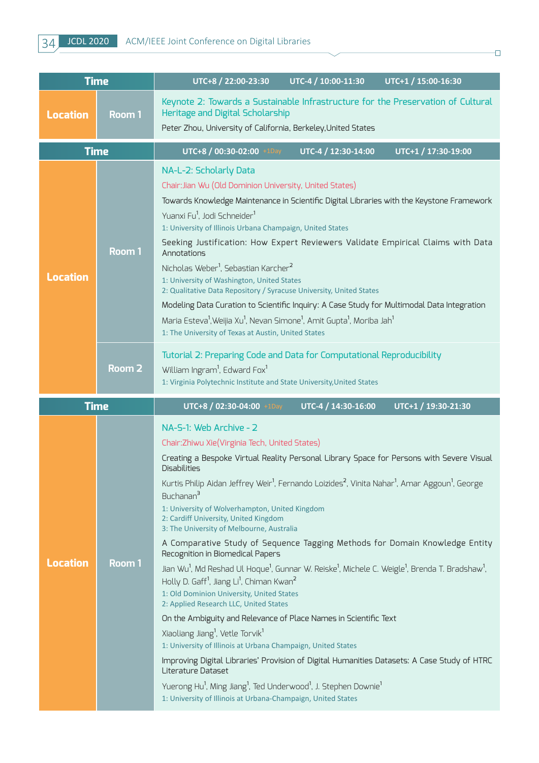| Time | | UTC+8 / 22:00-23:30 UTC-4 / 10:00-11:30 UTC+1 / 15:00-16:30 |
|---|---|---|
| Location | Room 1 | Keynote 2: Towards a Sustainable Infrastructure for the Preservation of Cultural Heritage and Digital Scholarship<br>Peter Zhou, University of California, Berkeley,United States |

| Time | | UTC+8 / 00:30-02:00 +1Day UTC-4 / 12:30-14:00 UTC+1 / 17:30-19:00 |
|---|---|---|
| Location | Room 1 | NA-L-2: Scholarly Data<br>Chair:Jian Wu (Old Dominion University, United States)<br>Towards Knowledge Maintenance in Scientific Digital Libraries with the Keystone Framework<br>Yuanxi Fu[1], Jodi Schneider[1]<br>1: University of Illinois Urbana Champaign, United States<br>Seeking Justification: How Expert Reviewers Validate Empirical Claims with Data Annotations<br>Nicholas Weber[1], Sebastian Karcher[2]<br>1: University of Washington, United States<br>2: Qualitative Data Repository / Syracuse University, United States<br>Modeling Data Curation to Scientific Inquiry: A Case Study for Multimodal Data Integration<br>Maria Esteva[1],Weijia Xu[1], Nevan Simone[1], Amit Gupta[1], Moriba Jah[1]<br>1: The University of Texas at Austin, United States |
| | Room 2 | Tutorial 2: Preparing Code and Data for Computational Reproducibility<br>William Ingram[1], Edward Fox[1]<br>1: Virginia Polytechnic Institute and State University,United States |

| Time | | UTC+8 / 02:30-04:00 +1Day UTC-4 / 14:30-16:00 UTC+1 / 19:30-21:30 |
|---|---|---|
| Location | Room 1 | NA-S-1: Web Archive - 2<br>Chair:Zhiwu Xie(Virginia Tech, United States)<br>Creating a Bespoke Virtual Reality Personal Library Space for Persons with Severe Visual Disabilities<br>Kurtis Philip Aidan Jeffrey Weir[1], Fernando Loizides[2], Vinita Nahar[1], Amar Aggoun[1], George Buchanan[3]<br>1: University of Wolverhampton, United Kingdom<br>2: Cardiff University, United Kingdom<br>3: The University of Melbourne, Australia<br>A Comparative Study of Sequence Tagging Methods for Domain Knowledge Entity Recognition in Biomedical Papers<br>Jian Wu[1], Md Reshad Ul Hoque[1], Gunnar W. Reiske[1], Michele C. Weigle[1], Brenda T. Bradshaw[1], Holly D. Gaff[1], Jiang Li[1], Chiman Kwan[2]<br>1: Old Dominion University, United States<br>2: Applied Research LLC, United States<br>On the Ambiguity and Relevance of Place Names in Scientific Text<br>Xiaoliang Jiang[1], Vetle Torvik[1]<br>1: University of Illinois at Urbana Champaign, United States<br>Improving Digital Libraries' Provision of Digital Humanities Datasets: A Case Study of HTRC Literature Dataset<br>Yuerong Hu[1], Ming Jiang[1], Ted Underwood[1], J. Stephen Downie[1]<br>1: University of Illinois at Urbana-Champaign, United States |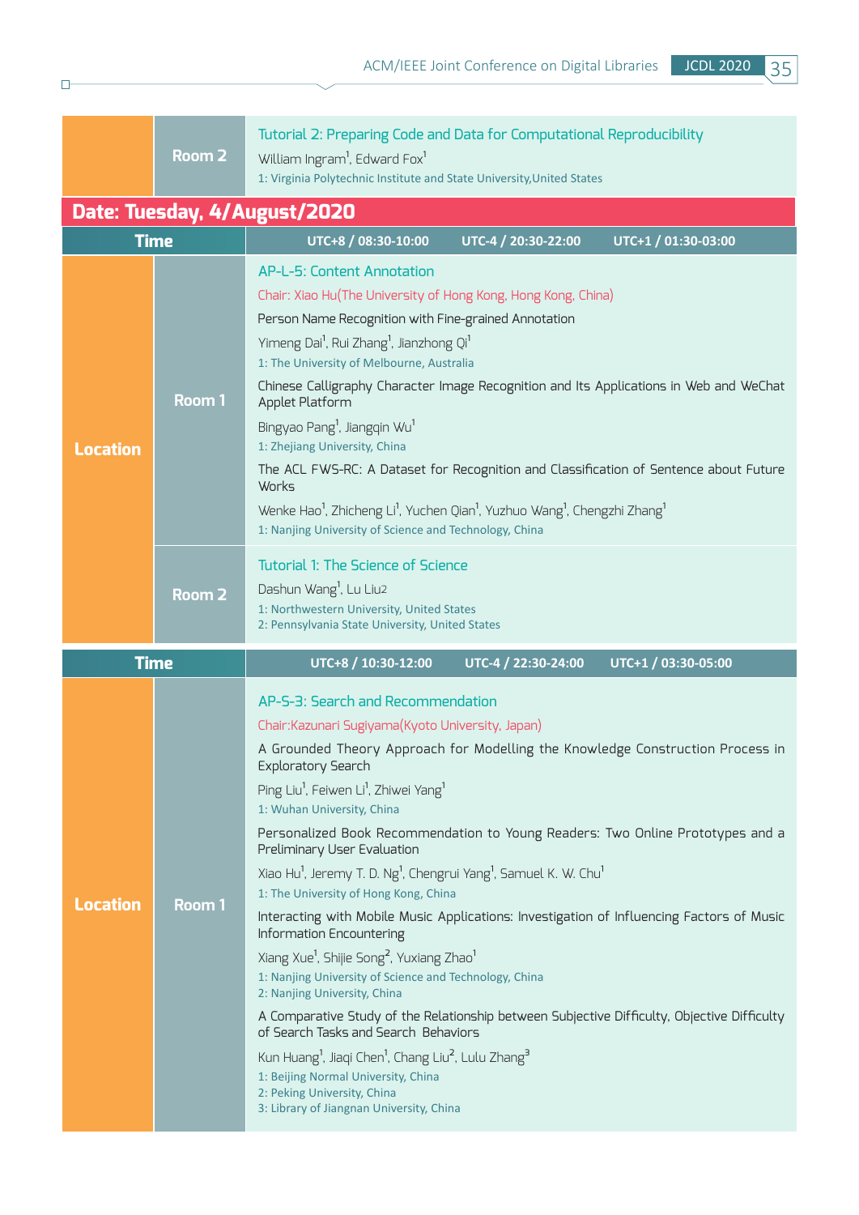| | Room 2 | Tutorial 2: Preparing Code and Data for Computational Reproducibility<br>William Ingram[1], Edward Fox[1]<br>1: Virginia Polytechnic Institute and State University,United States |
|---|---|---|

## Date: Tuesday, 4/August/2020

| Time | | UTC+8 / 08:30-10:00 UTC-4 / 20:30-22:00 UTC+1 / 01:30-03:00 |
|---|---|---|
| Location | Room 1 | AP-L-5: Content Annotation<br>Chair: Xiao Hu(The University of Hong Kong, Hong Kong, China)<br>Person Name Recognition with Fine-grained Annotation<br>Yimeng Dai[1], Rui Zhang[1], Jianzhong Qi[1]<br>1: The University of Melbourne, Australia<br>Chinese Calligraphy Character Image Recognition and Its Applications in Web and WeChat Applet Platform<br>Bingyao Pang[1], Jiangqin Wu[1]<br>1: Zhejiang University, China<br>The ACL FWS-RC: A Dataset for Recognition and Classification of Sentence about Future Works<br>Wenke Hao[1], Zhicheng Li[1], Yuchen Qian[1], Yuzhuo Wang[1], Chengzhi Zhang[1]<br>1: Nanjing University of Science and Technology, China |
| | Room 2 | Tutorial 1: The Science of Science<br>Dashun Wang[1], Lu Liu2<br>1: Northwestern University, United States<br>2: Pennsylvania State University, United States |

| Time | | UTC+8 / 10:30-12:00 UTC-4 / 22:30-24:00 UTC+1 / 03:30-05:00 |
|---|---|---|
| Location | Room 1 | AP-S-3: Search and Recommendation<br>Chair:Kazunari Sugiyama(Kyoto University, Japan)<br>A Grounded Theory Approach for Modelling the Knowledge Construction Process in Exploratory Search<br>Ping Liu[1], Feiwen Li[1], Zhiwei Yang[1]<br>1: Wuhan University, China<br>Personalized Book Recommendation to Young Readers: Two Online Prototypes and a Preliminary User Evaluation<br>Xiao Hu[1], Jeremy T. D. Ng[1], Chengrui Yang[1], Samuel K. W. Chu[1]<br>1: The University of Hong Kong, China<br>Interacting with Mobile Music Applications: Investigation of Influencing Factors of Music Information Encountering<br>Xiang Xue[1], Shijie Song[2], Yuxiang Zhao[1]<br>1: Nanjing University of Science and Technology, China<br>2: Nanjing University, China<br>A Comparative Study of the Relationship between Subjective Difficulty, Objective Difficulty of Search Tasks and Search Behaviors<br>Kun Huang[1], Jiaqi Chen[1], Chang Liu[2], Lulu Zhang[3]<br>1: Beijing Normal University, China<br>2: Peking University, China<br>3: Library of Jiangnan University, China |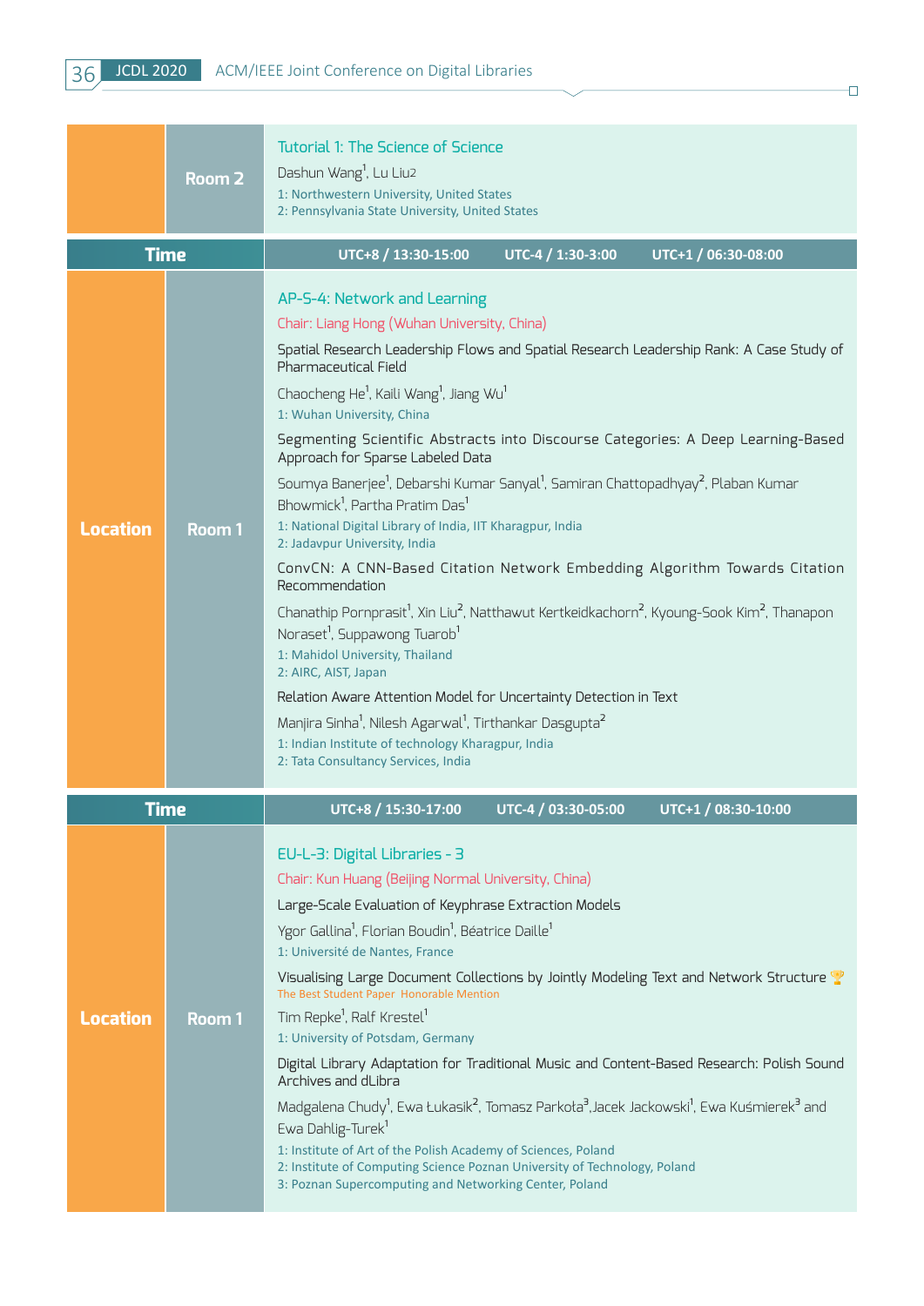| | Room 2 | **Tutorial 1: The Science of Science**<br>Dashun Wang[1], Lu Liu2<br>1: Northwestern University, United States<br>2: Pennsylvania State University, United States |
|---|---|---|
| **Time** | | **UTC+8 / 13:30-15:00** **UTC-4 / 1:30-3:00** **UTC+1 / 06:30-08:00** |
| **Location** | **Room 1** | **AP-S-4: Network and Learning**<br>Chair: Liang Hong (Wuhan University, China)<br>Spatial Research Leadership Flows and Spatial Research Leadership Rank: A Case Study of Pharmaceutical Field<br>Chaocheng He[1], Kaili Wang[1], Jiang Wu[1]<br>1: Wuhan University, China<br>Segmenting Scientific Abstracts into Discourse Categories: A Deep Learning-Based Approach for Sparse Labeled Data<br>Soumya Banerjee[1], Debarshi Kumar Sanyal[1], Samiran Chattopadhyay[2], Plaban Kumar Bhowmick[1], Partha Pratim Das[1]<br>1: National Digital Library of India, IIT Kharagpur, India<br>2: Jadavpur University, India<br>ConvCN: A CNN-Based Citation Network Embedding Algorithm Towards Citation Recommendation<br>Chanathip Pornprasit[1], Xin Liu[2], Natthawut Kertkeidkachorn[2], Kyoung-Sook Kim[2], Thanapon Noraset[1], Suppawong Tuarob[1]<br>1: Mahidol University, Thailand<br>2: AIRC, AIST, Japan<br>Relation Aware Attention Model for Uncertainty Detection in Text<br>Manjira Sinha[1], Nilesh Agarwal[1], Tirthankar Dasgupta[2]<br>1: Indian Institute of technology Kharagpur, India<br>2: Tata Consultancy Services, India |
| **Time** | | **UTC+8 / 15:30-17:00** **UTC-4 / 03:30-05:00** **UTC+1 / 08:30-10:00** |
| **Location** | **Room 1** | **EU-L-3: Digital Libraries - 3**<br>Chair: Kun Huang (Beijing Normal University, China)<br>Large-Scale Evaluation of Keyphrase Extraction Models<br>Ygor Gallina[1], Florian Boudin[1], Béatrice Daille[1]<br>1: Université de Nantes, France<br>Visualising Large Document Collections by Jointly Modeling Text and Network Structure 🏆<br>The Best Student Paper Honorable Mention<br>Tim Repke[1], Ralf Krestel[1]<br>1: University of Potsdam, Germany<br>Digital Library Adaptation for Traditional Music and Content-Based Research: Polish Sound Archives and dLibra<br>Madgalena Chudy[1], Ewa Łukasik[2], Tomasz Parkota[3],Jacek Jackowski[1], Ewa Kuśmierek[3] and Ewa Dahlig-Turek[1]<br>1: Institute of Art of the Polish Academy of Sciences, Poland<br>2: Institute of Computing Science Poznan University of Technology, Poland<br>3: Poznan Supercomputing and Networking Center, Poland |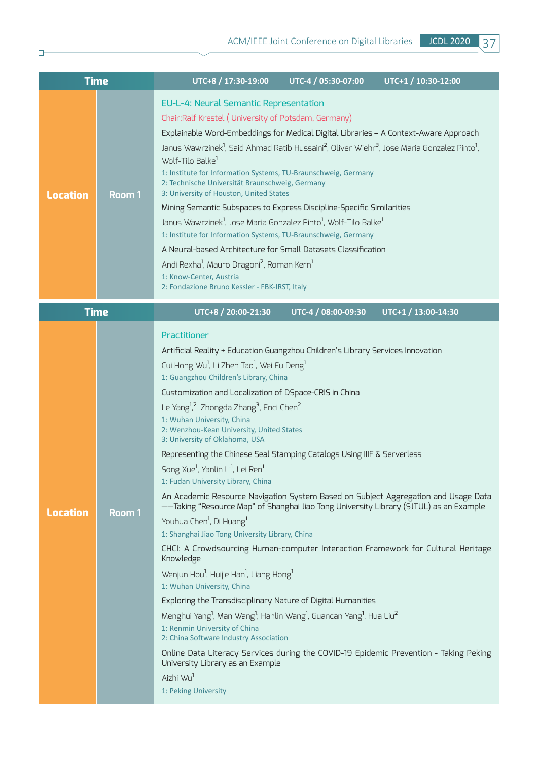| Time | | UTC+8 / 17:30-19:00 UTC-4 / 05:30-07:00 UTC+1 / 10:30-12:00 |
|---|---|---|
| Location | Room 1 | **EU-L-4: Neural Semantic Representation**<br>Chair:Ralf Krestel ( University of Potsdam, Germany)<br><br>Explainable Word-Embeddings for Medical Digital Libraries – A Context-Aware Approach<br>Janus Wawrzinek[1], Said Ahmad Ratib Hussaini[2], Oliver Wiehr[3], Jose Maria Gonzalez Pinto[1], Wolf-Tilo Balke[1]<br>1: Institute for Information Systems, TU-Braunschweig, Germany<br>2: Technische Universität Braunschweig, Germany<br>3: University of Houston, United States<br><br>Mining Semantic Subspaces to Express Discipline-Specific Similarities<br>Janus Wawrzinek[1], Jose Maria Gonzalez Pinto[1], Wolf-Tilo Balke[1]<br>1: Institute for Information Systems, TU-Braunschweig, Germany<br><br>A Neural-based Architecture for Small Datasets Classification<br>Andi Rexha[1], Mauro Dragoni[2], Roman Kern[1]<br>1: Know-Center, Austria<br>2: Fondazione Bruno Kessler - FBK-IRST, Italy |

| Time | | UTC+8 / 20:00-21:30 UTC-4 / 08:00-09:30 UTC+1 / 13:00-14:30 |
|---|---|---|
| Location | Room 1 | **Practitioner**<br><br>Artificial Reality + Education Guangzhou Children's Library Services Innovation<br>Cui Hong Wu[1], Li Zhen Tao[1], Wei Fu Deng[1]<br>1: Guangzhou Children's Library, China<br><br>Customization and Localization of DSpace-CRIS in China<br>Le Yang[1,2] Zhongda Zhang[3], Enci Chen[2]<br>1: Wuhan University, China<br>2: Wenzhou-Kean University, United States<br>3: University of Oklahoma, USA<br><br>Representing the Chinese Seal Stamping Catalogs Using IIIF & Serverless<br>Song Xue[1], Yanlin Li[1], Lei Ren[1]<br>1: Fudan University Library, China<br><br>An Academic Resource Navigation System Based on Subject Aggregation and Usage Data ——Taking "Resource Map" of Shanghai Jiao Tong University Library (SJTUL) as an Example<br>Youhua Chen[1], Di Huang[1]<br>1: Shanghai Jiao Tong University Library, China<br><br>CHCI: A Crowdsourcing Human-computer Interaction Framework for Cultural Heritage Knowledge<br>Wenjun Hou[1], Huijie Han[1], Liang Hong[1]<br>1: Wuhan University, China<br><br>Exploring the Transdisciplinary Nature of Digital Humanities<br>Menghui Yang[1], Man Wang[1]; Hanlin Wang[1], Guancan Yang[1], Hua Liu[2]<br>1: Renmin University of China<br>2: China Software Industry Association<br><br>Online Data Literacy Services during the COVID-19 Epidemic Prevention - Taking Peking University Library as an Example<br>Aizhi Wu[1]<br>1: Peking University |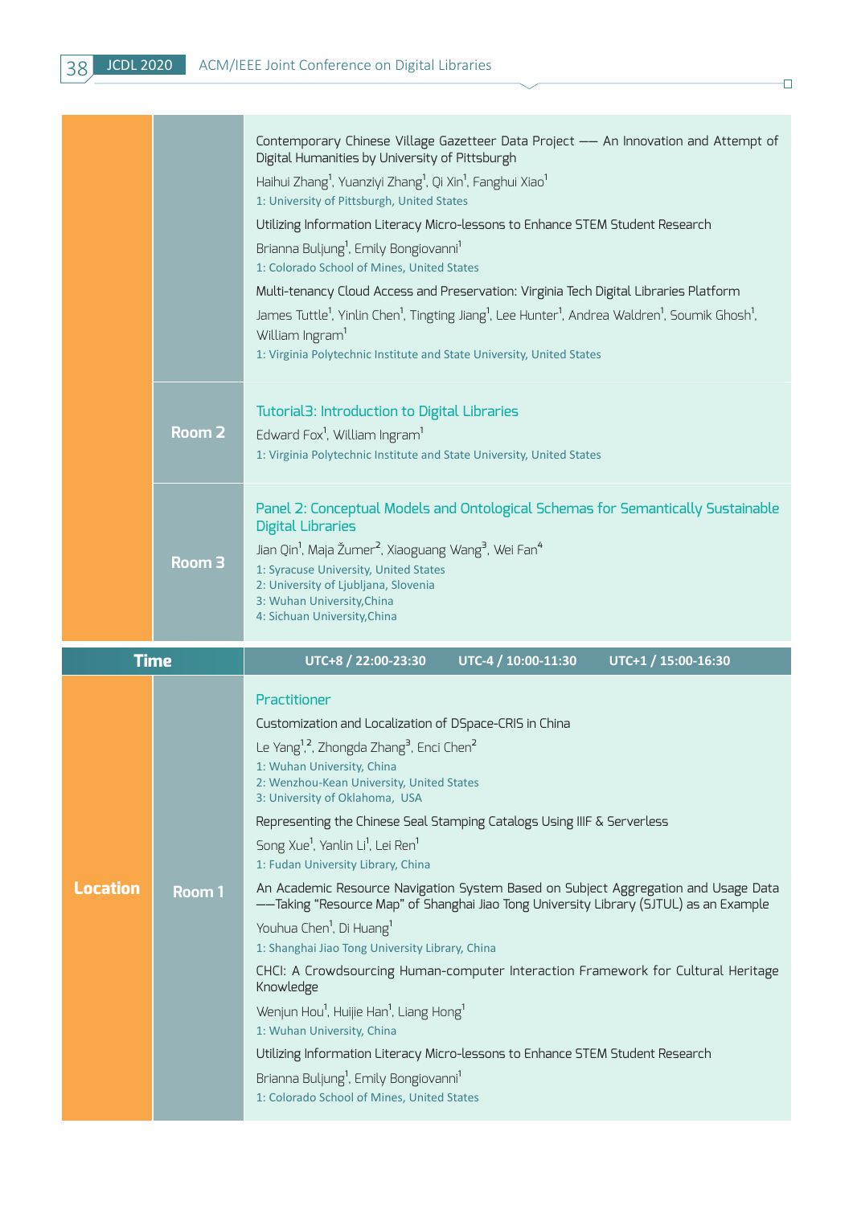| | | |
|---|---|---|
| | | Contemporary Chinese Village Gazetteer Data Project —— An Innovation and Attempt of Digital Humanities by University of Pittsburgh<br>Haihui Zhang[1], Yuanziyi Zhang[1], Qi Xin[1], Fanghui Xiao[1]<br>1: University of Pittsburgh, United States<br>Utilizing Information Literacy Micro-lessons to Enhance STEM Student Research<br>Brianna Buljung[1], Emily Bongiovanni[1]<br>1: Colorado School of Mines, United States<br>Multi-tenancy Cloud Access and Preservation: Virginia Tech Digital Libraries Platform<br>James Tuttle[1], Yinlin Chen[1], Tingting Jiang[1], Lee Hunter[1], Andrea Waldren[1], Soumik Ghosh[1], William Ingram[1]<br>1: Virginia Polytechnic Institute and State University, United States |
| | **Room 2** | Tutorial3: Introduction to Digital Libraries<br>Edward Fox[1], William Ingram[1]<br>1: Virginia Polytechnic Institute and State University, United States |
| | **Room 3** | Panel 2: Conceptual Models and Ontological Schemas for Semantically Sustainable Digital Libraries<br>Jian Qin[1], Maja Žumer[2], Xiaoguang Wang[3], Wei Fan[4]<br>1: Syracuse University, United States<br>2: University of Ljubljana, Slovenia<br>3: Wuhan University,China<br>4: Sichuan University,China |

| **Time** | | **UTC+8 / 22:00-23:30　　UTC-4 / 10:00-11:30　　UTC+1 / 15:00-16:30** |
|---|---|---|
| **Location** | **Room 1** | Practitioner<br>Customization and Localization of DSpace-CRIS in China<br>Le Yang[1,2], Zhongda Zhang[3], Enci Chen[2]<br>1: Wuhan University, China<br>2: Wenzhou-Kean University, United States<br>3: University of Oklahoma, USA<br>Representing the Chinese Seal Stamping Catalogs Using IIIF & Serverless<br>Song Xue[1], Yanlin Li[1], Lei Ren[1]<br>1: Fudan University Library, China<br>An Academic Resource Navigation System Based on Subject Aggregation and Usage Data ——Taking "Resource Map" of Shanghai Jiao Tong University Library (SJTUL) as an Example<br>Youhua Chen[1], Di Huang[1]<br>1: Shanghai Jiao Tong University Library, China<br>CHCI: A Crowdsourcing Human-computer Interaction Framework for Cultural Heritage Knowledge<br>Wenjun Hou[1], Huijie Han[1], Liang Hong[1]<br>1: Wuhan University, China<br>Utilizing Information Literacy Micro-lessons to Enhance STEM Student Research<br>Brianna Buljung[1], Emily Bongiovanni[1]<br>1: Colorado School of Mines, United States |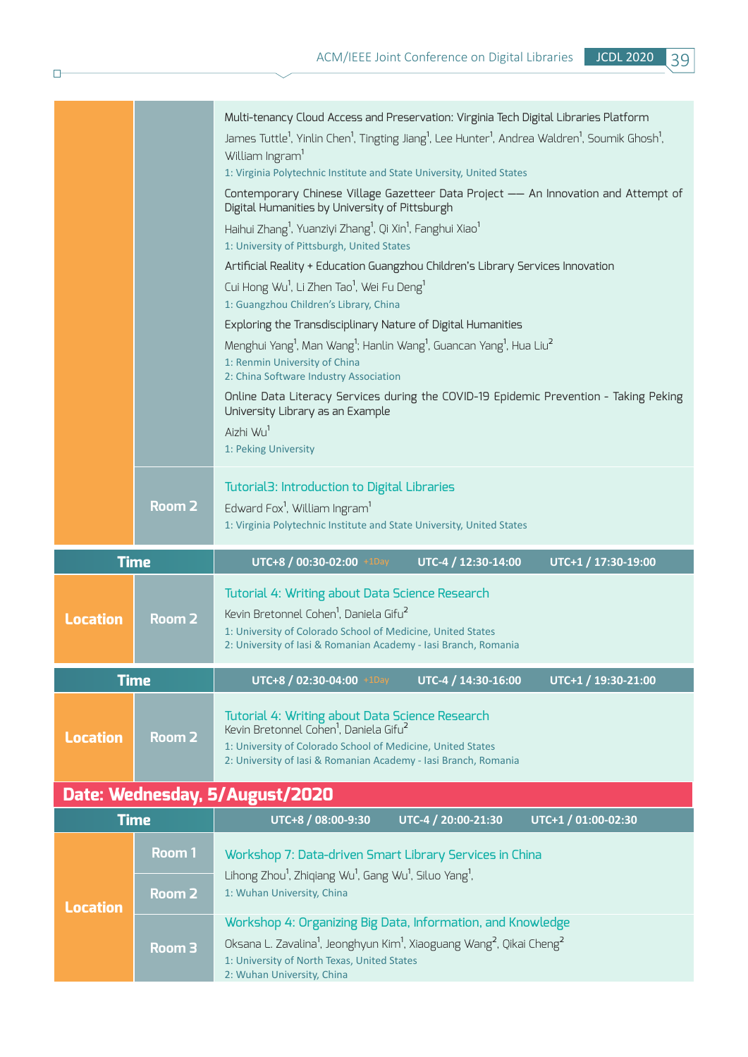Multi-tenancy Cloud Access and Preservation: Virginia Tech Digital Libraries Platform

James Tuttle[1], Yinlin Chen[1], Tingting Jiang[1], Lee Hunter[1], Andrea Waldren[1], Soumik Ghosh[1], William Ingram[1]

1: Virginia Polytechnic Institute and State University, United States

Contemporary Chinese Village Gazetteer Data Project —— An Innovation and Attempt of Digital Humanities by University of Pittsburgh

Haihui Zhang[1], Yuanziyi Zhang[1], Qi Xin[1], Fanghui Xiao[1]

1: University of Pittsburgh, United States

Artificial Reality + Education Guangzhou Children's Library Services Innovation

Cui Hong Wu[1], Li Zhen Tao[1], Wei Fu Deng[1]

1: Guangzhou Children's Library, China

Exploring the Transdisciplinary Nature of Digital Humanities

Menghui Yang[1], Man Wang[1]; Hanlin Wang[1], Guancan Yang[1], Hua Liu[2]

1: Renmin University of China
2: China Software Industry Association

Online Data Literacy Services during the COVID-19 Epidemic Prevention - Taking Peking University Library as an Example

Aizhi Wu[1]

1: Peking University

**Room 2**

Tutorial3: Introduction to Digital Libraries

Edward Fox[1], William Ingram[1]

1: Virginia Polytechnic Institute and State University, United States

| Time | | UTC+8 / 00:30-02:00 +1Day | UTC-4 / 12:30-14:00 | UTC+1 / 17:30-19:00 |
|---|---|---|---|---|
| Location | Room 2 | Tutorial 4: Writing about Data Science Research<br>Kevin Bretonnel Cohen[1], Daniela Gifu[2]<br>1: University of Colorado School of Medicine, United States<br>2: University of Iasi & Romanian Academy - Iasi Branch, Romania | | |

| Time | | UTC+8 / 02:30-04:00 +1Day | UTC-4 / 14:30-16:00 | UTC+1 / 19:30-21:00 |
|---|---|---|---|---|
| Location | Room 2 | Tutorial 4: Writing about Data Science Research<br>Kevin Bretonnel Cohen[1], Daniela Gifu[2]<br>1: University of Colorado School of Medicine, United States<br>2: University of Iasi & Romanian Academy - Iasi Branch, Romania | | |

## Date: Wednesday, 5/August/2020

| Time | | UTC+8 / 08:00-9:30 | UTC-4 / 20:00-21:30 | UTC+1 / 01:00-02:30 |
|---|---|---|---|---|
| Location | Room 1<br>Room 2 | Workshop 7: Data-driven Smart Library Services in China<br>Lihong Zhou[1], Zhiqiang Wu[1], Gang Wu[1], Siluo Yang[1],<br>1: Wuhan University, China | | |
| | Room 3 | Workshop 4: Organizing Big Data, Information, and Knowledge<br>Oksana L. Zavalina[1], Jeonghyun Kim[1], Xiaoguang Wang[2], Qikai Cheng[2]<br>1: University of North Texas, United States<br>2: Wuhan University, China | | |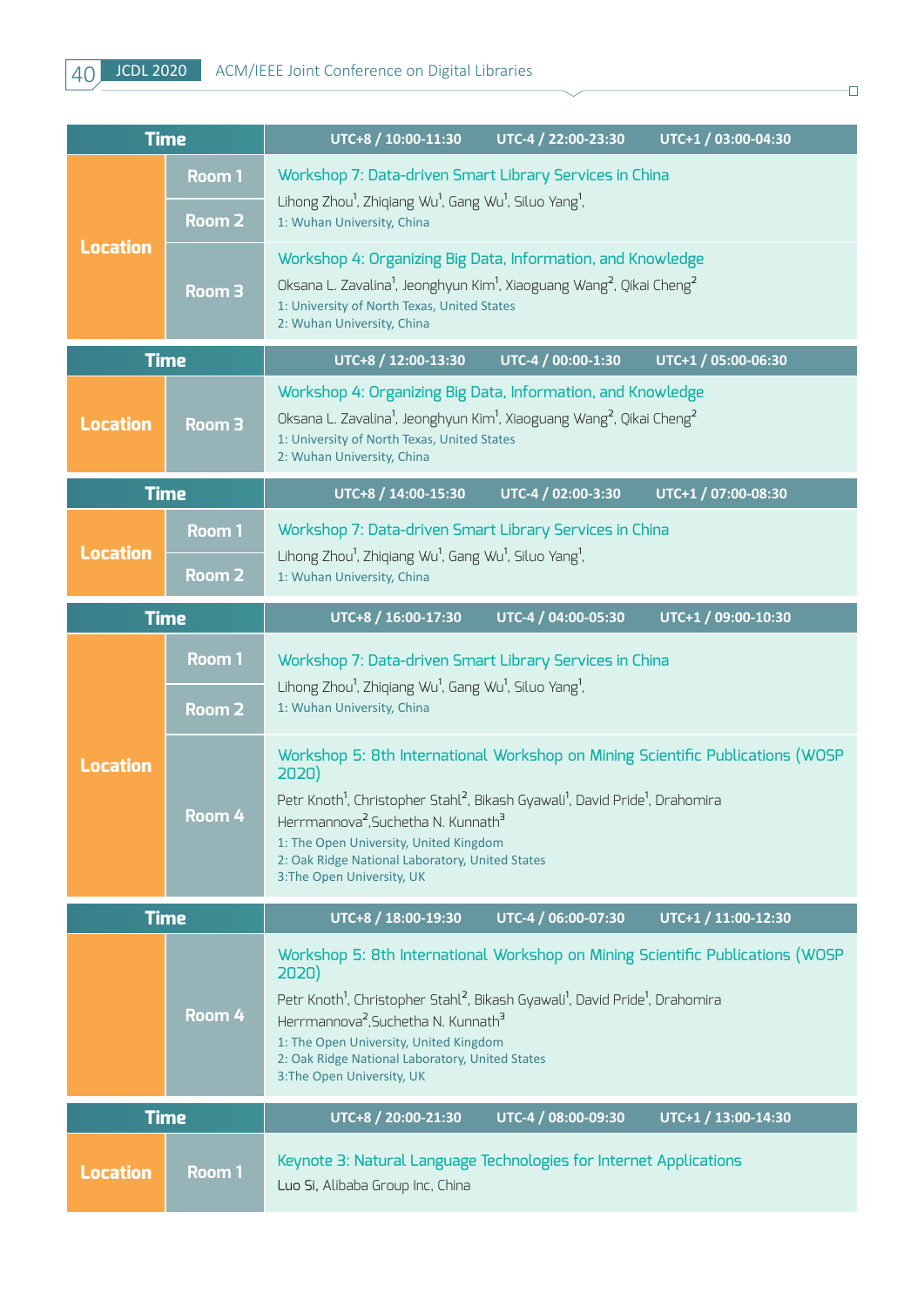| Time | | UTC+8 / 10:00-11:30 UTC-4 / 22:00-23:30 UTC+1 / 03:00-04:30 |
|---|---|---|
| Location | Room 1 / Room 2 | Workshop 7: Data-driven Smart Library Services in China<br>Lihong Zhou[1], Zhiqiang Wu[1], Gang Wu[1], Siluo Yang[1],<br>1: Wuhan University, China |
| | Room 3 | Workshop 4: Organizing Big Data, Information, and Knowledge<br>Oksana L. Zavalina[1], Jeonghyun Kim[1], Xiaoguang Wang[2], Qikai Cheng[2]<br>1: University of North Texas, United States<br>2: Wuhan University, China |

| Time | | UTC+8 / 12:00-13:30 UTC-4 / 00:00-1:30 UTC+1 / 05:00-06:30 |
|---|---|---|
| Location | Room 3 | Workshop 4: Organizing Big Data, Information, and Knowledge<br>Oksana L. Zavalina[1], Jeonghyun Kim[1], Xiaoguang Wang[2], Qikai Cheng[2]<br>1: University of North Texas, United States<br>2: Wuhan University, China |

| Time | | UTC+8 / 14:00-15:30 UTC-4 / 02:00-3:30 UTC+1 / 07:00-08:30 |
|---|---|---|
| Location | Room 1 / Room 2 | Workshop 7: Data-driven Smart Library Services in China<br>Lihong Zhou[1], Zhiqiang Wu[1], Gang Wu[1], Siluo Yang[1],<br>1: Wuhan University, China |

| Time | | UTC+8 / 16:00-17:30 UTC-4 / 04:00-05:30 UTC+1 / 09:00-10:30 |
|---|---|---|
| Location | Room 1 / Room 2 | Workshop 7: Data-driven Smart Library Services in China<br>Lihong Zhou[1], Zhiqiang Wu[1], Gang Wu[1], Siluo Yang[1],<br>1: Wuhan University, China |
| | Room 4 | Workshop 5: 8th International Workshop on Mining Scientific Publications (WOSP 2020)<br>Petr Knoth[1], Christopher Stahl[2], Bikash Gyawali[1], David Pride[1], Drahomira Herrmannova[2],Suchetha N. Kunnath[3]<br>1: The Open University, United Kingdom<br>2: Oak Ridge National Laboratory, United States<br>3:The Open University, UK |

| Time | | UTC+8 / 18:00-19:30 UTC-4 / 06:00-07:30 UTC+1 / 11:00-12:30 |
|---|---|---|
| | Room 4 | Workshop 5: 8th International Workshop on Mining Scientific Publications (WOSP 2020)<br>Petr Knoth[1], Christopher Stahl[2], Bikash Gyawali[1], David Pride[1], Drahomira Herrmannova[2],Suchetha N. Kunnath[3]<br>1: The Open University, United Kingdom<br>2: Oak Ridge National Laboratory, United States<br>3:The Open University, UK |

| Time | | UTC+8 / 20:00-21:30 UTC-4 / 08:00-09:30 UTC+1 / 13:00-14:30 |
|---|---|---|
| Location | Room 1 | Keynote 3: Natural Language Technologies for Internet Applications<br>Luo Si, Alibaba Group Inc, China |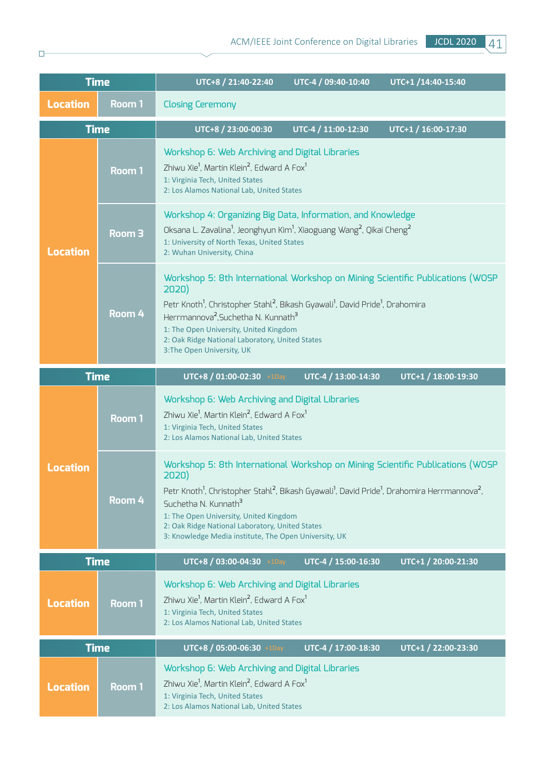| Time | | UTC+8 / 21:40-22:40 UTC-4 / 09:40-10:40 UTC+1 /14:40-15:40 |
|---|---|---|
| Location | Room 1 | Closing Ceremony |

| Time | | UTC+8 / 23:00-00:30 UTC-4 / 11:00-12:30 UTC+1 / 16:00-17:30 |
|---|---|---|
| Location | Room 1 | Workshop 6: Web Archiving and Digital Libraries<br>Zhiwu Xie[1], Martin Klein[2], Edward A Fox[1]<br>1: Virginia Tech, United States<br>2: Los Alamos National Lab, United States |
| | Room 3 | Workshop 4: Organizing Big Data, Information, and Knowledge<br>Oksana L. Zavalina[1], Jeonghyun Kim[1], Xiaoguang Wang[2], Qikai Cheng[2]<br>1: University of North Texas, United States<br>2: Wuhan University, China |
| | Room 4 | Workshop 5: 8th International Workshop on Mining Scientific Publications (WOSP 2020)<br>Petr Knoth[1], Christopher Stahl[2], Bikash Gyawali[1], David Pride[1], Drahomira Herrmannova[2],Suchetha N. Kunnath[3]<br>1: The Open University, United Kingdom<br>2: Oak Ridge National Laboratory, United States<br>3:The Open University, UK |

| Time | | UTC+8 / 01:00-02:30 +1Day UTC-4 / 13:00-14:30 UTC+1 / 18:00-19:30 |
|---|---|---|
| Location | Room 1 | Workshop 6: Web Archiving and Digital Libraries<br>Zhiwu Xie[1], Martin Klein[2], Edward A Fox[1]<br>1: Virginia Tech, United States<br>2: Los Alamos National Lab, United States |
| | Room 4 | Workshop 5: 8th International Workshop on Mining Scientific Publications (WOSP 2020)<br>Petr Knoth[1], Christopher Stahl[2], Bikash Gyawali[1], David Pride[1], Drahomira Herrmannova[2], Suchetha N. Kunnath[3]<br>1: The Open University, United Kingdom<br>2: Oak Ridge National Laboratory, United States<br>3: Knowledge Media institute, The Open University, UK |

| Time | | UTC+8 / 03:00-04:30 +1Day UTC-4 / 15:00-16:30 UTC+1 / 20:00-21:30 |
|---|---|---|
| Location | Room 1 | Workshop 6: Web Archiving and Digital Libraries<br>Zhiwu Xie[1], Martin Klein[2], Edward A Fox[1]<br>1: Virginia Tech, United States<br>2: Los Alamos National Lab, United States |

| Time | | UTC+8 / 05:00-06:30 +1Day UTC-4 / 17:00-18:30 UTC+1 / 22:00-23:30 |
|---|---|---|
| Location | Room 1 | Workshop 6: Web Archiving and Digital Libraries<br>Zhiwu Xie[1], Martin Klein[2], Edward A Fox[1]<br>1: Virginia Tech, United States<br>2: Los Alamos National Lab, United States |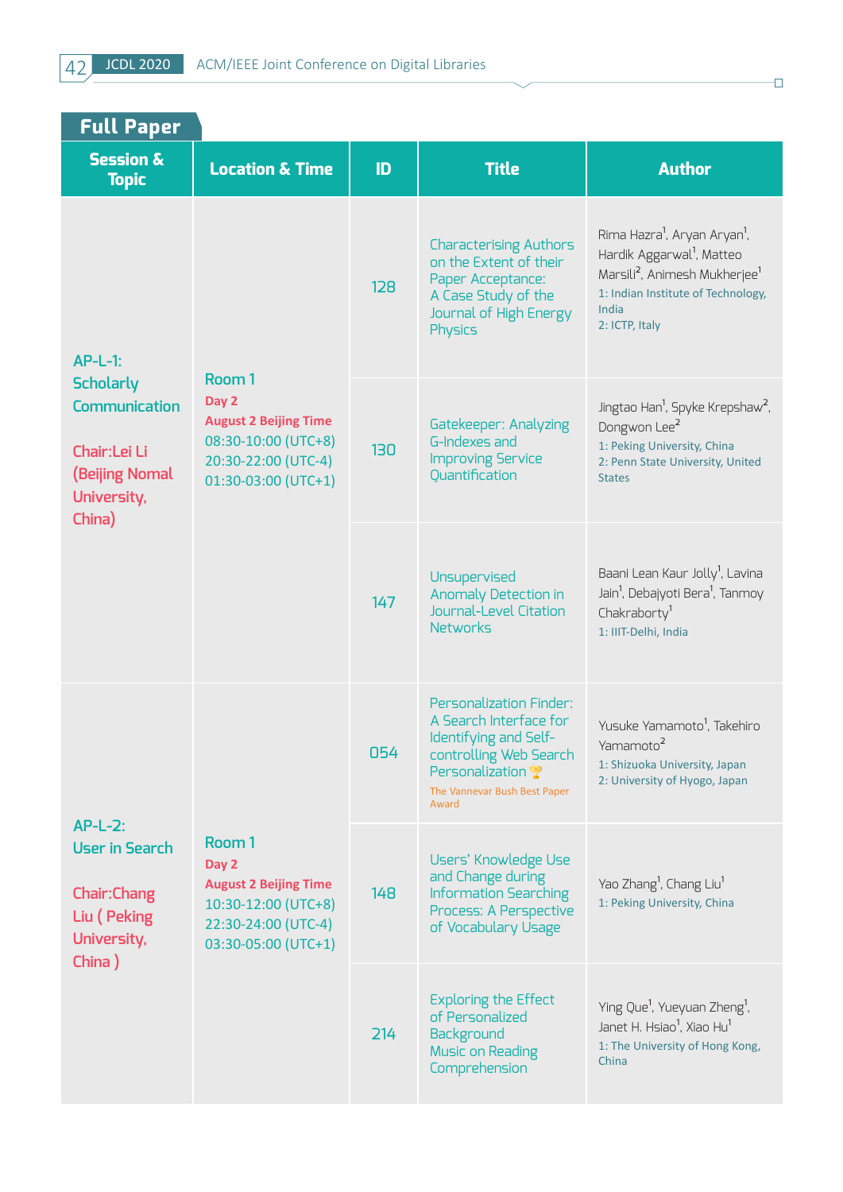## Full Paper

| Session & Topic | Location & Time | ID | Title | Author |
|---|---|---|---|---|
| AP-L-1: Scholarly Communication<br><br>Chair:Lei Li (Beijing Nomal University, China) | Room 1<br>Day 2<br>August 2 Beijing Time<br>08:30-10:00 (UTC+8)<br>20:30-22:00 (UTC-4)<br>01:30-03:00 (UTC+1) | 128 | Characterising Authors on the Extent of their Paper Acceptance: A Case Study of the Journal of High Energy Physics | Rima Hazra[1], Aryan Aryan[1], Hardik Aggarwal[1], Matteo Marsili[2], Animesh Mukherjee[1]<br>1: Indian Institute of Technology, India<br>2: ICTP, Italy |
| | | 130 | Gatekeeper: Analyzing G-Indexes and Improving Service Quantification | Jingtao Han[1], Spyke Krepshaw[2], Dongwon Lee[2]<br>1: Peking University, China<br>2: Penn State University, United States |
| | | 147 | Unsupervised Anomaly Detection in Journal-Level Citation Networks | Baani Lean Kaur Jolly[1], Lavina Jain[1], Debajyoti Bera[1], Tanmoy Chakraborty[1]<br>1: IIIT-Delhi, India |
| AP-L-2: User in Search<br><br>Chair:Chang Liu ( Peking University, China ) | Room 1<br>Day 2<br>August 2 Beijing Time<br>10:30-12:00 (UTC+8)<br>22:30-24:00 (UTC-4)<br>03:30-05:00 (UTC+1) | 054 | Personalization Finder: A Search Interface for Identifying and Self-controlling Web Search Personalization 🏆<br>The Vannevar Bush Best Paper Award | Yusuke Yamamoto[1], Takehiro Yamamoto[2]<br>1: Shizuoka University, Japan<br>2: University of Hyogo, Japan |
| | | 148 | Users' Knowledge Use and Change during Information Searching Process: A Perspective of Vocabulary Usage | Yao Zhang[1], Chang Liu[1]<br>1: Peking University, China |
| | | 214 | Exploring the Effect of Personalized Background Music on Reading Comprehension | Ying Que[1], Yueyuan Zheng[1], Janet H. Hsiao[1], Xiao Hu[1]<br>1: The University of Hong Kong, China |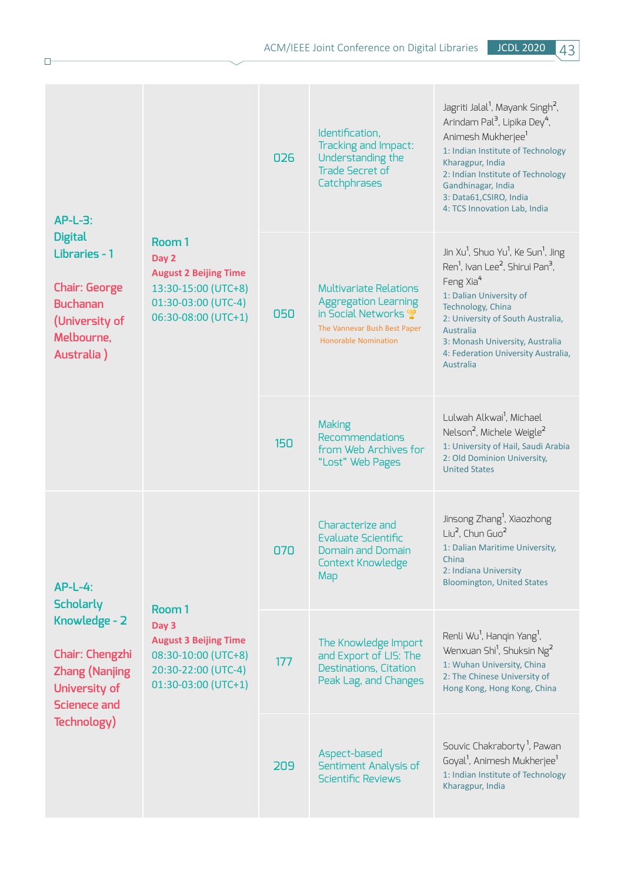| Session | Room / Time | ID | Title | Authors |
| --- | --- | --- | --- | --- |
| AP-L-3: Digital Libraries - 1<br><br>Chair: George Buchanan (University of Melbourne, Australia ) | Room 1<br>**Day 2**<br>**August 2 Beijing Time**<br>13:30-15:00 (UTC+8)<br>01:30-03:00 (UTC-4)<br>06:30-08:00 (UTC+1) | 026 | Identification, Tracking and Impact: Understanding the Trade Secret of Catchphrases | Jagriti Jalal[1], Mayank Singh[2], Arindam Pal[3], Lipika Dey[4], Animesh Mukherjee[1]<br>1: Indian Institute of Technology Kharagpur, India<br>2: Indian Institute of Technology Gandhinagar, India<br>3: Data61,CSIRO, India<br>4: TCS Innovation Lab, India |
| | | 050 | Multivariate Relations Aggregation Learning in Social Networks 🏆<br>The Vannevar Bush Best Paper Honorable Nomination | Jin Xu[1], Shuo Yu[1], Ke Sun[1], Jing Ren[1], Ivan Lee[2], Shirui Pan[3], Feng Xia[4]<br>1: Dalian University of Technology, China<br>2: University of South Australia, Australia<br>3: Monash University, Australia<br>4: Federation University Australia, Australia |
| | | 150 | Making Recommendations from Web Archives for "Lost" Web Pages | Lulwah Alkwai[1], Michael Nelson[2], Michele Weigle[2]<br>1: University of Hail, Saudi Arabia<br>2: Old Dominion University, United States |
| AP-L-4: Scholarly Knowledge - 2<br><br>Chair: Chengzhi Zhang (Nanjing University of Scienece and Technology) | Room 1<br>**Day 3**<br>**August 3 Beijing Time**<br>08:30-10:00 (UTC+8)<br>20:30-22:00 (UTC-4)<br>01:30-03:00 (UTC+1) | 070 | Characterize and Evaluate Scientific Domain and Domain Context Knowledge Map | Jinsong Zhang[1], Xiaozhong Liu[2], Chun Guo[2]<br>1: Dalian Maritime University, China<br>2: Indiana University Bloomington, United States |
| | | 177 | The Knowledge Import and Export of LIS: The Destinations, Citation Peak Lag, and Changes | Renli Wu[1], Hanqin Yang[1], Wenxuan Shi[1], Shuksin Ng[2]<br>1: Wuhan University, China<br>2: The Chinese University of Hong Kong, Hong Kong, China |
| | | 209 | Aspect-based Sentiment Analysis of Scientific Reviews | Souvic Chakraborty[1], Pawan Goyal[1], Animesh Mukherjee[1]<br>1: Indian Institute of Technology Kharagpur, India |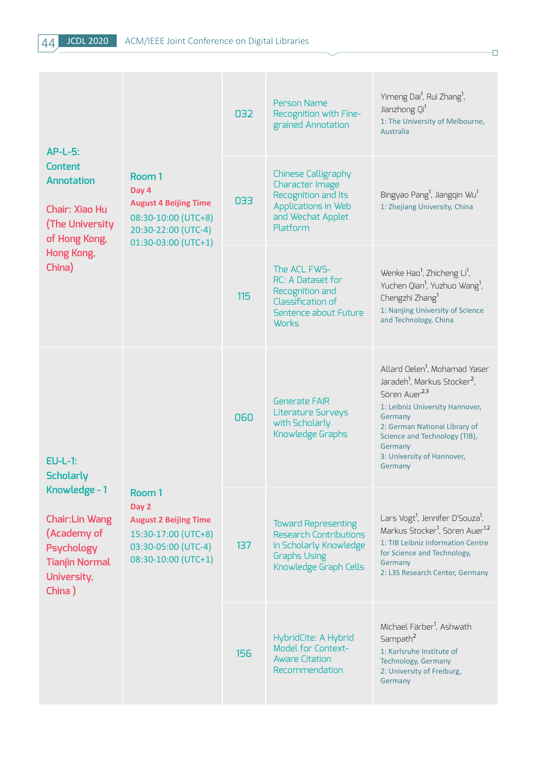| Session | Room / Time | ID | Title | Authors |
|---|---|---|---|---|
| AP-L-5: Content Annotation<br><br>Chair: Xiao Hu (The University of Hong Kong, Hong Kong, China) | Room 1<br>**Day 4**<br>**August 4 Beijing Time**<br>08:30-10:00 (UTC+8)<br>20:30-22:00 (UTC-4)<br>01:30-03:00 (UTC+1) | 032 | Person Name Recognition with Fine-grained Annotation | Yimeng Dai[1], Rui Zhang[1], Jianzhong Qi[1]<br>1: The University of Melbourne, Australia |
| | | 033 | Chinese Calligraphy Character Image Recognition and Its Applications in Web and Wechat Applet Platform | Bingyao Pang[1], Jiangqin Wu[1]<br>1: Zhejiang University, China |
| | | 115 | The ACL FWS-RC: A Dataset for Recognition and Classification of Sentence about Future Works | Wenke Hao[1], Zhicheng Li[1], Yuchen Qian[1], Yuzhuo Wang[1], Chengzhi Zhang[1]<br>1: Nanjing University of Science and Technology, China |
| EU-L-1: Scholarly Knowledge - 1<br><br>Chair:Lin Wang (Academy of Psychology Tianjin Normal University, China ) | Room 1<br>**Day 2**<br>**August 2 Beijing Time**<br>15:30-17:00 (UTC+8)<br>03:30-05:00 (UTC-4)<br>08:30-10:00 (UTC+1) | 060 | Generate FAIR Literature Surveys with Scholarly Knowledge Graphs | Allard Oelen[1], Mohamad Yaser Jaradeh[1], Markus Stocker[2], Sören Auer[2,3]<br>1: Leibniz University Hannover, Germany<br>2: German National Library of Science and Technology (TIB), Germany<br>3: University of Hannover, Germany |
| | | 137 | Toward Representing Research Contributions in Scholarly Knowledge Graphs Using Knowledge Graph Cells | Lars Vogt[1], Jennifer D'Souza[1], Markus Stocker[1], Sören Auer[1,2]<br>1: TIB Leibniz Information Centre for Science and Technology, Germany<br>2: L3S Research Center, Germany |
| | | 156 | HybridCite: A Hybrid Model for Context-Aware Citation Recommendation | Michael Färber[1], Ashwath Sampath[2]<br>1: Karlsruhe Institute of Technology, Germany<br>2: University of Freiburg, Germany |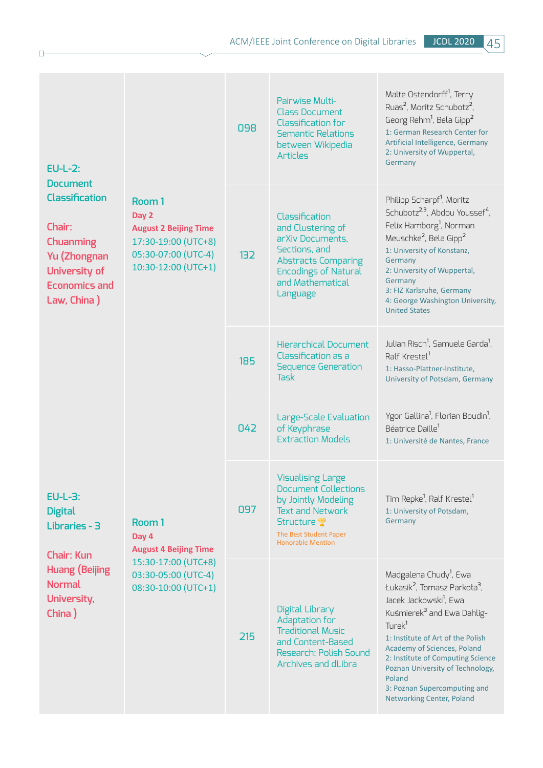| | | | | |
|---|---|---|---|---|
| EU-L-2: Document Classification<br><br>Chair: Chuanming Yu (Zhongnan University of Economics and Law, China ) | Room 1<br>Day 2<br>August 2 Beijing Time<br>17:30-19:00 (UTC+8)<br>05:30-07:00 (UTC-4)<br>10:30-12:00 (UTC+1) | 098 | Pairwise Multi-Class Document Classification for Semantic Relations between Wikipedia Articles | Malte Ostendorff[1], Terry Ruas[2], Moritz Schubotz[2], Georg Rehm[1], Bela Gipp[2]<br>1: German Research Center for Artificial Intelligence, Germany<br>2: University of Wuppertal, Germany |
| | | 132 | Classification and Clustering of arXiv Documents, Sections, and Abstracts Comparing Encodings of Natural and Mathematical Language | Philipp Scharpf[1], Moritz Schubotz[2,3], Abdou Youssef[4], Felix Hamborg[1], Norman Meuschke[2], Bela Gipp[2]<br>1: University of Konstanz, Germany<br>2: University of Wuppertal, Germany<br>3: FIZ Karlsruhe, Germany<br>4: George Washington University, United States |
| | | 185 | Hierarchical Document Classification as a Sequence Generation Task | Julian Risch[1], Samuele Garda[1], Ralf Krestel[1]<br>1: Hasso-Plattner-Institute, University of Potsdam, Germany |
| EU-L-3: Digital Libraries - 3<br><br>Chair: Kun Huang (Beijing Normal University, China ) | Room 1<br>Day 4<br>August 4 Beijing Time<br>15:30-17:00 (UTC+8)<br>03:30-05:00 (UTC-4)<br>08:30-10:00 (UTC+1) | 042 | Large-Scale Evaluation of Keyphrase Extraction Models | Ygor Gallina[1], Florian Boudin[1], Béatrice Daille[1]<br>1: Université de Nantes, France |
| | | 097 | Visualising Large Document Collections by Jointly Modeling Text and Network Structure 🏆<br>The Best Student Paper Honorable Mention | Tim Repke[1], Ralf Krestel[1]<br>1: University of Potsdam, Germany |
| | | 215 | Digital Library Adaptation for Traditional Music and Content-Based Research: Polish Sound Archives and dLibra | Madgalena Chudy[1], Ewa Łukasik[2], Tomasz Parkoła[3], Jacek Jackowski[1], Ewa Kuśmierek[3] and Ewa Dahlig-Turek[1]<br>1: Institute of Art of the Polish Academy of Sciences, Poland<br>2: Institute of Computing Science Poznan University of Technology, Poland<br>3: Poznan Supercomputing and Networking Center, Poland |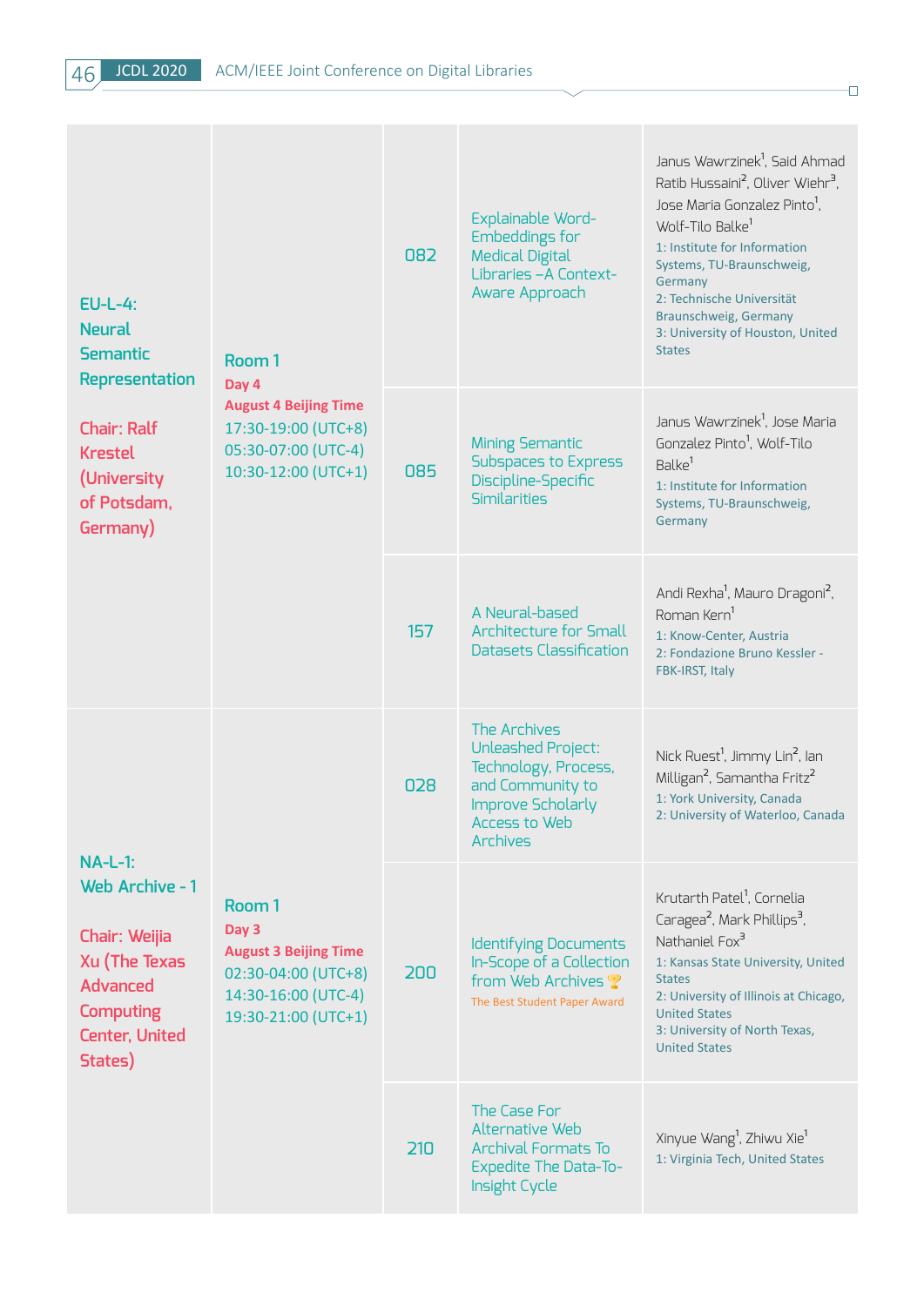| Session | Room / Time | ID | Title | Authors |
|---|---|---|---|---|
| EU-L-4: Neural Semantic Representation<br><br>Chair: Ralf Krestel (University of Potsdam, Germany) | Room 1<br>Day 4<br>August 4 Beijing Time<br>17:30-19:00 (UTC+8)<br>05:30-07:00 (UTC-4)<br>10:30-12:00 (UTC+1) | 082 | Explainable Word-Embeddings for Medical Digital Libraries –A Context-Aware Approach | Janus Wawrzinek[1], Said Ahmad Ratib Hussaini[2], Oliver Wiehr[3], Jose Maria Gonzalez Pinto[1], Wolf-Tilo Balke[1]<br>1: Institute for Information Systems, TU-Braunschweig, Germany<br>2: Technische Universität Braunschweig, Germany<br>3: University of Houston, United States |
| | | 085 | Mining Semantic Subspaces to Express Discipline-Specific Similarities | Janus Wawrzinek[1], Jose Maria Gonzalez Pinto[1], Wolf-Tilo Balke[1]<br>1: Institute for Information Systems, TU-Braunschweig, Germany |
| | | 157 | A Neural-based Architecture for Small Datasets Classification | Andi Rexha[1], Mauro Dragoni[2], Roman Kern[1]<br>1: Know-Center, Austria<br>2: Fondazione Bruno Kessler - FBK-IRST, Italy |
| NA-L-1: Web Archive - 1<br><br>Chair: Weijia Xu (The Texas Advanced Computing Center, United States) | Room 1<br>Day 3<br>August 3 Beijing Time<br>02:30-04:00 (UTC+8)<br>14:30-16:00 (UTC-4)<br>19:30-21:00 (UTC+1) | 028 | The Archives Unleashed Project: Technology, Process, and Community to Improve Scholarly Access to Web Archives | Nick Ruest[1], Jimmy Lin[2], Ian Milligan[2], Samantha Fritz[2]<br>1: York University, Canada<br>2: University of Waterloo, Canada |
| | | 200 | Identifying Documents In-Scope of a Collection from Web Archives 🏆<br>The Best Student Paper Award | Krutarth Patel[1], Cornelia Caragea[2], Mark Phillips[3], Nathaniel Fox[3]<br>1: Kansas State University, United States<br>2: University of Illinois at Chicago, United States<br>3: University of North Texas, United States |
| | | 210 | The Case For Alternative Web Archival Formats To Expedite The Data-To-Insight Cycle | Xinyue Wang[1], Zhiwu Xie[1]<br>1: Virginia Tech, United States |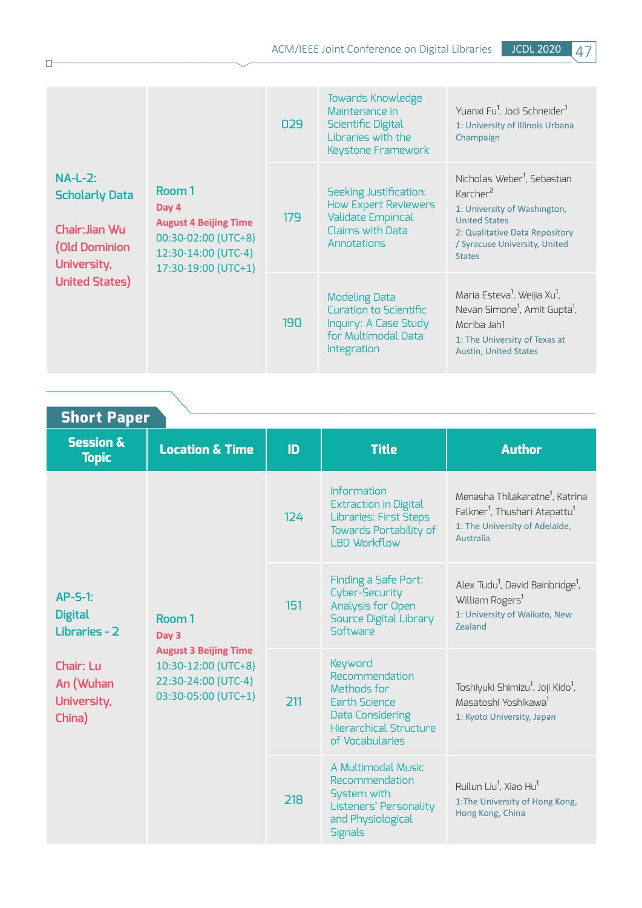| | | | | |
|---|---|---|---|---|
| NA-L-2: Scholarly Data<br><br>Chair:Jian Wu (Old Dominion University, United States) | Room 1<br>**Day 4**<br>**August 4 Beijing Time**<br>00:30-02:00 (UTC+8)<br>12:30-14:00 (UTC-4)<br>17:30-19:00 (UTC+1) | 029 | Towards Knowledge Maintenance in Scientific Digital Libraries with the Keystone Framework | Yuanxi Fu[1], Jodi Schneider[1]<br>1: University of Illinois Urbana Champaign |
| | | 179 | Seeking Justification: How Expert Reviewers Validate Empirical Claims with Data Annotations | Nicholas Weber[1], Sebastian Karcher[2]<br>1: University of Washington, United States<br>2: Qualitative Data Repository / Syracuse University, United States |
| | | 190 | Modeling Data Curation to Scientific Inquiry: A Case Study for Multimodal Data Integration | Maria Esteva[1], Weijia Xu[1], Nevan Simone[1], Amit Gupta[1], Moriba Jah1<br>1: The University of Texas at Austin, United States |

## Short Paper

| Session & Topic | Location & Time | ID | Title | Author |
|---|---|---|---|---|
| AP-S-1: Digital Libraries - 2<br><br>Chair: Lu An (Wuhan University, China) | Room 1<br>**Day 3**<br>**August 3 Beijing Time**<br>10:30-12:00 (UTC+8)<br>22:30-24:00 (UTC-4)<br>03:30-05:00 (UTC+1) | 124 | Information Extraction in Digital Libraries: First Steps Towards Portability of LBD Workflow | Menasha Thilakaratne[1], Katrina Falkner[1], Thushari Atapattu[1]<br>1: The University of Adelaide, Australia |
| | | 151 | Finding a Safe Port: Cyber-Security Analysis for Open Source Digital Library Software | Alex Tudu[1], David Bainbridge[1], William Rogers[1]<br>1: University of Waikato, New Zealand |
| | | 211 | Keyword Recommendation Methods for Earth Science Data Considering Hierarchical Structure of Vocabularies | Toshiyuki Shimizu[1], Joji Kido[1], Masatoshi Yoshikawa[1]<br>1: Kyoto University, Japan |
| | | 218 | A Multimodal Music Recommendation System with Listeners' Personality and Physiological Signals | Ruilun Liu[1], Xiao Hu[1]<br>1:The University of Hong Kong, Hong Kong, China |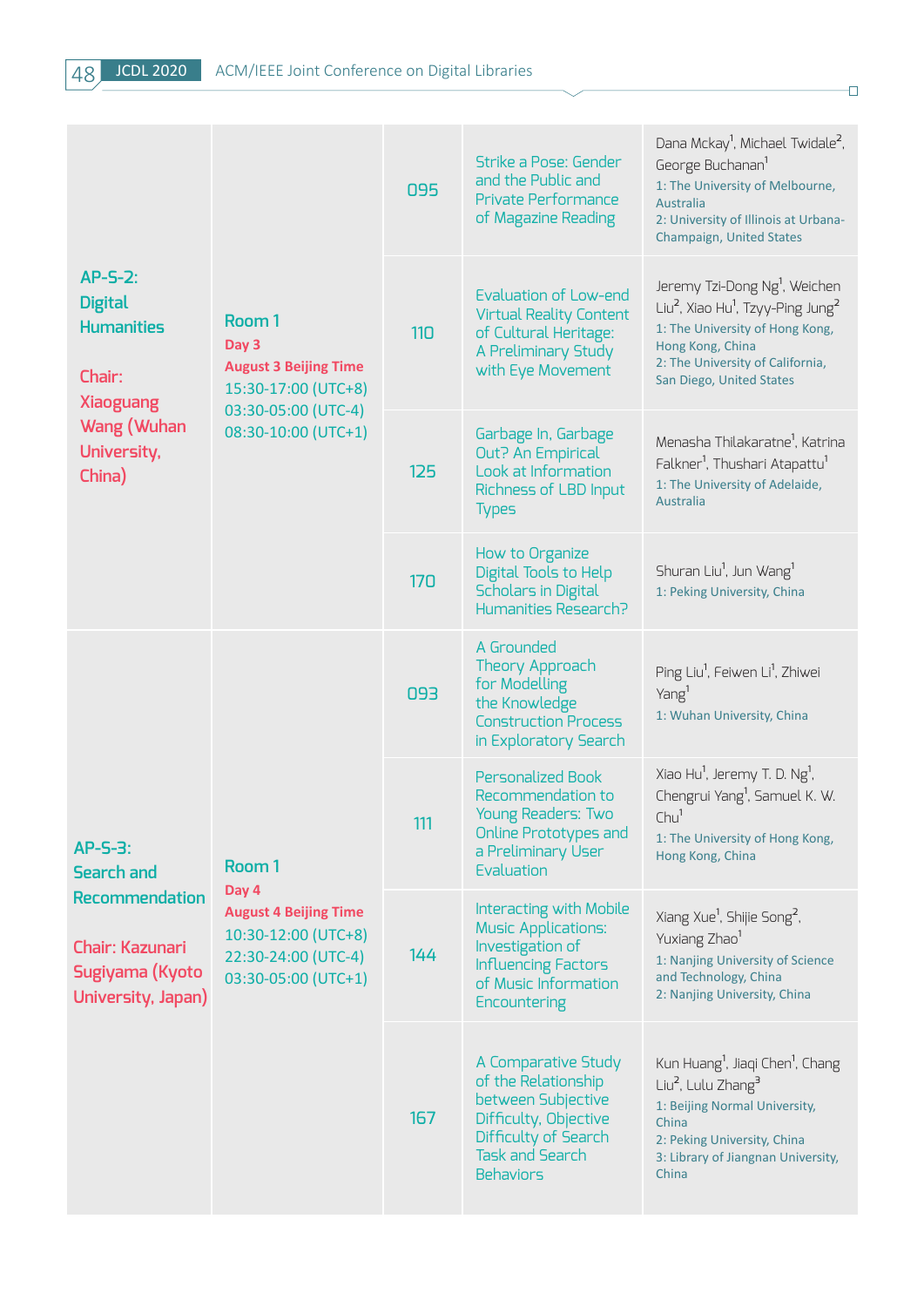| Session | Room / Time | ID | Title | Authors |
|---|---|---|---|---|
| **AP-S-2: Digital Humanities**<br><br>Chair: Xiaoguang Wang (Wuhan University, China) | Room 1<br>Day 3<br>August 3 Beijing Time<br>15:30-17:00 (UTC+8)<br>03:30-05:00 (UTC-4)<br>08:30-10:00 (UTC+1) | 095 | Strike a Pose: Gender and the Public and Private Performance of Magazine Reading | Dana Mckay[1], Michael Twidale[2], George Buchanan[1]<br>1: The University of Melbourne, Australia<br>2: University of Illinois at Urbana-Champaign, United States |
| | | 110 | Evaluation of Low-end Virtual Reality Content of Cultural Heritage: A Preliminary Study with Eye Movement | Jeremy Tzi-Dong Ng[1], Weichen Liu[2], Xiao Hu[1], Tzyy-Ping Jung[2]<br>1: The University of Hong Kong, Hong Kong, China<br>2: The University of California, San Diego, United States |
| | | 125 | Garbage In, Garbage Out? An Empirical Look at Information Richness of LBD Input Types | Menasha Thilakaratne[1], Katrina Falkner[1], Thushari Atapattu[1]<br>1: The University of Adelaide, Australia |
| | | 170 | How to Organize Digital Tools to Help Scholars in Digital Humanities Research? | Shuran Liu[1], Jun Wang[1]<br>1: Peking University, China |
| **AP-S-3: Search and Recommendation**<br><br>Chair: Kazunari Sugiyama (Kyoto University, Japan) | Room 1<br>Day 4<br>August 4 Beijing Time<br>10:30-12:00 (UTC+8)<br>22:30-24:00 (UTC-4)<br>03:30-05:00 (UTC+1) | 093 | A Grounded Theory Approach for Modelling the Knowledge Construction Process in Exploratory Search | Ping Liu[1], Feiwen Li[1], Zhiwei Yang[1]<br>1: Wuhan University, China |
| | | 111 | Personalized Book Recommendation to Young Readers: Two Online Prototypes and a Preliminary User Evaluation | Xiao Hu[1], Jeremy T. D. Ng[1], Chengrui Yang[1], Samuel K. W. Chu[1]<br>1: The University of Hong Kong, Hong Kong, China |
| | | 144 | Interacting with Mobile Music Applications: Investigation of Influencing Factors of Music Information Encountering | Xiang Xue[1], Shijie Song[2], Yuxiang Zhao[1]<br>1: Nanjing University of Science and Technology, China<br>2: Nanjing University, China |
| | | 167 | A Comparative Study of the Relationship between Subjective Difficulty, Objective Difficulty of Search Task and Search Behaviors | Kun Huang[1], Jiaqi Chen[1], Chang Liu[2], Lulu Zhang[3]<br>1: Beijing Normal University, China<br>2: Peking University, China<br>3: Library of Jiangnan University, China |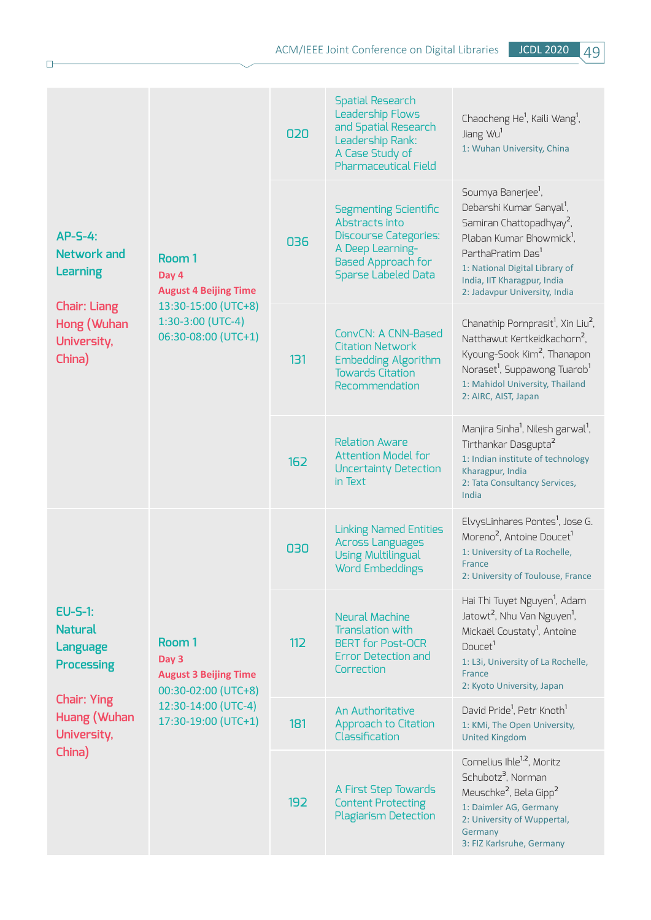| Session | Room / Time | ID | Title | Authors |
|---|---|---|---|---|
| AP-S-4: Network and Learning<br>Chair: Liang Hong (Wuhan University, China) | Room 1<br>**Day 4**<br>**August 4 Beijing Time**<br>13:30-15:00 (UTC+8)<br>1:30-3:00 (UTC-4)<br>06:30-08:00 (UTC+1) | 020 | Spatial Research Leadership Flows and Spatial Research Leadership Rank: A Case Study of Pharmaceutical Field | Chaocheng He[1], Kaili Wang[1], Jiang Wu[1]<br>1: Wuhan University, China |
| | | 036 | Segmenting Scientific Abstracts into Discourse Categories: A Deep Learning-Based Approach for Sparse Labeled Data | Soumya Banerjee[1], Debarshi Kumar Sanyal[1], Samiran Chattopadhyay[2], Plaban Kumar Bhowmick[1], ParthaPratim Das[1]<br>1: National Digital Library of India, IIT Kharagpur, India<br>2: Jadavpur University, India |
| | | 131 | ConvCN: A CNN-Based Citation Network Embedding Algorithm Towards Citation Recommendation | Chanathip Pornprasit[1], Xin Liu[2], Natthawut Kertkeidkachorn[2], Kyoung-Sook Kim[2], Thanapon Noraset[1], Suppawong Tuarob[1]<br>1: Mahidol University, Thailand<br>2: AIRC, AIST, Japan |
| | | 162 | Relation Aware Attention Model for Uncertainty Detection in Text | Manjira Sinha[1], Nilesh garwal[1], Tirthankar Dasgupta[2]<br>1: Indian institute of technology Kharagpur, India<br>2: Tata Consultancy Services, India |
| EU-S-1: Natural Language Processing<br>Chair: Ying Huang (Wuhan University, China) | Room 1<br>**Day 3**<br>**August 3 Beijing Time**<br>00:30-02:00 (UTC+8)<br>12:30-14:00 (UTC-4)<br>17:30-19:00 (UTC+1) | 030 | Linking Named Entities Across Languages Using Multilingual Word Embeddings | ElvysLinhares Pontes[1], Jose G. Moreno[2], Antoine Doucet[1]<br>1: University of La Rochelle, France<br>2: University of Toulouse, France |
| | | 112 | Neural Machine Translation with BERT for Post-OCR Error Detection and Correction | Hai Thi Tuyet Nguyen[1], Adam Jatowt[2], Nhu Van Nguyen[1], Mickaël Coustaty[1], Antoine Doucet[1]<br>1: L3i, University of La Rochelle, France<br>2: Kyoto University, Japan |
| | | 181 | An Authoritative Approach to Citation Classification | David Pride[1], Petr Knoth[1]<br>1: KMi, The Open University, United Kingdom |
| | | 192 | A First Step Towards Content Protecting Plagiarism Detection | Cornelius Ihle[1,2], Moritz Schubotz[3], Norman Meuschke[2], Bela Gipp[2]<br>1: Daimler AG, Germany<br>2: University of Wuppertal, Germany<br>3: FIZ Karlsruhe, Germany |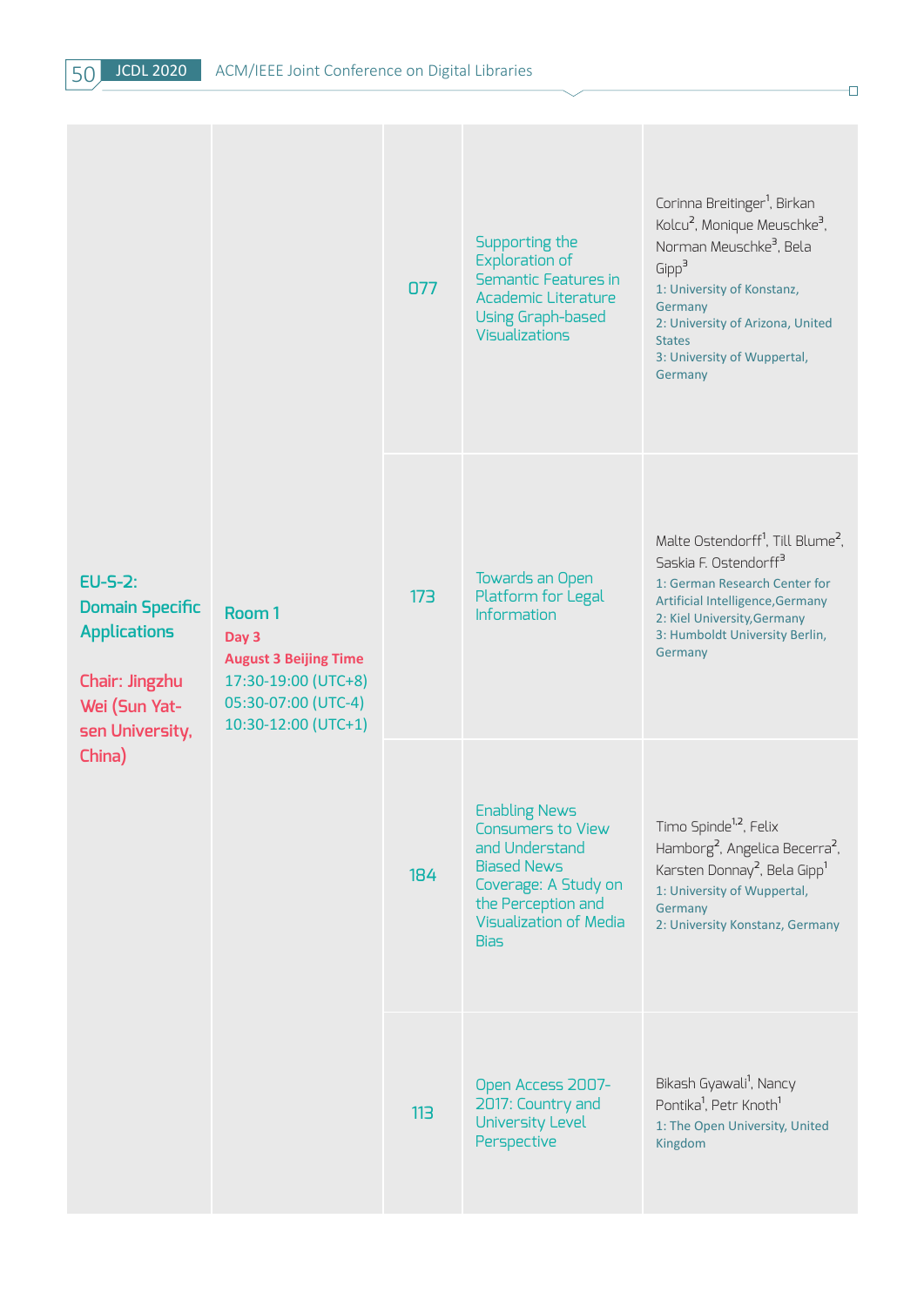| Session | Room / Time | ID | Title | Authors |
|---|---|---|---|---|
| EU-S-2: Domain Specific Applications<br><br>Chair: Jingzhu Wei (Sun Yat-sen University, China) | Room 1<br>**Day 3**<br>**August 3 Beijing Time**<br>17:30-19:00 (UTC+8)<br>05:30-07:00 (UTC-4)<br>10:30-12:00 (UTC+1) | 077 | Supporting the Exploration of Semantic Features in Academic Literature Using Graph-based Visualizations | Corinna Breitinger[1], Birkan Kolcu[2], Monique Meuschke[3], Norman Meuschke[3], Bela Gipp[3]<br>1: University of Konstanz, Germany<br>2: University of Arizona, United States<br>3: University of Wuppertal, Germany |
| | | 173 | Towards an Open Platform for Legal Information | Malte Ostendorff[1], Till Blume[2], Saskia F. Ostendorff[3]<br>1: German Research Center for Artificial Intelligence,Germany<br>2: Kiel University,Germany<br>3: Humboldt University Berlin, Germany |
| | | 184 | Enabling News Consumers to View and Understand Biased News Coverage: A Study on the Perception and Visualization of Media Bias | Timo Spinde[1,2], Felix Hamborg[2], Angelica Becerra[2], Karsten Donnay[2], Bela Gipp[1]<br>1: University of Wuppertal, Germany<br>2: University Konstanz, Germany |
| | | 113 | Open Access 2007-2017: Country and University Level Perspective | Bikash Gyawali[1], Nancy Pontika[1], Petr Knoth[1]<br>1: The Open University, United Kingdom |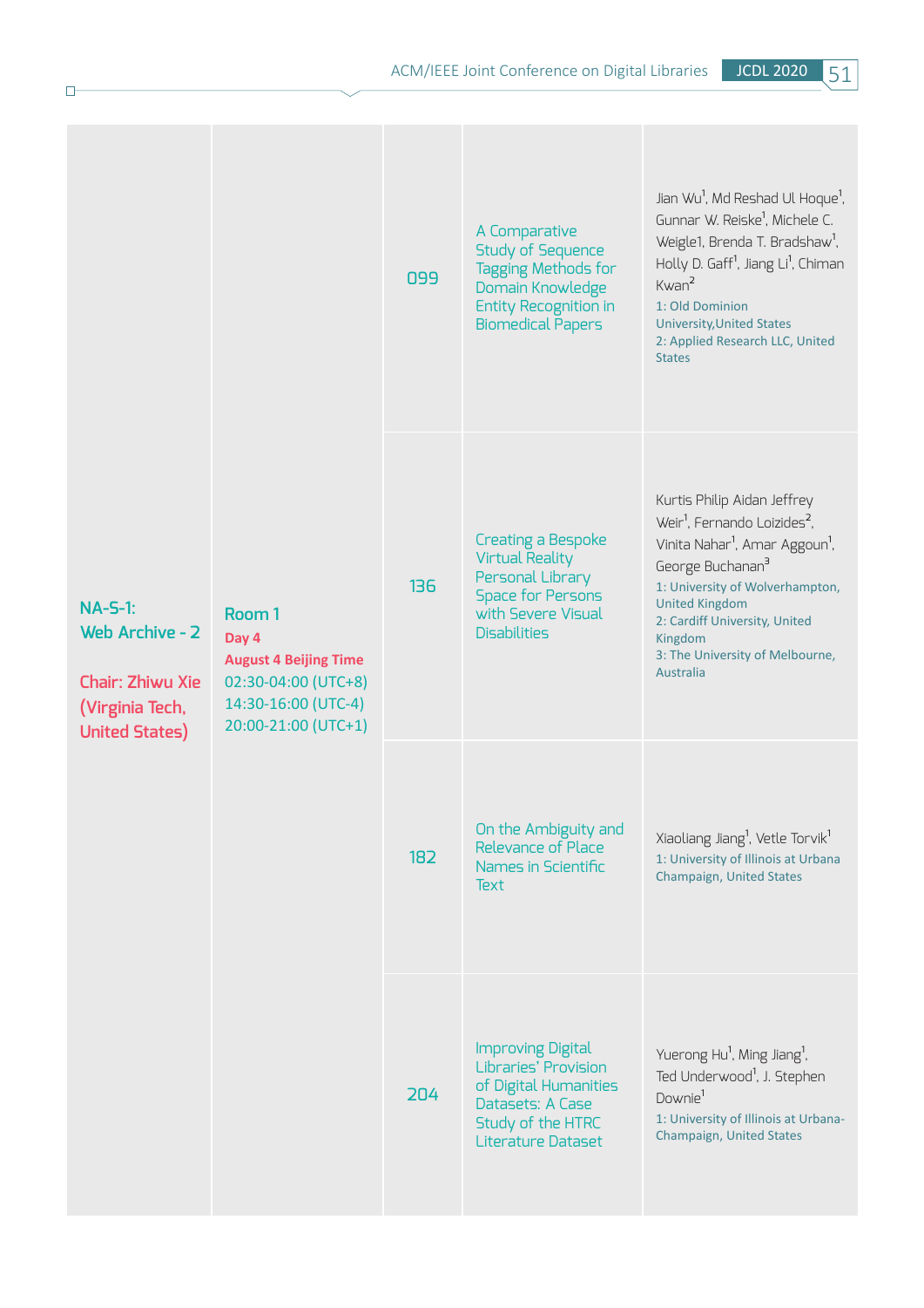| Session | Room / Time | ID | Title | Authors |
|---|---|---|---|---|
| NA-S-1: Web Archive - 2<br><br>Chair: Zhiwu Xie (Virginia Tech, United States) | Room 1<br>Day 4<br>August 4 Beijing Time<br>02:30-04:00 (UTC+8)<br>14:30-16:00 (UTC-4)<br>20:00-21:00 (UTC+1) | 099 | A Comparative Study of Sequence Tagging Methods for Domain Knowledge Entity Recognition in Biomedical Papers | Jian Wu[1], Md Reshad Ul Hoque[1], Gunnar W. Reiske[1], Michele C. Weigle1, Brenda T. Bradshaw[1], Holly D. Gaff[1], Jiang Li[1], Chiman Kwan[2]<br>1: Old Dominion University,United States<br>2: Applied Research LLC, United States |
| | | 136 | Creating a Bespoke Virtual Reality Personal Library Space for Persons with Severe Visual Disabilities | Kurtis Philip Aidan Jeffrey Weir[1], Fernando Loizides[2], Vinita Nahar[1], Amar Aggoun[1], George Buchanan[3]<br>1: University of Wolverhampton, United Kingdom<br>2: Cardiff University, United Kingdom<br>3: The University of Melbourne, Australia |
| | | 182 | On the Ambiguity and Relevance of Place Names in Scientific Text | Xiaoliang Jiang[1], Vetle Torvik[1]<br>1: University of Illinois at Urbana Champaign, United States |
| | | 204 | Improving Digital Libraries' Provision of Digital Humanities Datasets: A Case Study of the HTRC Literature Dataset | Yuerong Hu[1], Ming Jiang[1], Ted Underwood[1], J. Stephen Downie[1]<br>1: University of Illinois at Urbana-Champaign, United States |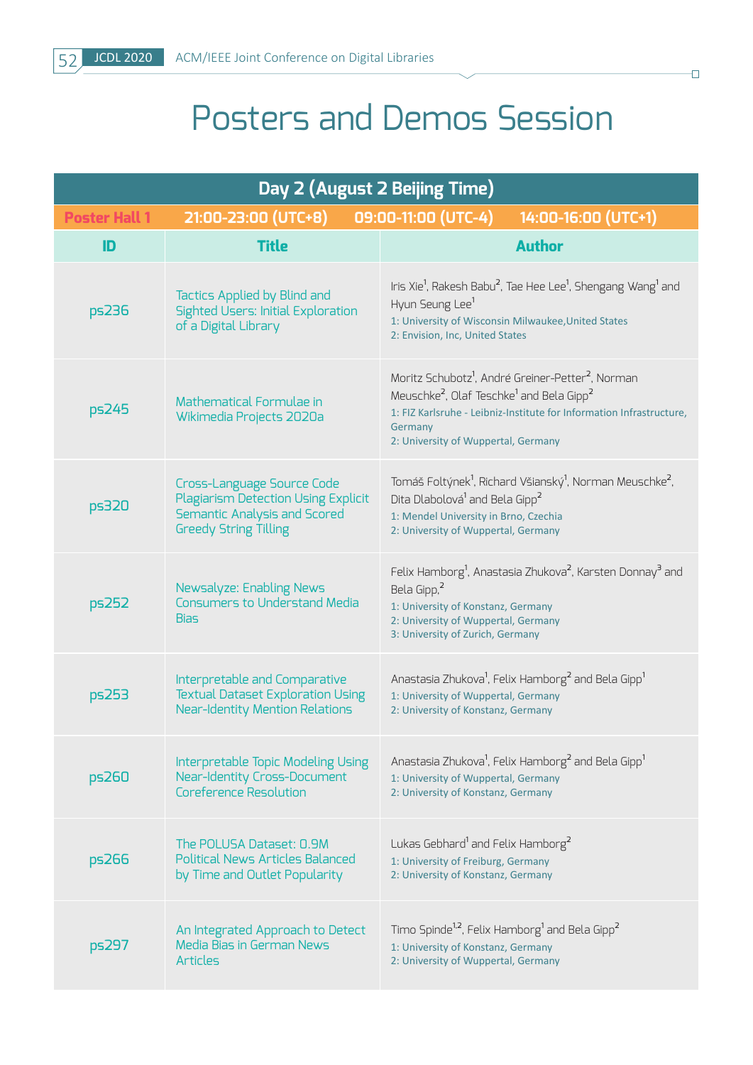# Posters and Demos Session

| Day 2 (August 2 Beijing Time) | | |
|---|---|---|
| **Poster Hall 1** | **21:00-23:00 (UTC+8)  09:00-11:00 (UTC-4)  14:00-16:00 (UTC+1)** | |
| **ID** | **Title** | **Author** |
| ps236 | Tactics Applied by Blind and Sighted Users: Initial Exploration of a Digital Library | Iris Xie[1], Rakesh Babu[2], Tae Hee Lee[1], Shengang Wang[1] and Hyun Seung Lee[1]<br>1: University of Wisconsin Milwaukee,United States<br>2: Envision, Inc, United States |
| ps245 | Mathematical Formulae in Wikimedia Projects 2020a | Moritz Schubotz[1], André Greiner-Petter[2], Norman Meuschke[2], Olaf Teschke[1] and Bela Gipp[2]<br>1: FIZ Karlsruhe - Leibniz-Institute for Information Infrastructure, Germany<br>2: University of Wuppertal, Germany |
| ps320 | Cross-Language Source Code Plagiarism Detection Using Explicit Semantic Analysis and Scored Greedy String Tilling | Tomáš Foltýnek[1], Richard Všianský[1], Norman Meuschke[2], Dita Dlabolová[1] and Bela Gipp[2]<br>1: Mendel University in Brno, Czechia<br>2: University of Wuppertal, Germany |
| ps252 | Newsalyze: Enabling News Consumers to Understand Media Bias | Felix Hamborg[1], Anastasia Zhukova[2], Karsten Donnay[3] and Bela Gipp,[2]<br>1: University of Konstanz, Germany<br>2: University of Wuppertal, Germany<br>3: University of Zurich, Germany |
| ps253 | Interpretable and Comparative Textual Dataset Exploration Using Near-Identity Mention Relations | Anastasia Zhukova[1], Felix Hamborg[2] and Bela Gipp[1]<br>1: University of Wuppertal, Germany<br>2: University of Konstanz, Germany |
| ps260 | Interpretable Topic Modeling Using Near-Identity Cross-Document Coreference Resolution | Anastasia Zhukova[1], Felix Hamborg[2] and Bela Gipp[1]<br>1: University of Wuppertal, Germany<br>2: University of Konstanz, Germany |
| ps266 | The POLUSA Dataset: 0.9M Political News Articles Balanced by Time and Outlet Popularity | Lukas Gebhard[1] and Felix Hamborg[2]<br>1: University of Freiburg, Germany<br>2: University of Konstanz, Germany |
| ps297 | An Integrated Approach to Detect Media Bias in German News Articles | Timo Spinde[1,2], Felix Hamborg[1] and Bela Gipp[2]<br>1: University of Konstanz, Germany<br>2: University of Wuppertal, Germany |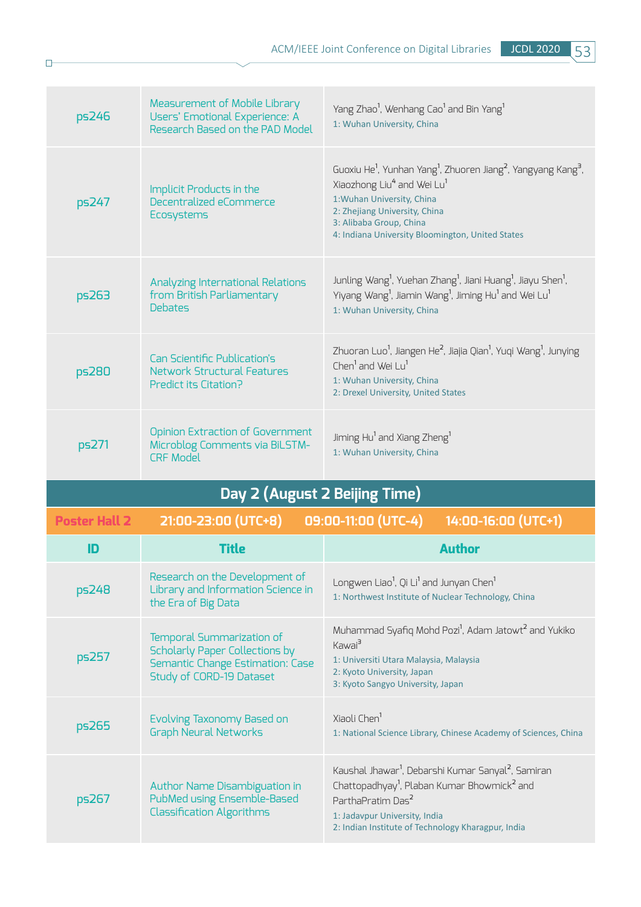| ID | Title | Author |
|---|---|---|
| ps246 | Measurement of Mobile Library Users' Emotional Experience: A Research Based on the PAD Model | Yang Zhao[1], Wenhang Cao[1] and Bin Yang[1]<br>1: Wuhan University, China |
| ps247 | Implicit Products in the Decentralized eCommerce Ecosystems | Guoxiu He[1], Yunhan Yang[1], Zhuoren Jiang[2], Yangyang Kang[3], Xiaozhong Liu[4] and Wei Lu[1]<br>1:Wuhan University, China<br>2: Zhejiang University, China<br>3: Alibaba Group, China<br>4: Indiana University Bloomington, United States |
| ps263 | Analyzing International Relations from British Parliamentary Debates | Junling Wang[1], Yuehan Zhang[1], Jiani Huang[1], Jiayu Shen[1], Yiyang Wang[1], Jiamin Wang[1], Jiming Hu[1] and Wei Lu[1]<br>1: Wuhan University, China |
| ps280 | Can Scientific Publication's Network Structural Features Predict its Citation? | Zhuoran Luo[1], Jiangen He[2], Jiajia Qian[1], Yuqi Wang[1], Junying Chen[1] and Wei Lu[1]<br>1: Wuhan University, China<br>2: Drexel University, United States |
| ps271 | Opinion Extraction of Government Microblog Comments via BiLSTM-CRF Model | Jiming Hu[1] and Xiang Zheng[1]<br>1: Wuhan University, China |

## Day 2 (August 2 Beijing Time)

**Poster Hall 2** 21:00-23:00 (UTC+8) 09:00-11:00 (UTC-4) 14:00-16:00 (UTC+1)

| ID | Title | Author |
|---|---|---|
| ps248 | Research on the Development of Library and Information Science in the Era of Big Data | Longwen Liao[1], Qi Li[1] and Junyan Chen[1]<br>1: Northwest Institute of Nuclear Technology, China |
| ps257 | Temporal Summarization of Scholarly Paper Collections by Semantic Change Estimation: Case Study of CORD-19 Dataset | Muhammad Syafiq Mohd Pozi[1], Adam Jatowt[2] and Yukiko Kawai[3]<br>1: Universiti Utara Malaysia, Malaysia<br>2: Kyoto University, Japan<br>3: Kyoto Sangyo University, Japan |
| ps265 | Evolving Taxonomy Based on Graph Neural Networks | Xiaoli Chen[1]<br>1: National Science Library, Chinese Academy of Sciences, China |
| ps267 | Author Name Disambiguation in PubMed using Ensemble-Based Classification Algorithms | Kaushal Jhawar[1], Debarshi Kumar Sanyal[2], Samiran Chattopadhyay[1], Plaban Kumar Bhowmick[2] and ParthaPratim Das[2]<br>1: Jadavpur University, India<br>2: Indian Institute of Technology Kharagpur, India |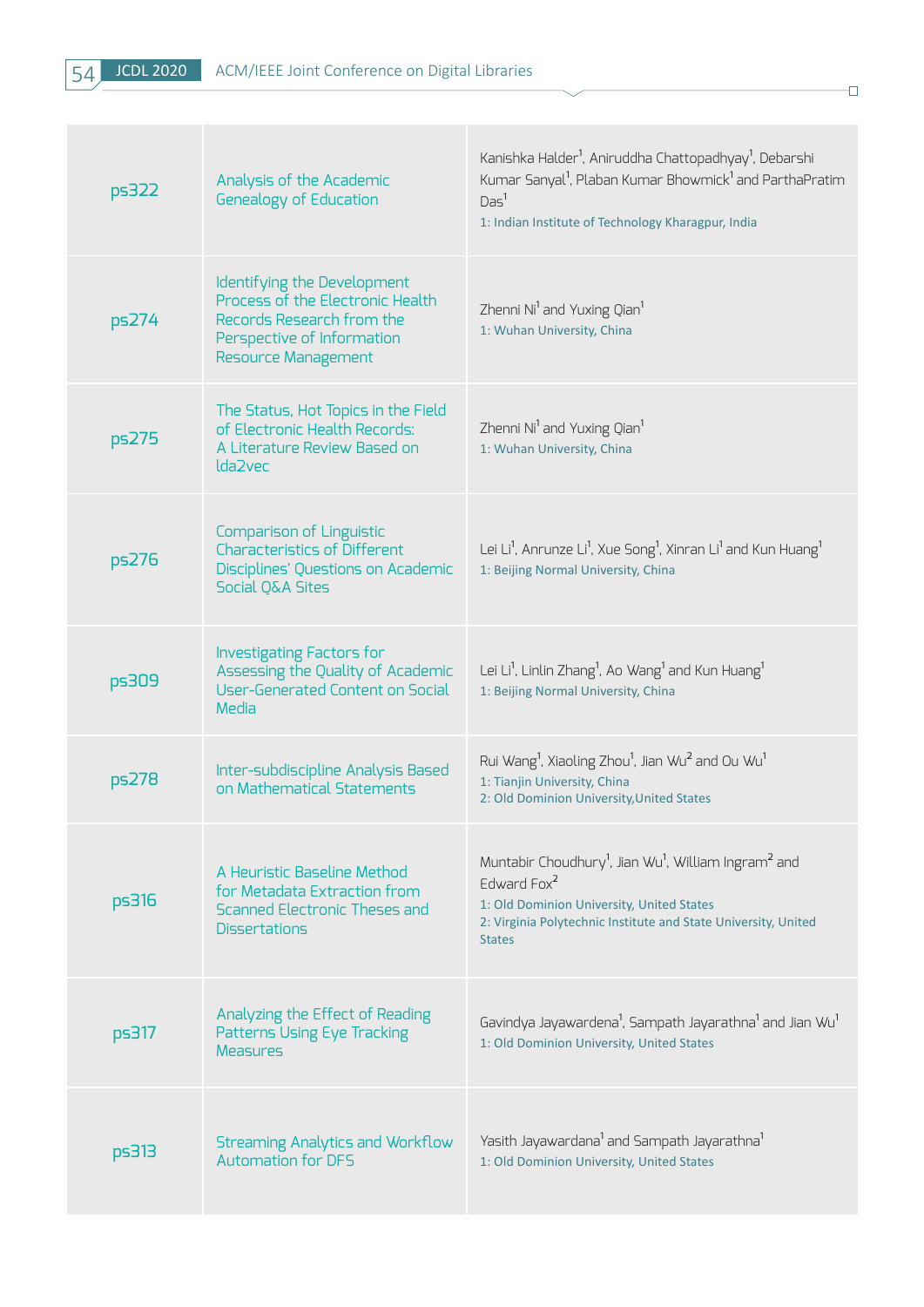| | | |
|---|---|---|
| ps322 | Analysis of the Academic Genealogy of Education | Kanishka Halder[1], Aniruddha Chattopadhyay[1], Debarshi Kumar Sanyal[1], Plaban Kumar Bhowmick[1] and ParthaPratim Das[1]<br>1: Indian Institute of Technology Kharagpur, India |
| ps274 | Identifying the Development Process of the Electronic Health Records Research from the Perspective of Information Resource Management | Zhenni Ni[1] and Yuxing Qian[1]<br>1: Wuhan University, China |
| ps275 | The Status, Hot Topics in the Field of Electronic Health Records: A Literature Review Based on lda2vec | Zhenni Ni[1] and Yuxing Qian[1]<br>1: Wuhan University, China |
| ps276 | Comparison of Linguistic Characteristics of Different Disciplines' Questions on Academic Social Q&A Sites | Lei Li[1], Anrunze Li[1], Xue Song[1], Xinran Li[1] and Kun Huang[1]<br>1: Beijing Normal University, China |
| ps309 | Investigating Factors for Assessing the Quality of Academic User-Generated Content on Social Media | Lei Li[1], Linlin Zhang[1], Ao Wang[1] and Kun Huang[1]<br>1: Beijing Normal University, China |
| ps278 | Inter-subdiscipline Analysis Based on Mathematical Statements | Rui Wang[1], Xiaoling Zhou[1], Jian Wu[2] and Ou Wu[1]<br>1: Tianjin University, China<br>2: Old Dominion University,United States |
| ps316 | A Heuristic Baseline Method for Metadata Extraction from Scanned Electronic Theses and Dissertations | Muntabir Choudhury[1], Jian Wu[1], William Ingram[2] and Edward Fox[2]<br>1: Old Dominion University, United States<br>2: Virginia Polytechnic Institute and State University, United States |
| ps317 | Analyzing the Effect of Reading Patterns Using Eye Tracking Measures | Gavindya Jayawardena[1], Sampath Jayarathna[1] and Jian Wu[1]<br>1: Old Dominion University, United States |
| ps313 | Streaming Analytics and Workflow Automation for DFS | Yasith Jayawardana[1] and Sampath Jayarathna[1]<br>1: Old Dominion University, United States |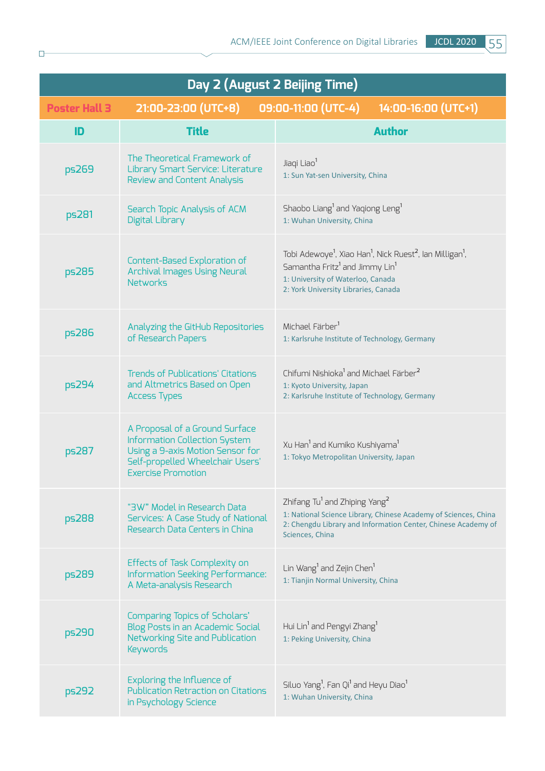## Day 2 (August 2 Beijing Time)

**Poster Hall 3** | **21:00-23:00 (UTC+8)** | **09:00-11:00 (UTC-4)** | **14:00-16:00 (UTC+1)**

| ID | Title | Author |
|---|---|---|
| ps269 | The Theoretical Framework of Library Smart Service: Literature Review and Content Analysis | Jiaqi Liao[1]<br>1: Sun Yat-sen University, China |
| ps281 | Search Topic Analysis of ACM Digital Library | Shaobo Liang[1] and Yaqiong Leng[1]<br>1: Wuhan University, China |
| ps285 | Content-Based Exploration of Archival Images Using Neural Networks | Tobi Adewoye[1], Xiao Han[1], Nick Ruest[2], Ian Milligan[1], Samantha Fritz[1] and Jimmy Lin[1]<br>1: University of Waterloo, Canada<br>2: York University Libraries, Canada |
| ps286 | Analyzing the GitHub Repositories of Research Papers | Michael Färber[1]<br>1: Karlsruhe Institute of Technology, Germany |
| ps294 | Trends of Publications' Citations and Altmetrics Based on Open Access Types | Chifumi Nishioka[1] and Michael Färber[2]<br>1: Kyoto University, Japan<br>2: Karlsruhe Institute of Technology, Germany |
| ps287 | A Proposal of a Ground Surface Information Collection System Using a 9-axis Motion Sensor for Self-propelled Wheelchair Users' Exercise Promotion | Xu Han[1] and Kumiko Kushiyama[1]<br>1: Tokyo Metropolitan University, Japan |
| ps288 | "3W" Model in Research Data Services: A Case Study of National Research Data Centers in China | Zhifang Tu[1] and Zhiping Yang[2]<br>1: National Science Library, Chinese Academy of Sciences, China<br>2: Chengdu Library and Information Center, Chinese Academy of Sciences, China |
| ps289 | Effects of Task Complexity on Information Seeking Performance: A Meta-analysis Research | Lin Wang[1] and Zejin Chen[1]<br>1: Tianjin Normal University, China |
| ps290 | Comparing Topics of Scholars' Blog Posts in an Academic Social Networking Site and Publication Keywords | Hui Lin[1] and Pengyi Zhang[1]<br>1: Peking University, China |
| ps292 | Exploring the Influence of Publication Retraction on Citations in Psychology Science | Siluo Yang[1], Fan Qi[1] and Heyu Diao[1]<br>1: Wuhan University, China |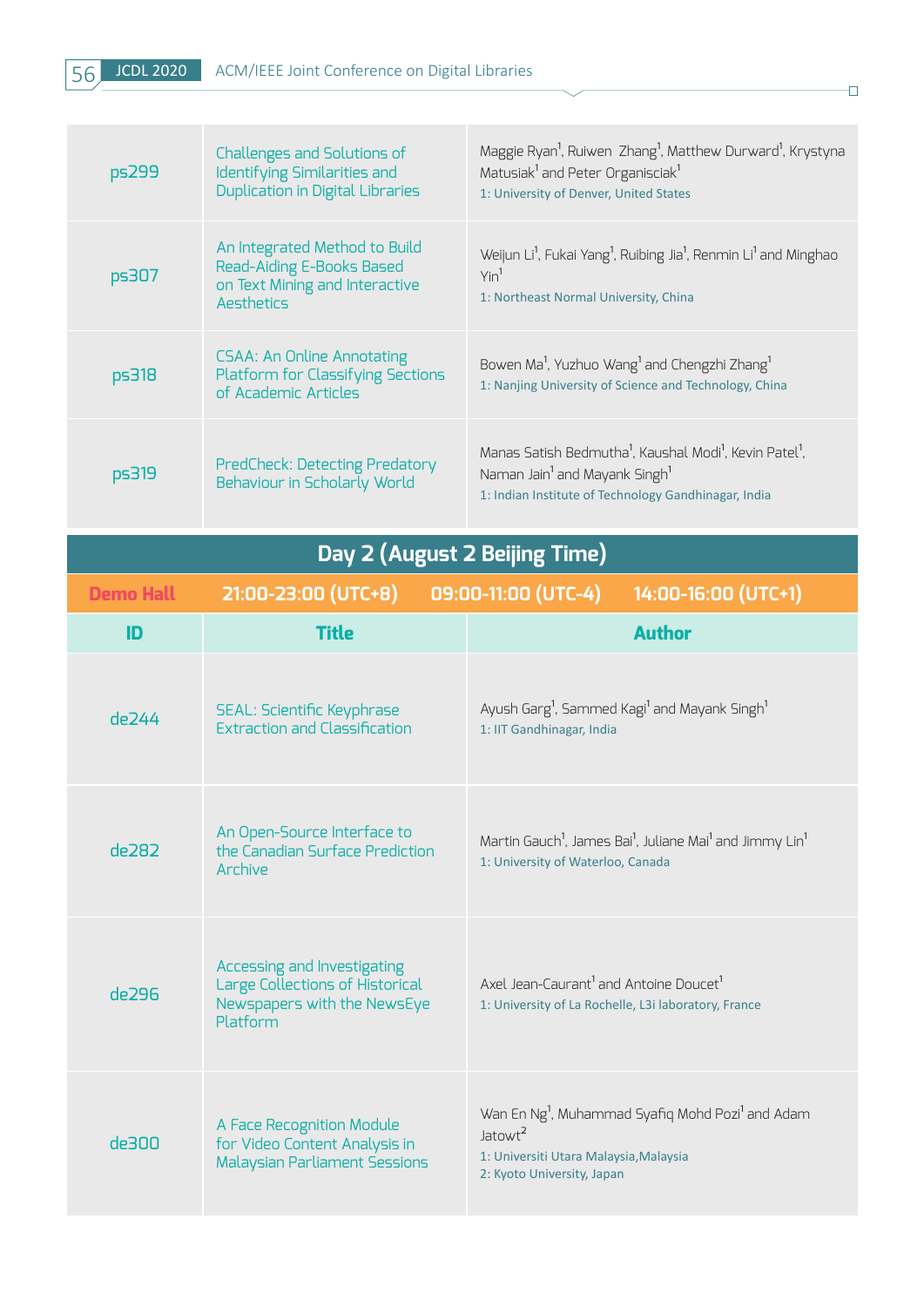| ID | Title | Author |
|---|---|---|
| ps299 | Challenges and Solutions of Identifying Similarities and Duplication in Digital Libraries | Maggie Ryan[1], Ruiwen Zhang[1], Matthew Durward[1], Krystyna Matusiak[1] and Peter Organisciak[1]<br>1: University of Denver, United States |
| ps307 | An Integrated Method to Build Read-Aiding E-Books Based on Text Mining and Interactive Aesthetics | Weijun Li[1], Fukai Yang[1], Ruibing Jia[1], Renmin Li[1] and Minghao Yin[1]<br>1: Northeast Normal University, China |
| ps318 | CSAA: An Online Annotating Platform for Classifying Sections of Academic Articles | Bowen Ma[1], Yuzhuo Wang[1] and Chengzhi Zhang[1]<br>1: Nanjing University of Science and Technology, China |
| ps319 | PredCheck: Detecting Predatory Behaviour in Scholarly World | Manas Satish Bedmutha[1], Kaushal Modi[1], Kevin Patel[1], Naman Jain[1] and Mayank Singh[1]<br>1: Indian Institute of Technology Gandhinagar, India |

## Day 2 (August 2 Beijing Time)

**Demo Hall** 21:00-23:00 (UTC+8) 09:00-11:00 (UTC-4) 14:00-16:00 (UTC+1)

| ID | Title | Author |
|---|---|---|
| de244 | SEAL: Scientific Keyphrase Extraction and Classification | Ayush Garg[1], Sammed Kagi[1] and Mayank Singh[1]<br>1: IIT Gandhinagar, India |
| de282 | An Open-Source Interface to the Canadian Surface Prediction Archive | Martin Gauch[1], James Bai[1], Juliane Mai[1] and Jimmy Lin[1]<br>1: University of Waterloo, Canada |
| de296 | Accessing and Investigating Large Collections of Historical Newspapers with the NewsEye Platform | Axel Jean-Caurant[1] and Antoine Doucet[1]<br>1: University of La Rochelle, L3i laboratory, France |
| de300 | A Face Recognition Module for Video Content Analysis in Malaysian Parliament Sessions | Wan En Ng[1], Muhammad Syafiq Mohd Pozi[1] and Adam Jatowt[2]<br>1: Universiti Utara Malaysia,Malaysia<br>2: Kyoto University, Japan |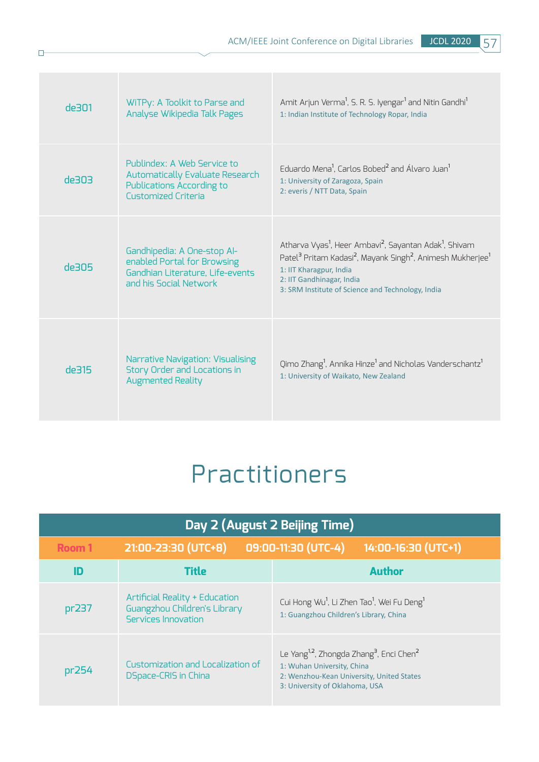| de301 | WiTPy: A Toolkit to Parse and Analyse Wikipedia Talk Pages | Amit Arjun Verma[1], S. R. S. Iyengar[1] and Nitin Gandhi[1]<br>1: Indian Institute of Technology Ropar, India |
|---|---|---|
| de303 | Publindex: A Web Service to Automatically Evaluate Research Publications According to Customized Criteria | Eduardo Mena[1], Carlos Bobed[2] and Álvaro Juan[1]<br>1: University of Zaragoza, Spain<br>2: everis / NTT Data, Spain |
| de305 | Gandhipedia: A One-stop AI-enabled Portal for Browsing Gandhian Literature, Life-events and his Social Network | Atharva Vyas[1], Heer Ambavi[2], Sayantan Adak[1], Shivam Patel[3] Pritam Kadasi[2], Mayank Singh[2], Animesh Mukherjee[1]<br>1: IIT Kharagpur, India<br>2: IIT Gandhinagar, India<br>3: SRM Institute of Science and Technology, India |
| de315 | Narrative Navigation: Visualising Story Order and Locations in Augmented Reality | Qimo Zhang[1], Annika Hinze[1] and Nicholas Vanderschantz[1]<br>1: University of Waikato, New Zealand |

# Practitioners

| Day 2 (August 2 Beijing Time) | | |
|---|---|---|
| Room 1 | 21:00-23:30 (UTC+8) 09:00-11:30 (UTC-4) | 14:00-16:30 (UTC+1) |
| **ID** | **Title** | **Author** |
| pr237 | Artificial Reality + Education Guangzhou Children's Library Services Innovation | Cui Hong Wu[1], Li Zhen Tao[1], Wei Fu Deng[1]<br>1: Guangzhou Children's Library, China |
| pr254 | Customization and Localization of DSpace-CRIS in China | Le Yang[1,2], Zhongda Zhang[3], Enci Chen[2]<br>1: Wuhan University, China<br>2: Wenzhou-Kean University, United States<br>3: University of Oklahoma, USA |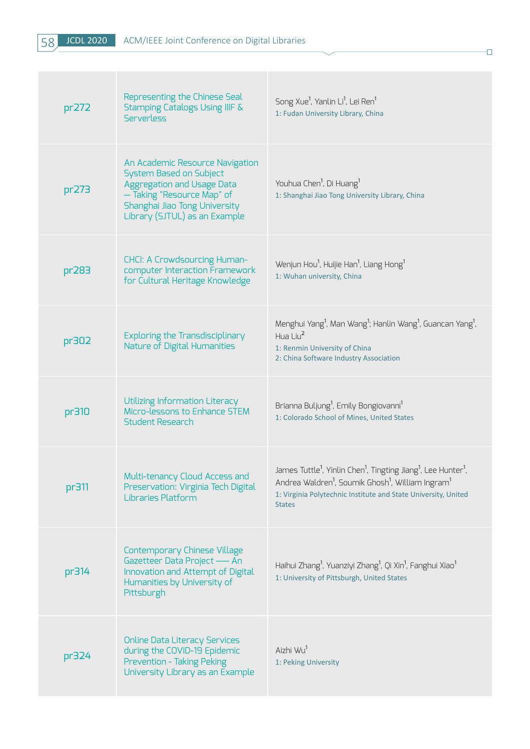| | | |
|---|---|---|
| pr272 | Representing the Chinese Seal Stamping Catalogs Using IIIF & Serverless | Song Xue[1], Yanlin Li[1], Lei Ren[1]<br>1: Fudan University Library, China |
| pr273 | An Academic Resource Navigation System Based on Subject Aggregation and Usage Data — Taking "Resource Map" of Shanghai Jiao Tong University Library (SJTUL) as an Example | Youhua Chen[1], Di Huang[1]<br>1: Shanghai Jiao Tong University Library, China |
| pr283 | CHCI: A Crowdsourcing Human-computer Interaction Framework for Cultural Heritage Knowledge | Wenjun Hou[1], Huijie Han[1], Liang Hong[1]<br>1: Wuhan university, China |
| pr302 | Exploring the Transdisciplinary Nature of Digital Humanities | Menghui Yang[1], Man Wang[1]; Hanlin Wang[1], Guancan Yang[1], Hua Liu[2]<br>1: Renmin University of China<br>2: China Software Industry Association |
| pr310 | Utilizing Information Literacy Micro-lessons to Enhance STEM Student Research | Brianna Buljung[1], Emily Bongiovanni[1]<br>1: Colorado School of Mines, United States |
| pr311 | Multi-tenancy Cloud Access and Preservation: Virginia Tech Digital Libraries Platform | James Tuttle[1], Yinlin Chen[1], Tingting Jiang[1], Lee Hunter[1], Andrea Waldren[1], Soumik Ghosh[1], William Ingram[1]<br>1: Virginia Polytechnic Institute and State University, United States |
| pr314 | Contemporary Chinese Village Gazetteer Data Project —— An Innovation and Attempt of Digital Humanities by University of Pittsburgh | Haihui Zhang[1], Yuanziyi Zhang[1], Qi Xin[1], Fanghui Xiao[1]<br>1: University of Pittsburgh, United States |
| pr324 | Online Data Literacy Services during the COVID-19 Epidemic Prevention - Taking Peking University Library as an Example | Aizhi Wu[1]<br>1: Peking University |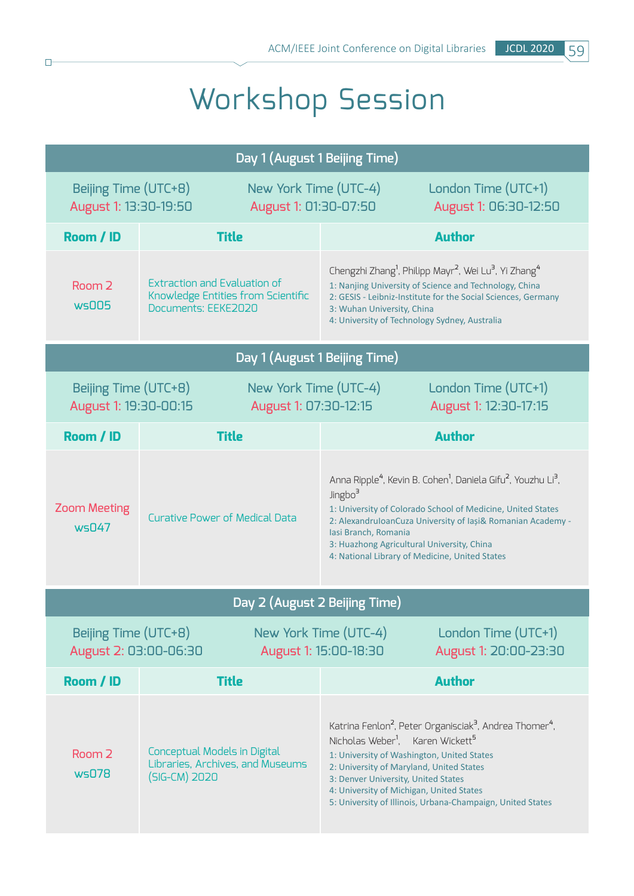# Workshop Session

| Day 1 (August 1 Beijing Time) | | |
|---|---|---|
| Beijing Time (UTC+8) August 1: 13:30-19:50 | New York Time (UTC-4) August 1: 01:30-07:50 | London Time (UTC+1) August 1: 06:30-12:50 |
| **Room / ID** | **Title** | **Author** |
| Room 2 ws005 | Extraction and Evaluation of Knowledge Entities from Scientific Documents: EEKE2020 | Chengzhi Zhang[1], Philipp Mayr[2], Wei Lu[3], Yi Zhang[4]<br>1: Nanjing University of Science and Technology, China<br>2: GESIS - Leibniz-Institute for the Social Sciences, Germany<br>3: Wuhan University, China<br>4: University of Technology Sydney, Australia |

| Day 1 (August 1 Beijing Time) | | |
|---|---|---|
| Beijing Time (UTC+8) August 1: 19:30-00:15 | New York Time (UTC-4) August 1: 07:30-12:15 | London Time (UTC+1) August 1: 12:30-17:15 |
| **Room / ID** | **Title** | **Author** |
| Zoom Meeting ws047 | Curative Power of Medical Data | Anna Ripple[4], Kevin B. Cohen[1], Daniela Gifu[2], Youzhu Li[3], Jingbo[3]<br>1: University of Colorado School of Medicine, United States<br>2: AlexandruIoanCuza University of Iași& Romanian Academy - Iasi Branch, Romania<br>3: Huazhong Agricultural University, China<br>4: National Library of Medicine, United States |

| Day 2 (August 2 Beijing Time) | | |
|---|---|---|
| Beijing Time (UTC+8) August 2: 03:00-06:30 | New York Time (UTC-4) August 1: 15:00-18:30 | London Time (UTC+1) August 1: 20:00-23:30 |
| **Room / ID** | **Title** | **Author** |
| Room 2 ws078 | Conceptual Models in Digital Libraries, Archives, and Museums (SIG-CM) 2020 | Katrina Fenlon[2], Peter Organisciak[3], Andrea Thomer[4], Nicholas Weber[1], Karen Wickett[5]<br>1: University of Washington, United States<br>2: University of Maryland, United States<br>3: Denver University, United States<br>4: University of Michigan, United States<br>5: University of Illinois, Urbana-Champaign, United States |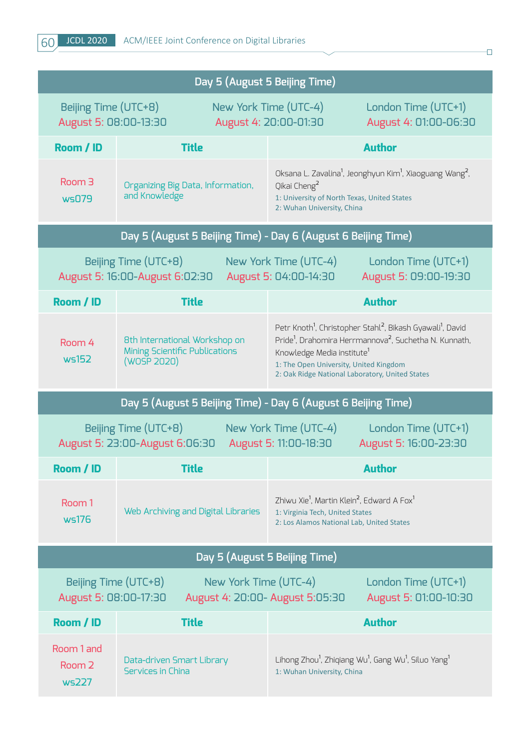## Day 5 (August 5 Beijing Time)

| Beijing Time (UTC+8) | New York Time (UTC-4) | London Time (UTC+1) |
|---|---|---|
| August 5: 08:00-13:30 | August 4: 20:00-01:30 | August 4: 01:00-06:30 |

| Room / ID | Title | Author |
|---|---|---|
| Room 3 ws079 | Organizing Big Data, Information, and Knowledge | Oksana L. Zavalina[1], Jeonghyun Kim[1], Xiaoguang Wang[2], Qikai Cheng[2]<br>1: University of North Texas, United States<br>2: Wuhan University, China |

## Day 5 (August 5 Beijing Time) - Day 6 (August 6 Beijing Time)

| Beijing Time (UTC+8) | New York Time (UTC-4) | London Time (UTC+1) |
|---|---|---|
| August 5: 16:00-August 6:02:30 | August 5: 04:00-14:30 | August 5: 09:00-19:30 |

| Room / ID | Title | Author |
|---|---|---|
| Room 4 ws152 | 8th International Workshop on Mining Scientific Publications (WOSP 2020) | Petr Knoth[1], Christopher Stahl[2], Bikash Gyawali[1], David Pride[1], Drahomira Herrmannova[2], Suchetha N. Kunnath, Knowledge Media institute[1]<br>1: The Open University, United Kingdom<br>2: Oak Ridge National Laboratory, United States |

## Day 5 (August 5 Beijing Time) - Day 6 (August 6 Beijing Time)

| Beijing Time (UTC+8) | New York Time (UTC-4) | London Time (UTC+1) |
|---|---|---|
| August 5: 23:00-August 6:06:30 | August 5: 11:00-18:30 | August 5: 16:00-23:30 |

| Room / ID | Title | Author |
|---|---|---|
| Room 1 ws176 | Web Archiving and Digital Libraries | Zhiwu Xie[1], Martin Klein[2], Edward A Fox[1]<br>1: Virginia Tech, United States<br>2: Los Alamos National Lab, United States |

## Day 5 (August 5 Beijing Time)

| Beijing Time (UTC+8) | New York Time (UTC-4) | London Time (UTC+1) |
|---|---|---|
| August 5: 08:00-17:30 | August 4: 20:00- August 5:05:30 | August 5: 01:00-10:30 |

| Room / ID | Title | Author |
|---|---|---|
| Room 1 and Room 2 ws227 | Data-driven Smart Library Services in China | Lihong Zhou[1], Zhiqiang Wu[1], Gang Wu[1], Siluo Yang[1]<br>1: Wuhan University, China |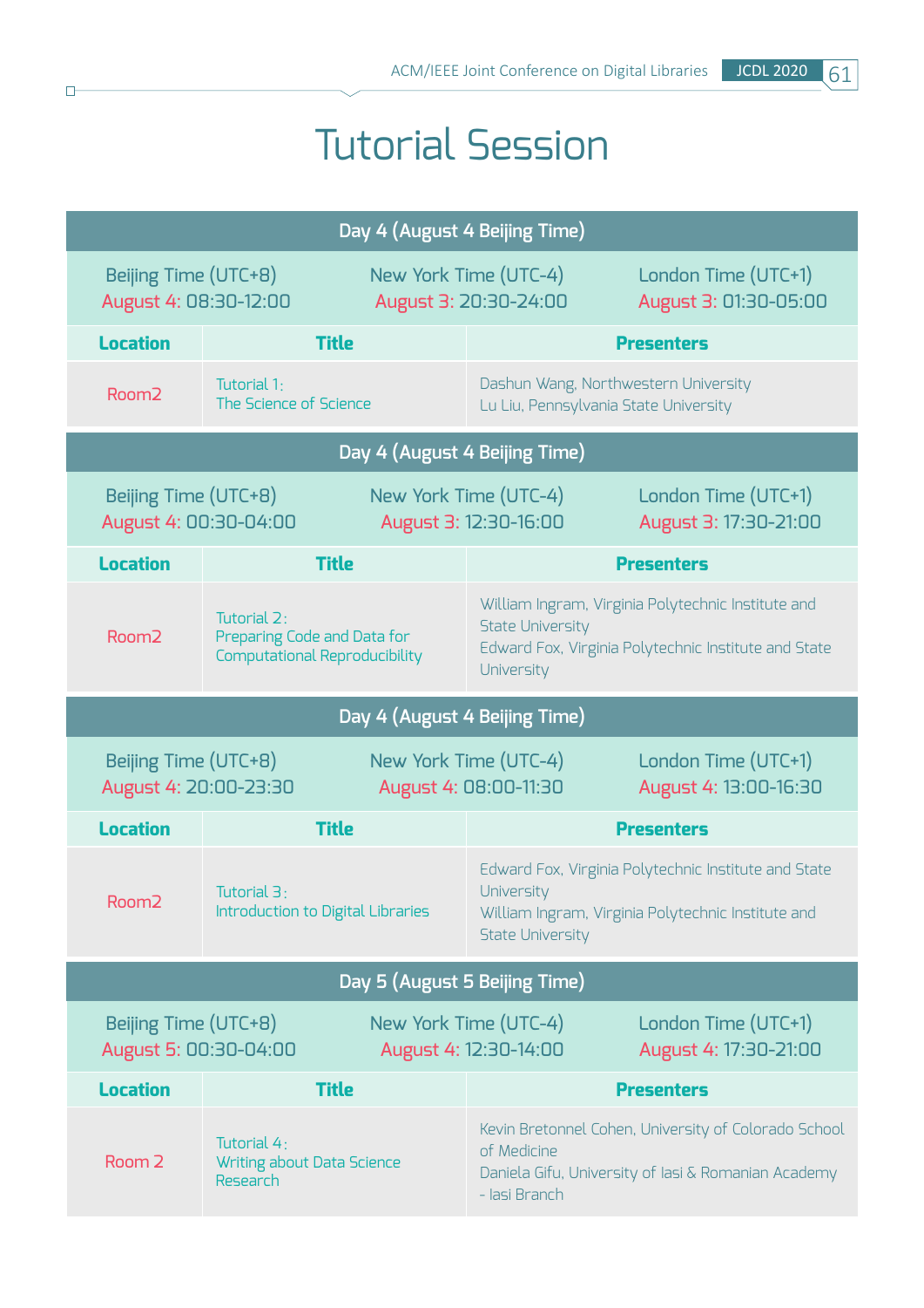# Tutorial Session

| Day 4 (August 4 Beijing Time) | | |
|---|---|---|
| Beijing Time (UTC+8) August 4: 08:30-12:00 | New York Time (UTC-4) August 3: 20:30-24:00 | London Time (UTC+1) August 3: 01:30-05:00 |
| **Location** | **Title** | **Presenters** |
| Room2 | Tutorial 1: The Science of Science | Dashun Wang, Northwestern University<br>Lu Liu, Pennsylvania State University |

| Day 4 (August 4 Beijing Time) | | |
|---|---|---|
| Beijing Time (UTC+8) August 4: 00:30-04:00 | New York Time (UTC-4) August 3: 12:30-16:00 | London Time (UTC+1) August 3: 17:30-21:00 |
| **Location** | **Title** | **Presenters** |
| Room2 | Tutorial 2: Preparing Code and Data for Computational Reproducibility | William Ingram, Virginia Polytechnic Institute and State University<br>Edward Fox, Virginia Polytechnic Institute and State University |

| Day 4 (August 4 Beijing Time) | | |
|---|---|---|
| Beijing Time (UTC+8) August 4: 20:00-23:30 | New York Time (UTC-4) August 4: 08:00-11:30 | London Time (UTC+1) August 4: 13:00-16:30 |
| **Location** | **Title** | **Presenters** |
| Room2 | Tutorial 3: Introduction to Digital Libraries | Edward Fox, Virginia Polytechnic Institute and State University<br>William Ingram, Virginia Polytechnic Institute and State University |

| Day 5 (August 5 Beijing Time) | | |
|---|---|---|
| Beijing Time (UTC+8) August 5: 00:30-04:00 | New York Time (UTC-4) August 4: 12:30-14:00 | London Time (UTC+1) August 4: 17:30-21:00 |
| **Location** | **Title** | **Presenters** |
| Room 2 | Tutorial 4: Writing about Data Science Research | Kevin Bretonnel Cohen, University of Colorado School of Medicine<br>Daniela Gifu, University of Iasi & Romanian Academy - Iasi Branch |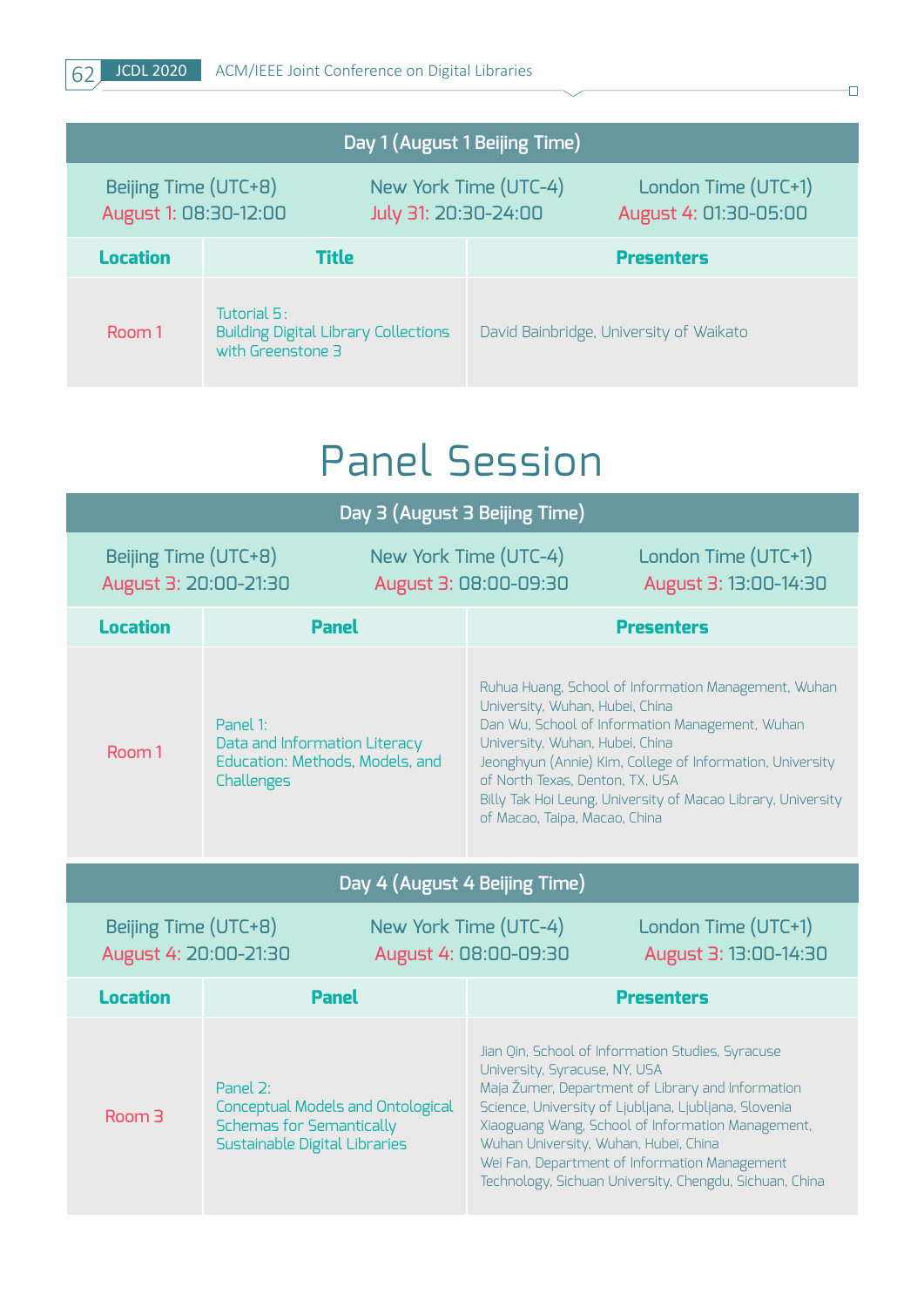| Day 1 (August 1 Beijing Time) | | |
|---|---|---|
| Beijing Time (UTC+8) August 1: 08:30-12:00 | New York Time (UTC-4) July 31: 20:30-24:00 | London Time (UTC+1) August 4: 01:30-05:00 |
| **Location** | **Title** | **Presenters** |
| Room 1 | Tutorial 5: Building Digital Library Collections with Greenstone 3 | David Bainbridge, University of Waikato |

# Panel Session

| Day 3 (August 3 Beijing Time) | | |
|---|---|---|
| Beijing Time (UTC+8) August 3: 20:00-21:30 | New York Time (UTC-4) August 3: 08:00-09:30 | London Time (UTC+1) August 3: 13:00-14:30 |
| **Location** | **Panel** | **Presenters** |
| Room 1 | Panel 1: Data and Information Literacy Education: Methods, Models, and Challenges | Ruhua Huang, School of Information Management, Wuhan University, Wuhan, Hubei, China<br>Dan Wu, School of Information Management, Wuhan University, Wuhan, Hubei, China<br>Jeonghyun (Annie) Kim, College of Information, University of North Texas, Denton, TX, USA<br>Billy Tak Hoi Leung, University of Macao Library, University of Macao, Taipa, Macao, China |

| Day 4 (August 4 Beijing Time) | | |
|---|---|---|
| Beijing Time (UTC+8) August 4: 20:00-21:30 | New York Time (UTC-4) August 4: 08:00-09:30 | London Time (UTC+1) August 3: 13:00-14:30 |
| **Location** | **Panel** | **Presenters** |
| Room 3 | Panel 2: Conceptual Models and Ontological Schemas for Semantically Sustainable Digital Libraries | Jian Qin, School of Information Studies, Syracuse University, Syracuse, NY, USA<br>Maja Žumer, Department of Library and Information Science, University of Ljubljana, Ljubljana, Slovenia<br>Xiaoguang Wang, School of Information Management, Wuhan University, Wuhan, Hubei, China<br>Wei Fan, Department of Information Management Technology, Sichuan University, Chengdu, Sichuan, China |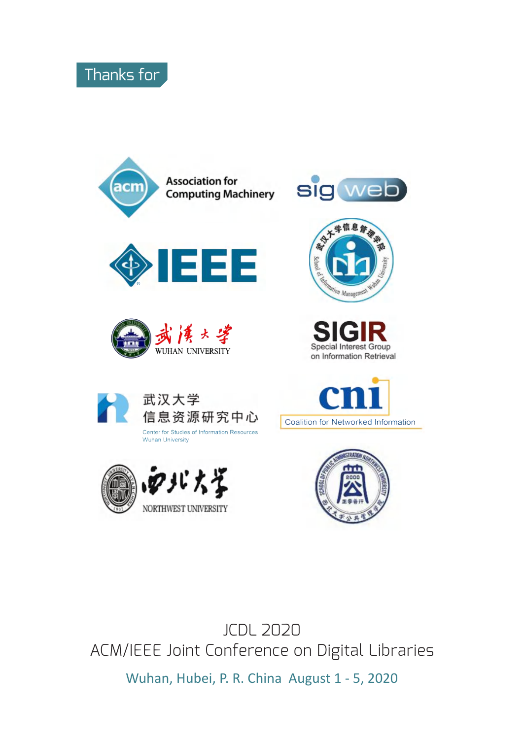## Thanks for

Association for Computing Machinery

sig web

IEEE

武汉大学信息管理学院

School of Information Management Wuhan University

武漢大學

WUHAN UNIVERSITY

SIGIR

Special Interest Group on Information Retrieval

武汉大学

信息资源研究中心

Center for Studies of Information Resources Wuhan University

cni

Coalition for Networked Information

西北大学

NORTHWEST UNIVERSITY

School of Public Administration Northwest University

JCDL 2020

ACM/IEEE Joint Conference on Digital Libraries

Wuhan, Hubei, P. R. China August 1 - 5, 2020